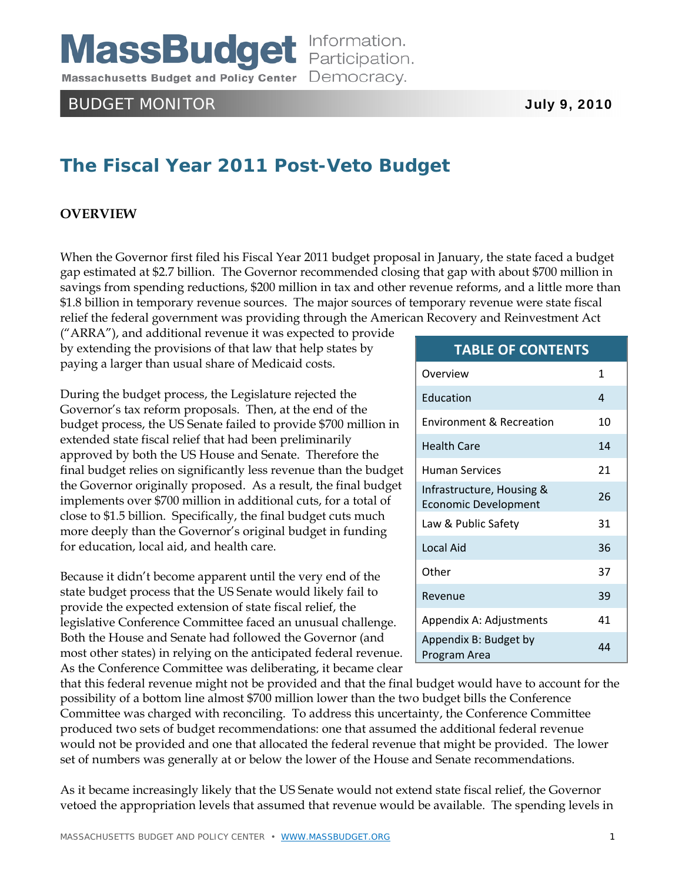# MassBudget

Massachusetts Budget and Policy Center

Information. Participation. Democracy.

BUDGET MONITOR — July 9, 2010

## The Fiscal Year 2011 Post-Veto Budget

### OVERVIEW

When the Governor first filed his Fiscal Year 2011 budget proposal in January, the state faced a budget gap estimated at $2.7 billion. The Governor recommended closing that gap with about $700 million in savings from spending reductions, $200 million in tax and other revenue reforms, and a little more than $1.8 billion in temporary revenue sources. The major sources of temporary revenue were state fiscal relief the federal government was providing through the American Recovery and Reinvestment Act ("ARRA"), and additional revenue it was expected to provide by extending the provisions of that law that help states by paying a larger than usual share of Medicaid costs.

| TABLE OF CONTENTS | |
|---|---|
| Overview | 1 |
| Education | 4 |
| Environment & Recreation | 10 |
| Health Care | 14 |
| Human Services | 21 |
| Infrastructure, Housing & Economic Development | 26 |
| Law & Public Safety | 31 |
| Local Aid | 36 |
| Other | 37 |
| Revenue | 39 |
| Appendix A: Adjustments | 41 |
| Appendix B: Budget by Program Area | 44 |

During the budget process, the Legislature rejected the Governor's tax reform proposals. Then, at the end of the budget process, the US Senate failed to provide $700 million in extended state fiscal relief that had been preliminarily approved by both the US House and Senate. Therefore the final budget relies on significantly less revenue than the budget the Governor originally proposed. As a result, the final budget implements over $700 million in additional cuts, for a total of close to $1.5 billion. Specifically, the final budget cuts much more deeply than the Governor's original budget in funding for education, local aid, and health care.

Because it didn't become apparent until the very end of the state budget process that the US Senate would likely fail to provide the expected extension of state fiscal relief, the legislative Conference Committee faced an unusual challenge. Both the House and Senate had followed the Governor (and most other states) in relying on the anticipated federal revenue. As the Conference Committee was deliberating, it became clear that this federal revenue might not be provided and that the final budget would have to account for the possibility of a bottom line almost $700 million lower than the two budget bills the Conference Committee was charged with reconciling. To address this uncertainty, the Conference Committee produced two sets of budget recommendations: one that assumed the additional federal revenue would not be provided and one that allocated the federal revenue that might be provided. The lower set of numbers was generally at or below the lower of the House and Senate recommendations.

As it became increasingly likely that the US Senate would not extend state fiscal relief, the Governor vetoed the appropriation levels that assumed that revenue would be available. The spending levels in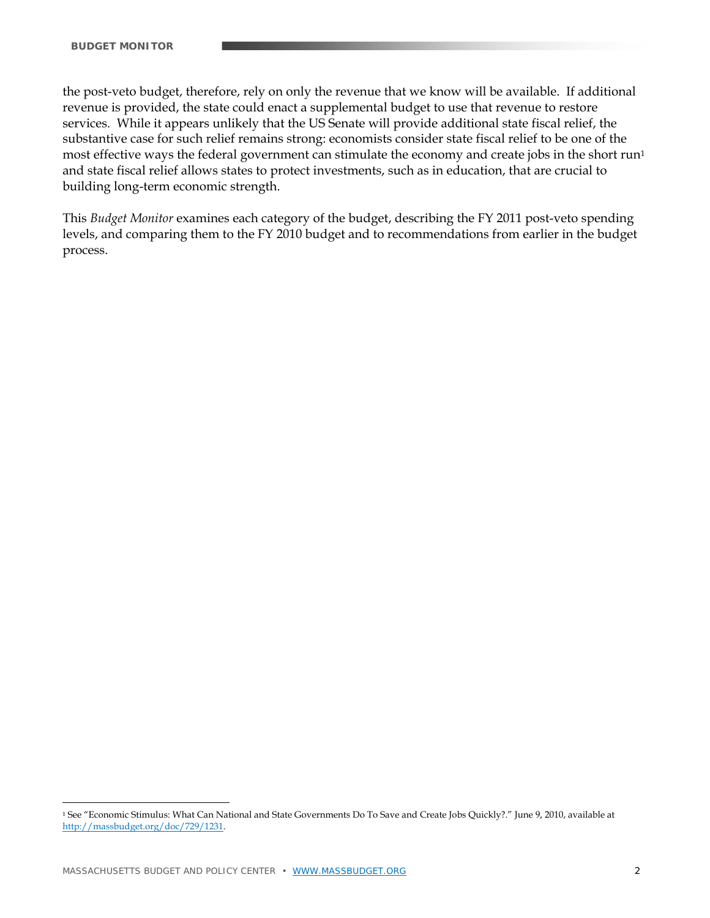the post-veto budget, therefore, rely on only the revenue that we know will be available. If additional revenue is provided, the state could enact a supplemental budget to use that revenue to restore services. While it appears unlikely that the US Senate will provide additional state fiscal relief, the substantive case for such relief remains strong: economists consider state fiscal relief to be one of the most effective ways the federal government can stimulate the economy and create jobs in the short run[1] and state fiscal relief allows states to protect investments, such as in education, that are crucial to building long-term economic strength.

This *Budget Monitor* examines each category of the budget, describing the FY 2011 post-veto spending levels, and comparing them to the FY 2010 budget and to recommendations from earlier in the budget process.

---

[1] See "Economic Stimulus: What Can National and State Governments Do To Save and Create Jobs Quickly?." June 9, 2010, available at http://massbudget.org/doc/729/1231.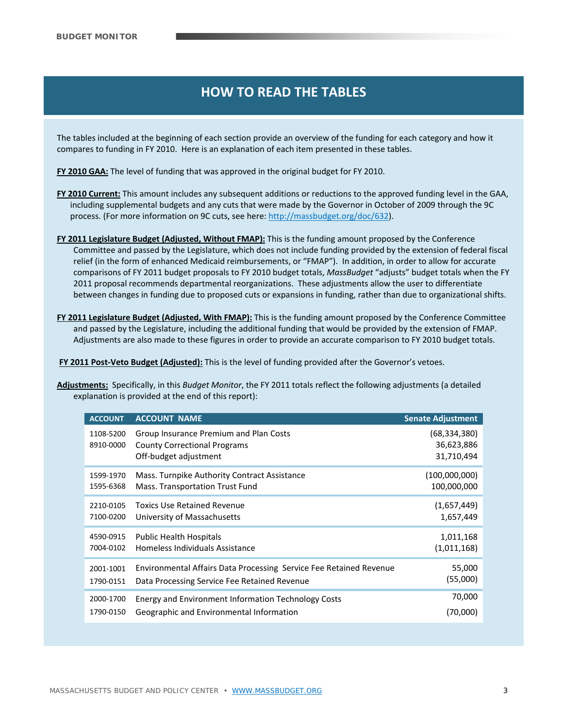## HOW TO READ THE TABLES

The tables included at the beginning of each section provide an overview of the funding for each category and how it compares to funding in FY 2010. Here is an explanation of each item presented in these tables.

**FY 2010 GAA:** The level of funding that was approved in the original budget for FY 2010.

**FY 2010 Current:** This amount includes any subsequent additions or reductions to the approved funding level in the GAA, including supplemental budgets and any cuts that were made by the Governor in October of 2009 through the 9C process. (For more information on 9C cuts, see here: http://massbudget.org/doc/632).

**FY 2011 Legislature Budget (Adjusted, Without FMAP):** This is the funding amount proposed by the Conference Committee and passed by the Legislature, which does not include funding provided by the extension of federal fiscal relief (in the form of enhanced Medicaid reimbursements, or "FMAP"). In addition, in order to allow for accurate comparisons of FY 2011 budget proposals to FY 2010 budget totals, *MassBudget* "adjusts" budget totals when the FY 2011 proposal recommends departmental reorganizations. These adjustments allow the user to differentiate between changes in funding due to proposed cuts or expansions in funding, rather than due to organizational shifts.

**FY 2011 Legislature Budget (Adjusted, With FMAP):** This is the funding amount proposed by the Conference Committee and passed by the Legislature, including the additional funding that would be provided by the extension of FMAP. Adjustments are also made to these figures in order to provide an accurate comparison to FY 2010 budget totals.

**FY 2011 Post-Veto Budget (Adjusted):** This is the level of funding provided after the Governor's vetoes.

**Adjustments:** Specifically, in this *Budget Monitor*, the FY 2011 totals reflect the following adjustments (a detailed explanation is provided at the end of this report):

| ACCOUNT | ACCOUNT NAME | Senate Adjustment |
|---|---|---|
| 1108-5200 | Group Insurance Premium and Plan Costs | (68,334,380) |
| 8910-0000 | County Correctional Programs | 36,623,886 |
| | Off-budget adjustment | 31,710,494 |
| 1599-1970 | Mass. Turnpike Authority Contract Assistance | (100,000,000) |
| 1595-6368 | Mass. Transportation Trust Fund | 100,000,000 |
| 2210-0105 | Toxics Use Retained Revenue | (1,657,449) |
| 7100-0200 | University of Massachusetts | 1,657,449 |
| 4590-0915 | Public Health Hospitals | 1,011,168 |
| 7004-0102 | Homeless Individuals Assistance | (1,011,168) |
| 2001-1001 | Environmental Affairs Data Processing Service Fee Retained Revenue | 55,000 |
| 1790-0151 | Data Processing Service Fee Retained Revenue | (55,000) |
| 2000-1700 | Energy and Environment Information Technology Costs | 70,000 |
| 1790-0150 | Geographic and Environmental Information | (70,000) |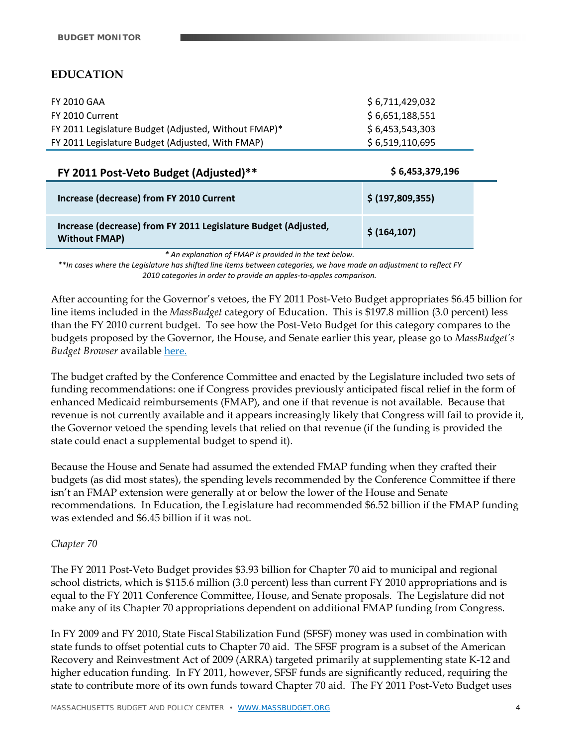## EDUCATION

| | |
|---|---|
| FY 2010 GAA | $ 6,711,429,032 |
| FY 2010 Current | $ 6,651,188,551 |
| FY 2011 Legislature Budget (Adjusted, Without FMAP)* | $ 6,453,543,303 |
| FY 2011 Legislature Budget (Adjusted, With FMAP) | $ 6,519,110,695 |

| **FY 2011 Post-Veto Budget (Adjusted)**** | **$ 6,453,379,196** |
|---|---|
| **Increase (decrease) from FY 2010 Current** | **$ (197,809,355)** |
| **Increase (decrease) from FY 2011 Legislature Budget (Adjusted, Without FMAP)** | **$ (164,107)** |

*\* An explanation of FMAP is provided in the text below.*

*\*\*In cases where the Legislature has shifted line items between categories, we have made an adjustment to reflect FY 2010 categories in order to provide an apples-to-apples comparison.*

After accounting for the Governor's vetoes, the FY 2011 Post-Veto Budget appropriates $6.45 billion for line items included in the *MassBudget* category of Education. This is $197.8 million (3.0 percent) less than the FY 2010 current budget. To see how the Post-Veto Budget for this category compares to the budgets proposed by the Governor, the House, and Senate earlier this year, please go to *MassBudget's Budget Browser* available here.

The budget crafted by the Conference Committee and enacted by the Legislature included two sets of funding recommendations: one if Congress provides previously anticipated fiscal relief in the form of enhanced Medicaid reimbursements (FMAP), and one if that revenue is not available. Because that revenue is not currently available and it appears increasingly likely that Congress will fail to provide it, the Governor vetoed the spending levels that relied on that revenue (if the funding is provided the state could enact a supplemental budget to spend it).

Because the House and Senate had assumed the extended FMAP funding when they crafted their budgets (as did most states), the spending levels recommended by the Conference Committee if there isn't an FMAP extension were generally at or below the lower of the House and Senate recommendations. In Education, the Legislature had recommended $6.52 billion if the FMAP funding was extended and $6.45 billion if it was not.

*Chapter 70*

The FY 2011 Post-Veto Budget provides $3.93 billion for Chapter 70 aid to municipal and regional school districts, which is $115.6 million (3.0 percent) less than current FY 2010 appropriations and is equal to the FY 2011 Conference Committee, House, and Senate proposals. The Legislature did not make any of its Chapter 70 appropriations dependent on additional FMAP funding from Congress.

In FY 2009 and FY 2010, State Fiscal Stabilization Fund (SFSF) money was used in combination with state funds to offset potential cuts to Chapter 70 aid. The SFSF program is a subset of the American Recovery and Reinvestment Act of 2009 (ARRA) targeted primarily at supplementing state K-12 and higher education funding. In FY 2011, however, SFSF funds are significantly reduced, requiring the state to contribute more of its own funds toward Chapter 70 aid. The FY 2011 Post-Veto Budget uses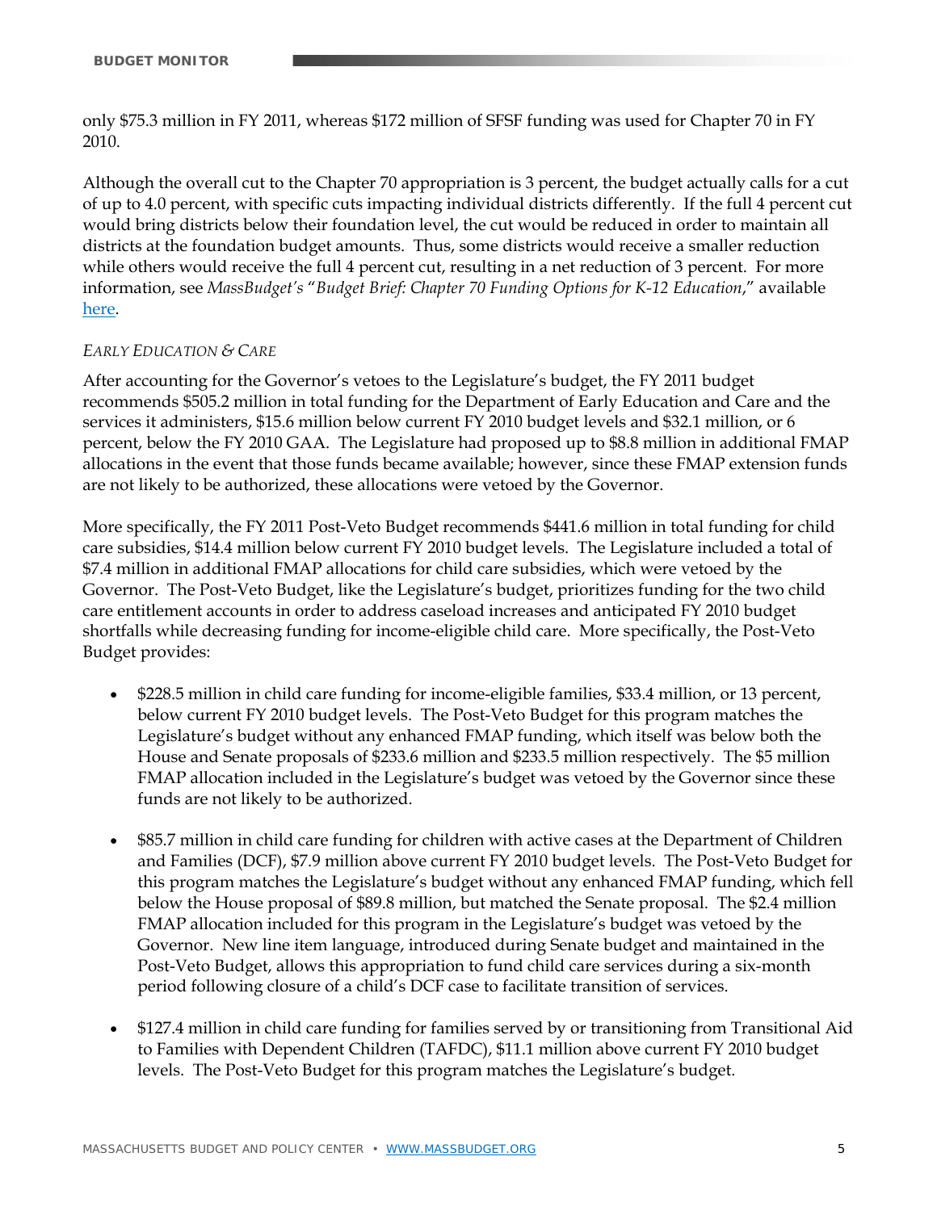only $75.3 million in FY 2011, whereas $172 million of SFSF funding was used for Chapter 70 in FY 2010.

Although the overall cut to the Chapter 70 appropriation is 3 percent, the budget actually calls for a cut of up to 4.0 percent, with specific cuts impacting individual districts differently. If the full 4 percent cut would bring districts below their foundation level, the cut would be reduced in order to maintain all districts at the foundation budget amounts. Thus, some districts would receive a smaller reduction while others would receive the full 4 percent cut, resulting in a net reduction of 3 percent. For more information, see *MassBudget's* "*Budget Brief: Chapter 70 Funding Options for K-12 Education*," available here.

### *Early Education & Care*

After accounting for the Governor's vetoes to the Legislature's budget, the FY 2011 budget recommends $505.2 million in total funding for the Department of Early Education and Care and the services it administers, $15.6 million below current FY 2010 budget levels and $32.1 million, or 6 percent, below the FY 2010 GAA. The Legislature had proposed up to $8.8 million in additional FMAP allocations in the event that those funds became available; however, since these FMAP extension funds are not likely to be authorized, these allocations were vetoed by the Governor.

More specifically, the FY 2011 Post-Veto Budget recommends $441.6 million in total funding for child care subsidies, $14.4 million below current FY 2010 budget levels. The Legislature included a total of $7.4 million in additional FMAP allocations for child care subsidies, which were vetoed by the Governor. The Post-Veto Budget, like the Legislature's budget, prioritizes funding for the two child care entitlement accounts in order to address caseload increases and anticipated FY 2010 budget shortfalls while decreasing funding for income-eligible child care. More specifically, the Post-Veto Budget provides:

- $228.5 million in child care funding for income-eligible families, $33.4 million, or 13 percent, below current FY 2010 budget levels. The Post-Veto Budget for this program matches the Legislature's budget without any enhanced FMAP funding, which itself was below both the House and Senate proposals of $233.6 million and $233.5 million respectively. The $5 million FMAP allocation included in the Legislature's budget was vetoed by the Governor since these funds are not likely to be authorized.

- $85.7 million in child care funding for children with active cases at the Department of Children and Families (DCF), $7.9 million above current FY 2010 budget levels. The Post-Veto Budget for this program matches the Legislature's budget without any enhanced FMAP funding, which fell below the House proposal of $89.8 million, but matched the Senate proposal. The $2.4 million FMAP allocation included for this program in the Legislature's budget was vetoed by the Governor. New line item language, introduced during Senate budget and maintained in the Post-Veto Budget, allows this appropriation to fund child care services during a six-month period following closure of a child's DCF case to facilitate transition of services.

- $127.4 million in child care funding for families served by or transitioning from Transitional Aid to Families with Dependent Children (TAFDC), $11.1 million above current FY 2010 budget levels. The Post-Veto Budget for this program matches the Legislature's budget.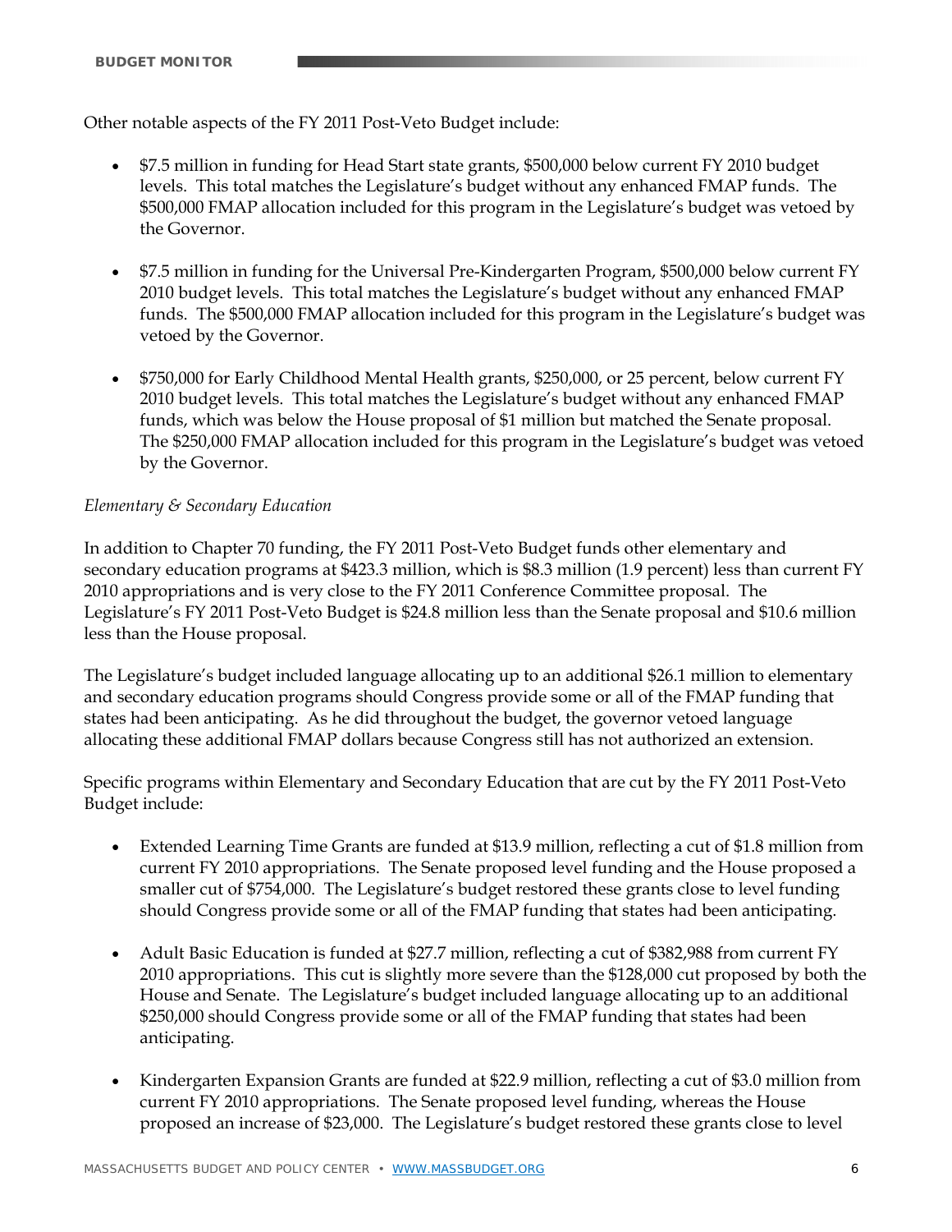Other notable aspects of the FY 2011 Post-Veto Budget include:

- $7.5 million in funding for Head Start state grants, $500,000 below current FY 2010 budget levels. This total matches the Legislature's budget without any enhanced FMAP funds. The $500,000 FMAP allocation included for this program in the Legislature's budget was vetoed by the Governor.

- $7.5 million in funding for the Universal Pre-Kindergarten Program, $500,000 below current FY 2010 budget levels. This total matches the Legislature's budget without any enhanced FMAP funds. The $500,000 FMAP allocation included for this program in the Legislature's budget was vetoed by the Governor.

- $750,000 for Early Childhood Mental Health grants, $250,000, or 25 percent, below current FY 2010 budget levels. This total matches the Legislature's budget without any enhanced FMAP funds, which was below the House proposal of $1 million but matched the Senate proposal. The $250,000 FMAP allocation included for this program in the Legislature's budget was vetoed by the Governor.

*Elementary & Secondary Education*

In addition to Chapter 70 funding, the FY 2011 Post-Veto Budget funds other elementary and secondary education programs at $423.3 million, which is $8.3 million (1.9 percent) less than current FY 2010 appropriations and is very close to the FY 2011 Conference Committee proposal. The Legislature's FY 2011 Post-Veto Budget is $24.8 million less than the Senate proposal and $10.6 million less than the House proposal.

The Legislature's budget included language allocating up to an additional $26.1 million to elementary and secondary education programs should Congress provide some or all of the FMAP funding that states had been anticipating. As he did throughout the budget, the governor vetoed language allocating these additional FMAP dollars because Congress still has not authorized an extension.

Specific programs within Elementary and Secondary Education that are cut by the FY 2011 Post-Veto Budget include:

- Extended Learning Time Grants are funded at $13.9 million, reflecting a cut of $1.8 million from current FY 2010 appropriations. The Senate proposed level funding and the House proposed a smaller cut of $754,000. The Legislature's budget restored these grants close to level funding should Congress provide some or all of the FMAP funding that states had been anticipating.

- Adult Basic Education is funded at $27.7 million, reflecting a cut of $382,988 from current FY 2010 appropriations. This cut is slightly more severe than the $128,000 cut proposed by both the House and Senate. The Legislature's budget included language allocating up to an additional $250,000 should Congress provide some or all of the FMAP funding that states had been anticipating.

- Kindergarten Expansion Grants are funded at $22.9 million, reflecting a cut of $3.0 million from current FY 2010 appropriations. The Senate proposed level funding, whereas the House proposed an increase of $23,000. The Legislature's budget restored these grants close to level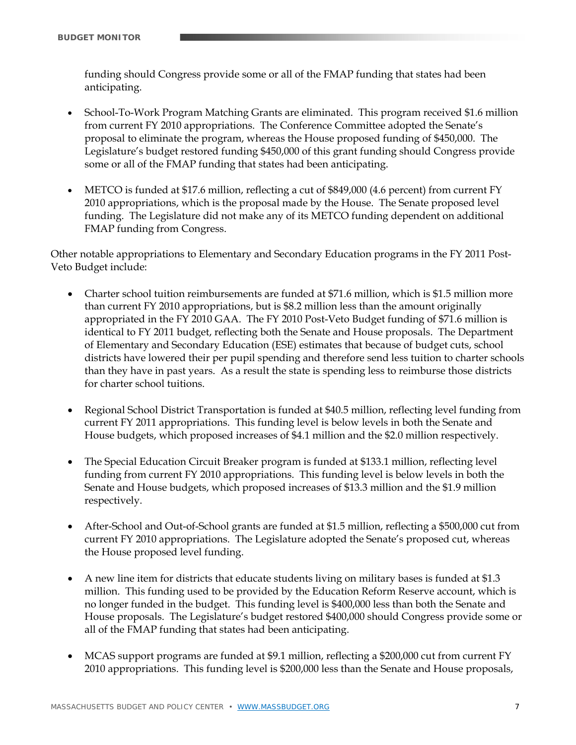funding should Congress provide some or all of the FMAP funding that states had been anticipating.

- School-To-Work Program Matching Grants are eliminated. This program received $1.6 million from current FY 2010 appropriations. The Conference Committee adopted the Senate's proposal to eliminate the program, whereas the House proposed funding of $450,000. The Legislature's budget restored funding $450,000 of this grant funding should Congress provide some or all of the FMAP funding that states had been anticipating.

- METCO is funded at $17.6 million, reflecting a cut of $849,000 (4.6 percent) from current FY 2010 appropriations, which is the proposal made by the House. The Senate proposed level funding. The Legislature did not make any of its METCO funding dependent on additional FMAP funding from Congress.

Other notable appropriations to Elementary and Secondary Education programs in the FY 2011 Post-Veto Budget include:

- Charter school tuition reimbursements are funded at $71.6 million, which is $1.5 million more than current FY 2010 appropriations, but is $8.2 million less than the amount originally appropriated in the FY 2010 GAA. The FY 2010 Post-Veto Budget funding of $71.6 million is identical to FY 2011 budget, reflecting both the Senate and House proposals. The Department of Elementary and Secondary Education (ESE) estimates that because of budget cuts, school districts have lowered their per pupil spending and therefore send less tuition to charter schools than they have in past years. As a result the state is spending less to reimburse those districts for charter school tuitions.

- Regional School District Transportation is funded at $40.5 million, reflecting level funding from current FY 2011 appropriations. This funding level is below levels in both the Senate and House budgets, which proposed increases of $4.1 million and the $2.0 million respectively.

- The Special Education Circuit Breaker program is funded at $133.1 million, reflecting level funding from current FY 2010 appropriations. This funding level is below levels in both the Senate and House budgets, which proposed increases of $13.3 million and the $1.9 million respectively.

- After-School and Out-of-School grants are funded at $1.5 million, reflecting a $500,000 cut from current FY 2010 appropriations. The Legislature adopted the Senate's proposed cut, whereas the House proposed level funding.

- A new line item for districts that educate students living on military bases is funded at $1.3 million. This funding used to be provided by the Education Reform Reserve account, which is no longer funded in the budget. This funding level is $400,000 less than both the Senate and House proposals. The Legislature's budget restored $400,000 should Congress provide some or all of the FMAP funding that states had been anticipating.

- MCAS support programs are funded at $9.1 million, reflecting a $200,000 cut from current FY 2010 appropriations. This funding level is $200,000 less than the Senate and House proposals,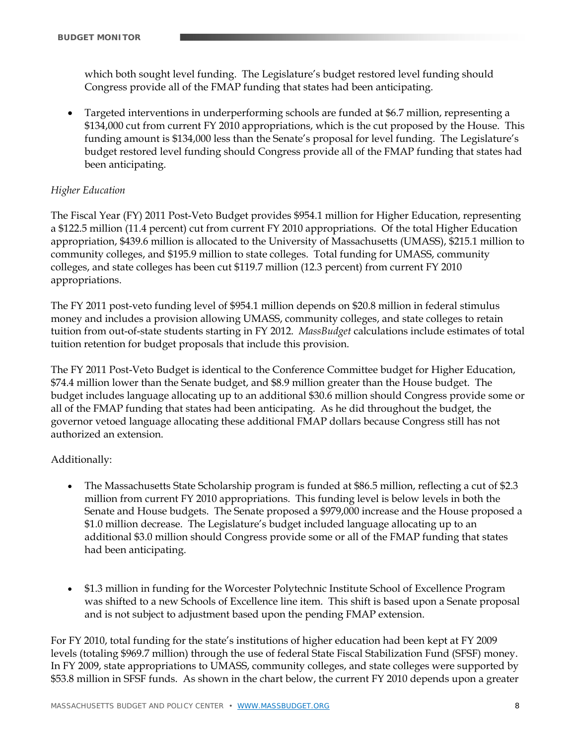which both sought level funding. The Legislature's budget restored level funding should Congress provide all of the FMAP funding that states had been anticipating.

- Targeted interventions in underperforming schools are funded at $6.7 million, representing a $134,000 cut from current FY 2010 appropriations, which is the cut proposed by the House. This funding amount is $134,000 less than the Senate's proposal for level funding. The Legislature's budget restored level funding should Congress provide all of the FMAP funding that states had been anticipating.

*Higher Education*

The Fiscal Year (FY) 2011 Post-Veto Budget provides $954.1 million for Higher Education, representing a $122.5 million (11.4 percent) cut from current FY 2010 appropriations. Of the total Higher Education appropriation, $439.6 million is allocated to the University of Massachusetts (UMASS), $215.1 million to community colleges, and $195.9 million to state colleges. Total funding for UMASS, community colleges, and state colleges has been cut $119.7 million (12.3 percent) from current FY 2010 appropriations.

The FY 2011 post-veto funding level of $954.1 million depends on $20.8 million in federal stimulus money and includes a provision allowing UMASS, community colleges, and state colleges to retain tuition from out-of-state students starting in FY 2012. *MassBudget* calculations include estimates of total tuition retention for budget proposals that include this provision.

The FY 2011 Post-Veto Budget is identical to the Conference Committee budget for Higher Education, $74.4 million lower than the Senate budget, and $8.9 million greater than the House budget. The budget includes language allocating up to an additional $30.6 million should Congress provide some or all of the FMAP funding that states had been anticipating. As he did throughout the budget, the governor vetoed language allocating these additional FMAP dollars because Congress still has not authorized an extension.

Additionally:

- The Massachusetts State Scholarship program is funded at $86.5 million, reflecting a cut of $2.3 million from current FY 2010 appropriations. This funding level is below levels in both the Senate and House budgets. The Senate proposed a $979,000 increase and the House proposed a $1.0 million decrease. The Legislature's budget included language allocating up to an additional $3.0 million should Congress provide some or all of the FMAP funding that states had been anticipating.

- $1.3 million in funding for the Worcester Polytechnic Institute School of Excellence Program was shifted to a new Schools of Excellence line item. This shift is based upon a Senate proposal and is not subject to adjustment based upon the pending FMAP extension.

For FY 2010, total funding for the state's institutions of higher education had been kept at FY 2009 levels (totaling $969.7 million) through the use of federal State Fiscal Stabilization Fund (SFSF) money. In FY 2009, state appropriations to UMASS, community colleges, and state colleges were supported by $53.8 million in SFSF funds. As shown in the chart below, the current FY 2010 depends upon a greater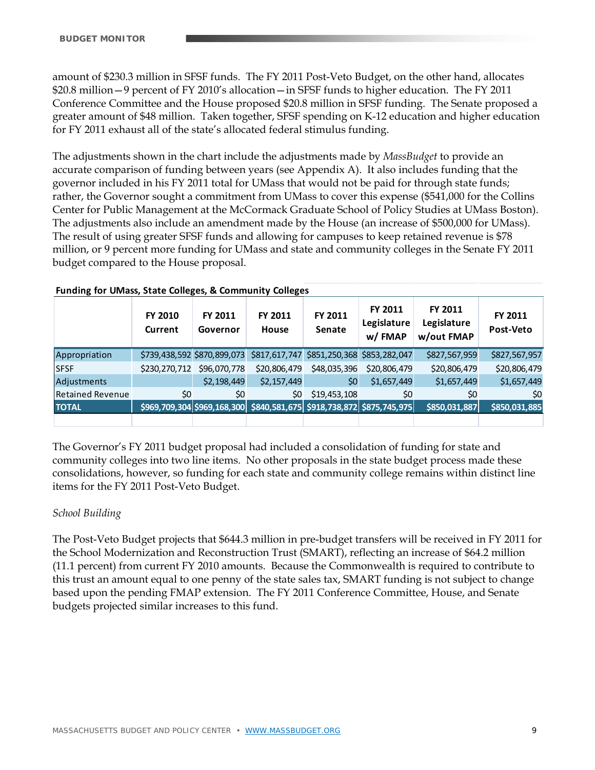amount of $230.3 million in SFSF funds. The FY 2011 Post-Veto Budget, on the other hand, allocates $20.8 million—9 percent of FY 2010's allocation—in SFSF funds to higher education. The FY 2011 Conference Committee and the House proposed $20.8 million in SFSF funding. The Senate proposed a greater amount of $48 million. Taken together, SFSF spending on K-12 education and higher education for FY 2011 exhaust all of the state's allocated federal stimulus funding.

The adjustments shown in the chart include the adjustments made by *MassBudget* to provide an accurate comparison of funding between years (see Appendix A). It also includes funding that the governor included in his FY 2011 total for UMass that would not be paid for through state funds; rather, the Governor sought a commitment from UMass to cover this expense ($541,000 for the Collins Center for Public Management at the McCormack Graduate School of Policy Studies at UMass Boston). The adjustments also include an amendment made by the House (an increase of $500,000 for UMass). The result of using greater SFSF funds and allowing for campuses to keep retained revenue is $78 million, or 9 percent more funding for UMass and state and community colleges in the Senate FY 2011 budget compared to the House proposal.

**Funding for UMass, State Colleges, & Community Colleges**

| | FY 2010 Current | FY 2011 Governor | FY 2011 House | FY 2011 Senate | FY 2011 Legislature w/ FMAP | FY 2011 Legislature w/out FMAP | FY 2011 Post-Veto |
|---|---|---|---|---|---|---|---|
| Appropriation | $739,438,592 | $870,899,073 | $817,617,747 | $851,250,368 | $853,282,047 | $827,567,959 | $827,567,957 |
| SFSF | $230,270,712 | $96,070,778 | $20,806,479 | $48,035,396 | $20,806,479 | $20,806,479 | $20,806,479 |
| Adjustments | | $2,198,449 | $2,157,449 | $0 | $1,657,449 | $1,657,449 | $1,657,449 |
| Retained Revenue | $0 | $0 | $0 | $19,453,108 | $0 | $0 | $0 |
| **TOTAL** | **$969,709,304** | **$969,168,300** | **$840,581,675** | **$918,738,872** | **$875,745,975** | **$850,031,887** | **$850,031,885** |

The Governor's FY 2011 budget proposal had included a consolidation of funding for state and community colleges into two line items. No other proposals in the state budget process made these consolidations, however, so funding for each state and community college remains within distinct line items for the FY 2011 Post-Veto Budget.

*School Building*

The Post-Veto Budget projects that $644.3 million in pre-budget transfers will be received in FY 2011 for the School Modernization and Reconstruction Trust (SMART), reflecting an increase of $64.2 million (11.1 percent) from current FY 2010 amounts. Because the Commonwealth is required to contribute to this trust an amount equal to one penny of the state sales tax, SMART funding is not subject to change based upon the pending FMAP extension. The FY 2011 Conference Committee, House, and Senate budgets projected similar increases to this fund.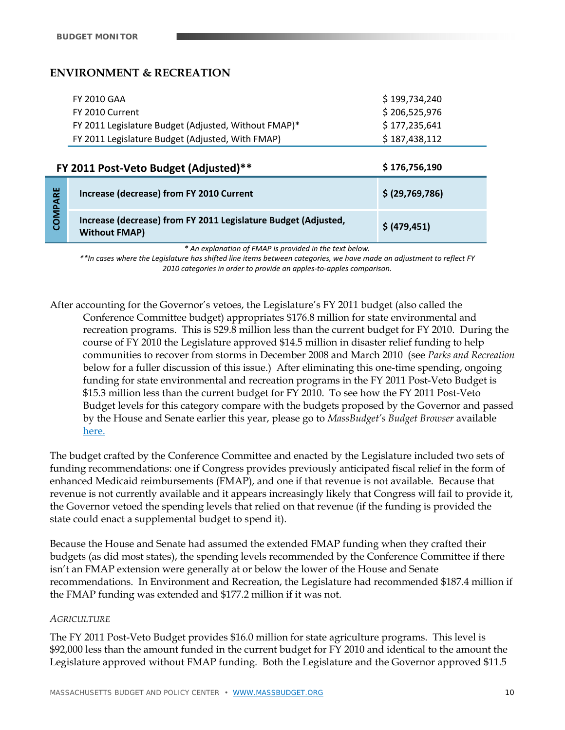## ENVIRONMENT & RECREATION

| | |
|---|---|
| FY 2010 GAA | $ 199,734,240 |
| FY 2010 Current | $ 206,525,976 |
| FY 2011 Legislature Budget (Adjusted, Without FMAP)* | $ 177,235,641 |
| FY 2011 Legislature Budget (Adjusted, With FMAP) | $ 187,438,112 |
| **FY 2011 Post-Veto Budget (Adjusted)**** | **$ 176,756,190** |

| COMPARE | |
|---|---|
| **Increase (decrease) from FY 2010 Current** | **$ (29,769,786)** |
| **Increase (decrease) from FY 2011 Legislature Budget (Adjusted, Without FMAP)** | **$ (479,451)** |

*\* An explanation of FMAP is provided in the text below.*

*\*\*In cases where the Legislature has shifted line items between categories, we have made an adjustment to reflect FY 2010 categories in order to provide an apples-to-apples comparison.*

After accounting for the Governor's vetoes, the Legislature's FY 2011 budget (also called the Conference Committee budget) appropriates $176.8 million for state environmental and recreation programs. This is $29.8 million less than the current budget for FY 2010. During the course of FY 2010 the Legislature approved $14.5 million in disaster relief funding to help communities to recover from storms in December 2008 and March 2010 (see *Parks and Recreation* below for a fuller discussion of this issue.) After eliminating this one-time spending, ongoing funding for state environmental and recreation programs in the FY 2011 Post-Veto Budget is $15.3 million less than the current budget for FY 2010. To see how the FY 2011 Post-Veto Budget levels for this category compare with the budgets proposed by the Governor and passed by the House and Senate earlier this year, please go to *MassBudget's Budget Browser* available here.

The budget crafted by the Conference Committee and enacted by the Legislature included two sets of funding recommendations: one if Congress provides previously anticipated fiscal relief in the form of enhanced Medicaid reimbursements (FMAP), and one if that revenue is not available. Because that revenue is not currently available and it appears increasingly likely that Congress will fail to provide it, the Governor vetoed the spending levels that relied on that revenue (if the funding is provided the state could enact a supplemental budget to spend it).

Because the House and Senate had assumed the extended FMAP funding when they crafted their budgets (as did most states), the spending levels recommended by the Conference Committee if there isn't an FMAP extension were generally at or below the lower of the House and Senate recommendations. In Environment and Recreation, the Legislature had recommended $187.4 million if the FMAP funding was extended and $177.2 million if it was not.

### *AGRICULTURE*

The FY 2011 Post-Veto Budget provides $16.0 million for state agriculture programs. This level is $92,000 less than the amount funded in the current budget for FY 2010 and identical to the amount the Legislature approved without FMAP funding. Both the Legislature and the Governor approved $11.5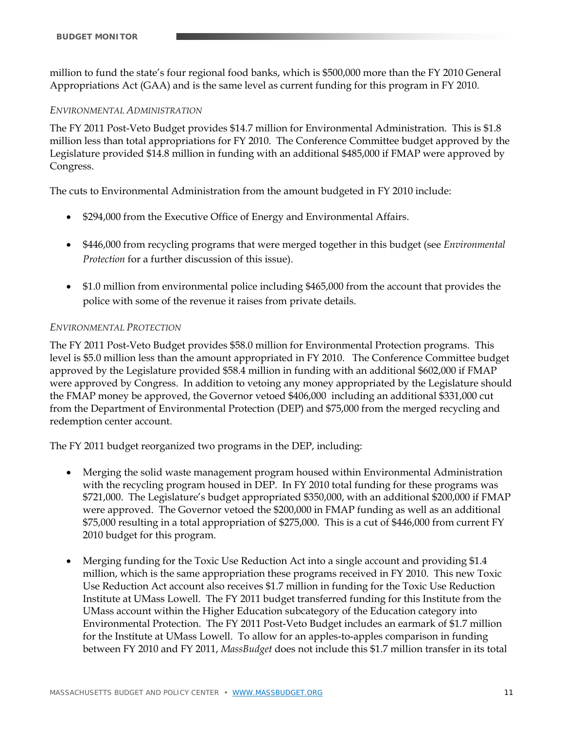million to fund the state's four regional food banks, which is $500,000 more than the FY 2010 General Appropriations Act (GAA) and is the same level as current funding for this program in FY 2010.

*ENVIRONMENTAL ADMINISTRATION*

The FY 2011 Post-Veto Budget provides $14.7 million for Environmental Administration. This is $1.8 million less than total appropriations for FY 2010. The Conference Committee budget approved by the Legislature provided $14.8 million in funding with an additional $485,000 if FMAP were approved by Congress.

The cuts to Environmental Administration from the amount budgeted in FY 2010 include:

- $294,000 from the Executive Office of Energy and Environmental Affairs.
- $446,000 from recycling programs that were merged together in this budget (see *Environmental Protection* for a further discussion of this issue).
- $1.0 million from environmental police including $465,000 from the account that provides the police with some of the revenue it raises from private details.

*ENVIRONMENTAL PROTECTION*

The FY 2011 Post-Veto Budget provides $58.0 million for Environmental Protection programs. This level is $5.0 million less than the amount appropriated in FY 2010. The Conference Committee budget approved by the Legislature provided $58.4 million in funding with an additional $602,000 if FMAP were approved by Congress. In addition to vetoing any money appropriated by the Legislature should the FMAP money be approved, the Governor vetoed $406,000 including an additional $331,000 cut from the Department of Environmental Protection (DEP) and $75,000 from the merged recycling and redemption center account.

The FY 2011 budget reorganized two programs in the DEP, including:

- Merging the solid waste management program housed within Environmental Administration with the recycling program housed in DEP. In FY 2010 total funding for these programs was $721,000. The Legislature's budget appropriated $350,000, with an additional $200,000 if FMAP were approved. The Governor vetoed the $200,000 in FMAP funding as well as an additional $75,000 resulting in a total appropriation of $275,000. This is a cut of $446,000 from current FY 2010 budget for this program.
- Merging funding for the Toxic Use Reduction Act into a single account and providing $1.4 million, which is the same appropriation these programs received in FY 2010. This new Toxic Use Reduction Act account also receives $1.7 million in funding for the Toxic Use Reduction Institute at UMass Lowell. The FY 2011 budget transferred funding for this Institute from the UMass account within the Higher Education subcategory of the Education category into Environmental Protection. The FY 2011 Post-Veto Budget includes an earmark of $1.7 million for the Institute at UMass Lowell. To allow for an apples-to-apples comparison in funding between FY 2010 and FY 2011, *MassBudget* does not include this $1.7 million transfer in its total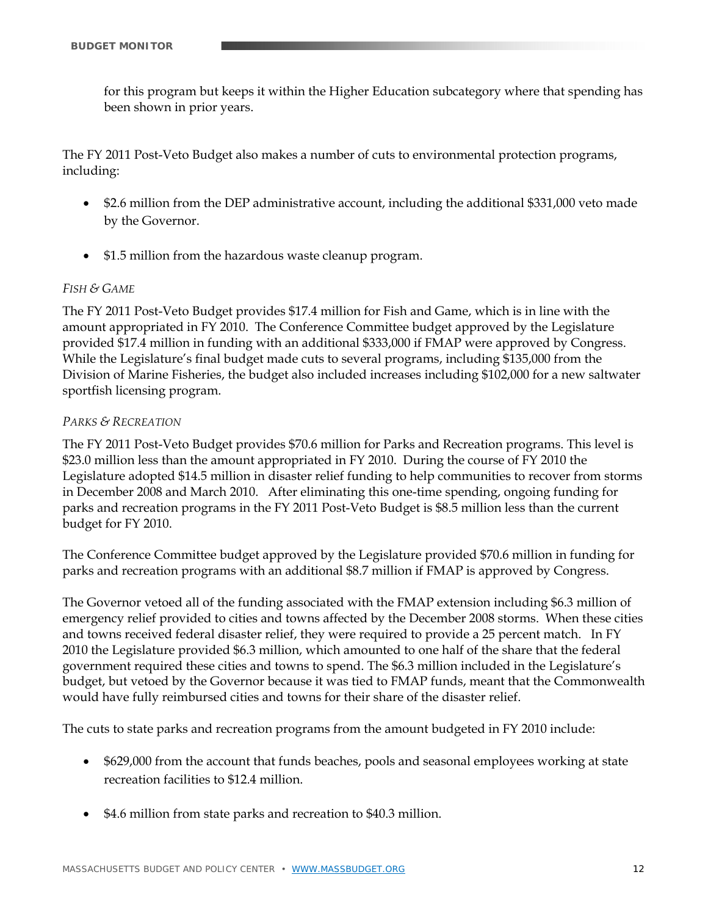for this program but keeps it within the Higher Education subcategory where that spending has been shown in prior years.

The FY 2011 Post-Veto Budget also makes a number of cuts to environmental protection programs, including:

- $2.6 million from the DEP administrative account, including the additional $331,000 veto made by the Governor.
- $1.5 million from the hazardous waste cleanup program.

*FISH & GAME*

The FY 2011 Post-Veto Budget provides $17.4 million for Fish and Game, which is in line with the amount appropriated in FY 2010. The Conference Committee budget approved by the Legislature provided $17.4 million in funding with an additional $333,000 if FMAP were approved by Congress. While the Legislature's final budget made cuts to several programs, including $135,000 from the Division of Marine Fisheries, the budget also included increases including $102,000 for a new saltwater sportfish licensing program.

*PARKS & RECREATION*

The FY 2011 Post-Veto Budget provides $70.6 million for Parks and Recreation programs. This level is $23.0 million less than the amount appropriated in FY 2010. During the course of FY 2010 the Legislature adopted $14.5 million in disaster relief funding to help communities to recover from storms in December 2008 and March 2010. After eliminating this one-time spending, ongoing funding for parks and recreation programs in the FY 2011 Post-Veto Budget is $8.5 million less than the current budget for FY 2010.

The Conference Committee budget approved by the Legislature provided $70.6 million in funding for parks and recreation programs with an additional $8.7 million if FMAP is approved by Congress.

The Governor vetoed all of the funding associated with the FMAP extension including $6.3 million of emergency relief provided to cities and towns affected by the December 2008 storms. When these cities and towns received federal disaster relief, they were required to provide a 25 percent match. In FY 2010 the Legislature provided $6.3 million, which amounted to one half of the share that the federal government required these cities and towns to spend. The $6.3 million included in the Legislature's budget, but vetoed by the Governor because it was tied to FMAP funds, meant that the Commonwealth would have fully reimbursed cities and towns for their share of the disaster relief.

The cuts to state parks and recreation programs from the amount budgeted in FY 2010 include:

- $629,000 from the account that funds beaches, pools and seasonal employees working at state recreation facilities to $12.4 million.
- $4.6 million from state parks and recreation to $40.3 million.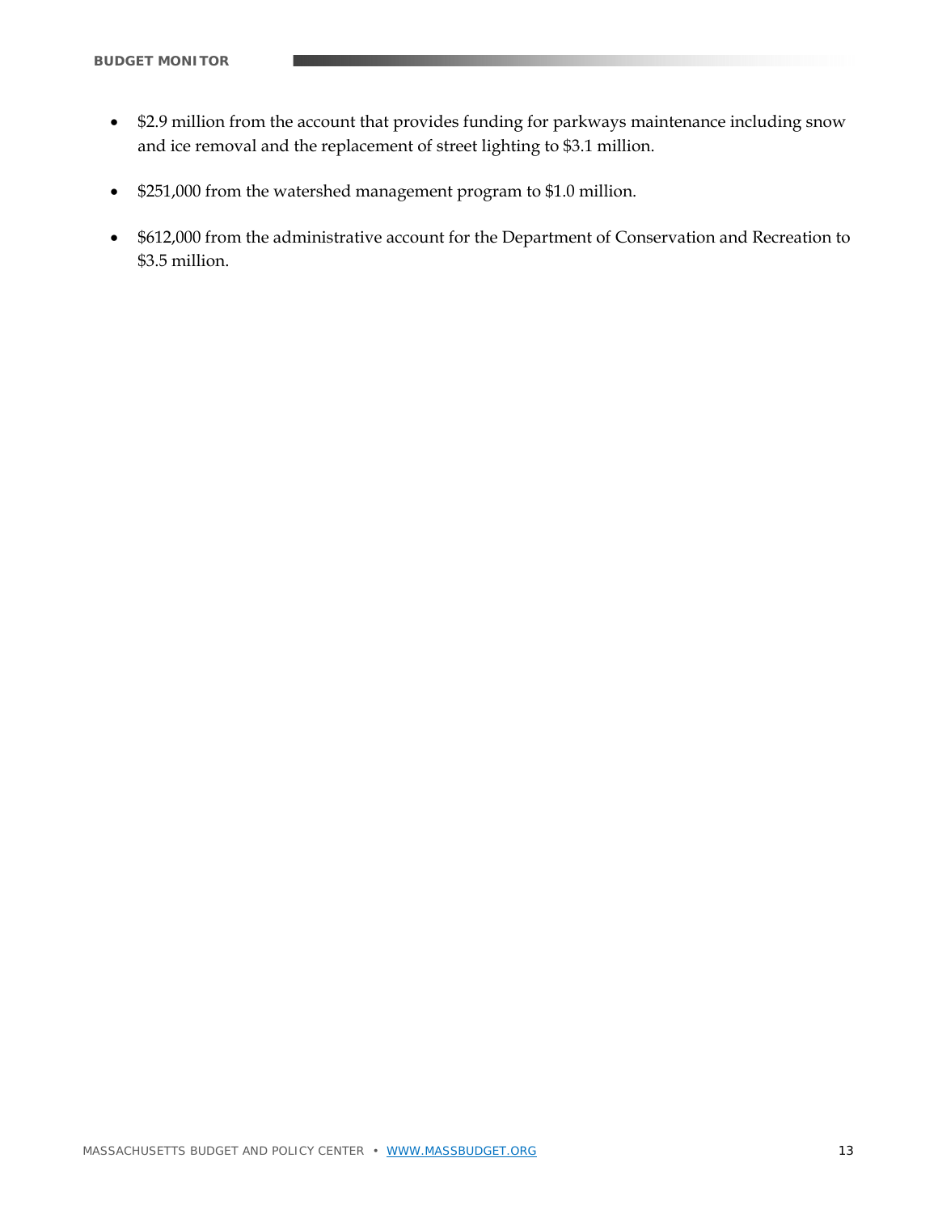- $2.9 million from the account that provides funding for parkways maintenance including snow and ice removal and the replacement of street lighting to $3.1 million.

- $251,000 from the watershed management program to $1.0 million.

- $612,000 from the administrative account for the Department of Conservation and Recreation to $3.5 million.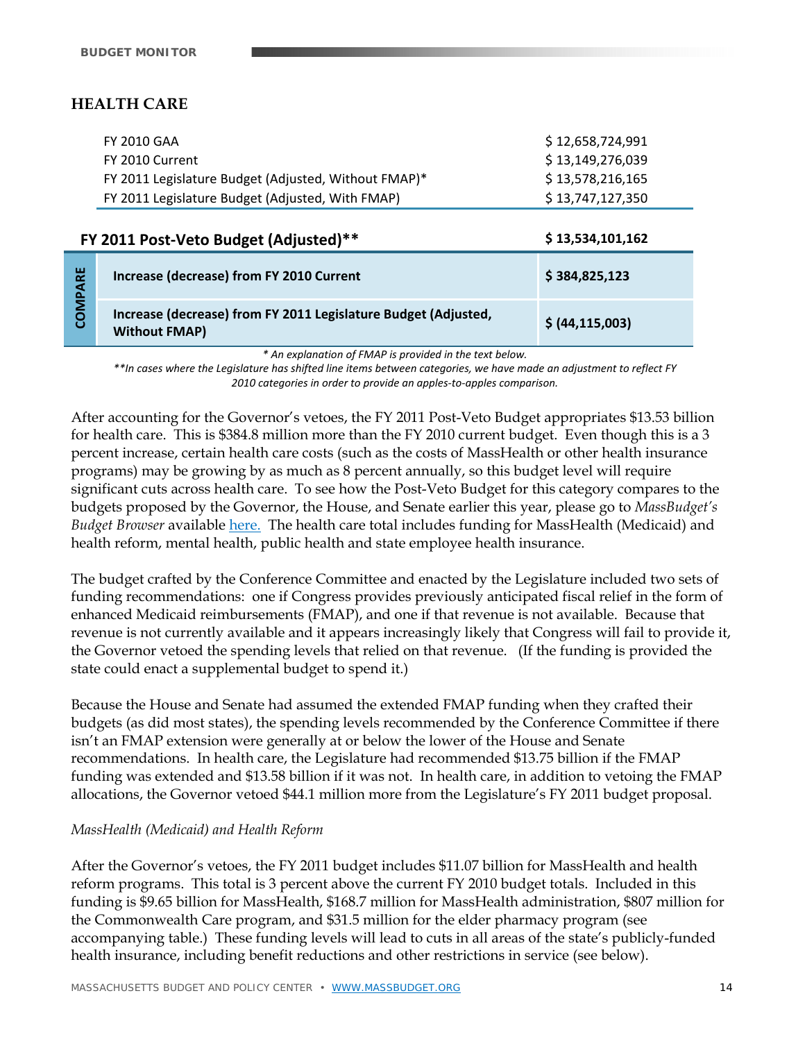## HEALTH CARE

| | |
|---|---|
| FY 2010 GAA | $ 12,658,724,991 |
| FY 2010 Current | $ 13,149,276,039 |
| FY 2011 Legislature Budget (Adjusted, Without FMAP)* | $ 13,578,216,165 |
| FY 2011 Legislature Budget (Adjusted, With FMAP) | $ 13,747,127,350 |
| **FY 2011 Post-Veto Budget (Adjusted)**** | **$ 13,534,101,162** |
| **COMPARE** | |
| **Increase (decrease) from FY 2010 Current** | **$ 384,825,123** |
| **Increase (decrease) from FY 2011 Legislature Budget (Adjusted, Without FMAP)** | **$ (44,115,003)** |

*\* An explanation of FMAP is provided in the text below.*

*\*\*In cases where the Legislature has shifted line items between categories, we have made an adjustment to reflect FY 2010 categories in order to provide an apples-to-apples comparison.*

After accounting for the Governor's vetoes, the FY 2011 Post-Veto Budget appropriates $13.53 billion for health care. This is $384.8 million more than the FY 2010 current budget. Even though this is a 3 percent increase, certain health care costs (such as the costs of MassHealth or other health insurance programs) may be growing by as much as 8 percent annually, so this budget level will require significant cuts across health care. To see how the Post-Veto Budget for this category compares to the budgets proposed by the Governor, the House, and Senate earlier this year, please go to *MassBudget's Budget Browser* available here. The health care total includes funding for MassHealth (Medicaid) and health reform, mental health, public health and state employee health insurance.

The budget crafted by the Conference Committee and enacted by the Legislature included two sets of funding recommendations: one if Congress provides previously anticipated fiscal relief in the form of enhanced Medicaid reimbursements (FMAP), and one if that revenue is not available. Because that revenue is not currently available and it appears increasingly likely that Congress will fail to provide it, the Governor vetoed the spending levels that relied on that revenue. (If the funding is provided the state could enact a supplemental budget to spend it.)

Because the House and Senate had assumed the extended FMAP funding when they crafted their budgets (as did most states), the spending levels recommended by the Conference Committee if there isn't an FMAP extension were generally at or below the lower of the House and Senate recommendations. In health care, the Legislature had recommended $13.75 billion if the FMAP funding was extended and $13.58 billion if it was not. In health care, in addition to vetoing the FMAP allocations, the Governor vetoed $44.1 million more from the Legislature's FY 2011 budget proposal.

*MassHealth (Medicaid) and Health Reform*

After the Governor's vetoes, the FY 2011 budget includes $11.07 billion for MassHealth and health reform programs. This total is 3 percent above the current FY 2010 budget totals. Included in this funding is $9.65 billion for MassHealth, $168.7 million for MassHealth administration, $807 million for the Commonwealth Care program, and $31.5 million for the elder pharmacy program (see accompanying table.) These funding levels will lead to cuts in all areas of the state's publicly-funded health insurance, including benefit reductions and other restrictions in service (see below).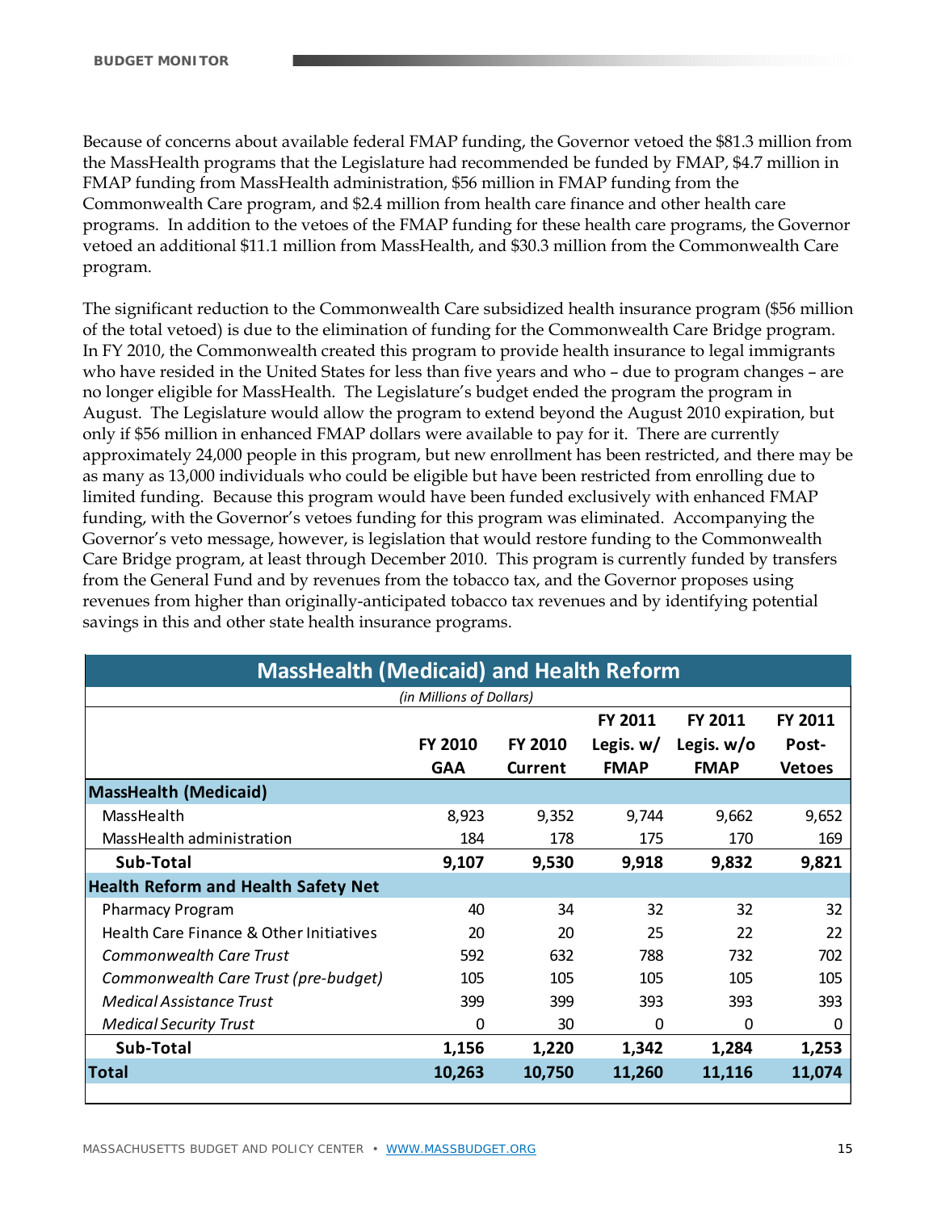Because of concerns about available federal FMAP funding, the Governor vetoed the $81.3 million from the MassHealth programs that the Legislature had recommended be funded by FMAP, $4.7 million in FMAP funding from MassHealth administration, $56 million in FMAP funding from the Commonwealth Care program, and $2.4 million from health care finance and other health care programs. In addition to the vetoes of the FMAP funding for these health care programs, the Governor vetoed an additional $11.1 million from MassHealth, and $30.3 million from the Commonwealth Care program.

The significant reduction to the Commonwealth Care subsidized health insurance program ($56 million of the total vetoed) is due to the elimination of funding for the Commonwealth Care Bridge program. In FY 2010, the Commonwealth created this program to provide health insurance to legal immigrants who have resided in the United States for less than five years and who – due to program changes – are no longer eligible for MassHealth. The Legislature's budget ended the program the program in August. The Legislature would allow the program to extend beyond the August 2010 expiration, but only if $56 million in enhanced FMAP dollars were available to pay for it. There are currently approximately 24,000 people in this program, but new enrollment has been restricted, and there may be as many as 13,000 individuals who could be eligible but have been restricted from enrolling due to limited funding. Because this program would have been funded exclusively with enhanced FMAP funding, with the Governor's vetoes funding for this program was eliminated. Accompanying the Governor's veto message, however, is legislation that would restore funding to the Commonwealth Care Bridge program, at least through December 2010. This program is currently funded by transfers from the General Fund and by revenues from the tobacco tax, and the Governor proposes using revenues from higher than originally-anticipated tobacco tax revenues and by identifying potential savings in this and other state health insurance programs.

| MassHealth (Medicaid) and Health Reform *(in Millions of Dollars)* | FY 2010 GAA | FY 2010 Current | FY 2011 Legis. w/ FMAP | FY 2011 Legis. w/o FMAP | FY 2011 Post-Vetoes |
|---|---|---|---|---|---|
| **MassHealth (Medicaid)** | | | | | |
| MassHealth | 8,923 | 9,352 | 9,744 | 9,662 | 9,652 |
| MassHealth administration | 184 | 178 | 175 | 170 | 169 |
| **Sub-Total** | **9,107** | **9,530** | **9,918** | **9,832** | **9,821** |
| **Health Reform and Health Safety Net** | | | | | |
| Pharmacy Program | 40 | 34 | 32 | 32 | 32 |
| Health Care Finance & Other Initiatives | 20 | 20 | 25 | 22 | 22 |
| *Commonwealth Care Trust* | 592 | 632 | 788 | 732 | 702 |
| *Commonwealth Care Trust (pre-budget)* | 105 | 105 | 105 | 105 | 105 |
| *Medical Assistance Trust* | 399 | 399 | 393 | 393 | 393 |
| *Medical Security Trust* | 0 | 30 | 0 | 0 | 0 |
| **Sub-Total** | **1,156** | **1,220** | **1,342** | **1,284** | **1,253** |
| **Total** | **10,263** | **10,750** | **11,260** | **11,116** | **11,074** |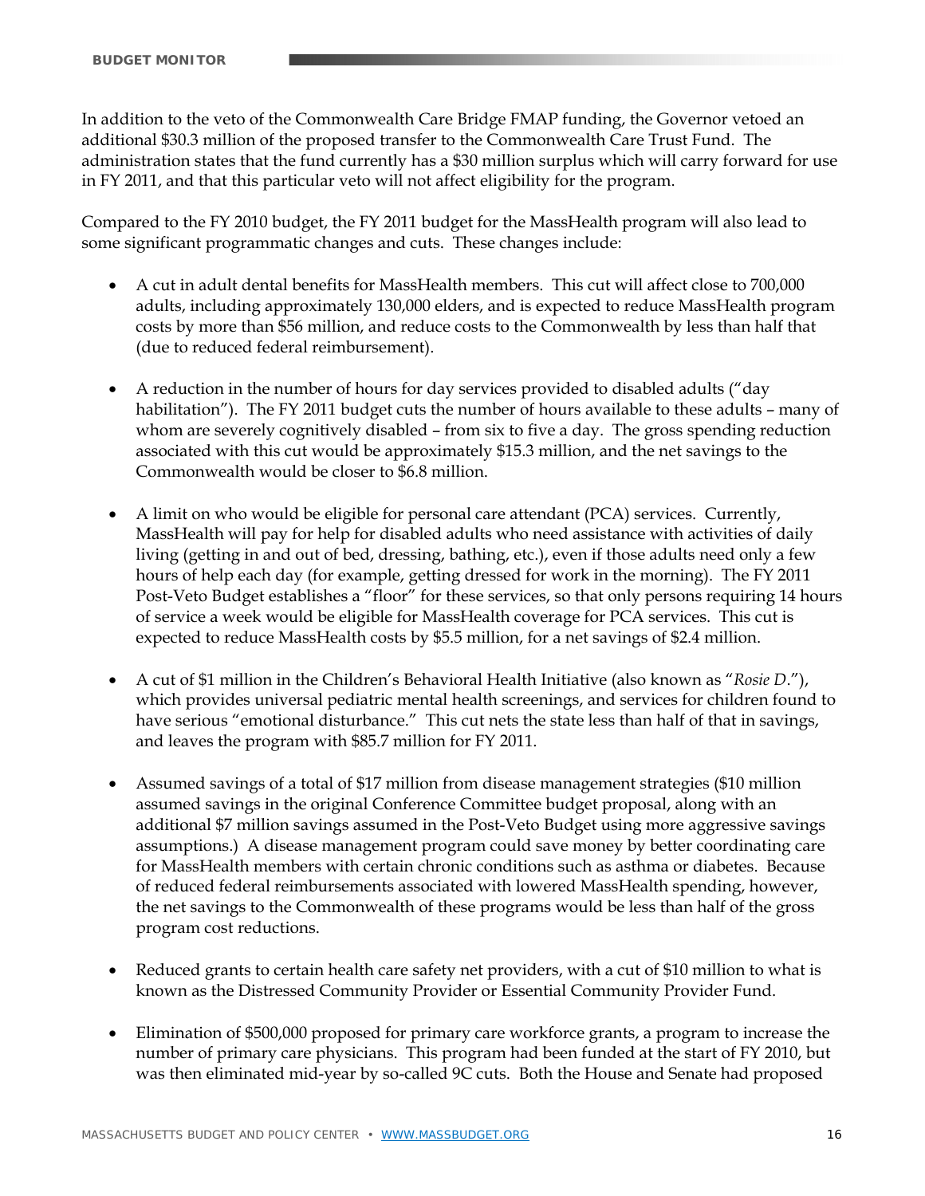In addition to the veto of the Commonwealth Care Bridge FMAP funding, the Governor vetoed an additional $30.3 million of the proposed transfer to the Commonwealth Care Trust Fund. The administration states that the fund currently has a $30 million surplus which will carry forward for use in FY 2011, and that this particular veto will not affect eligibility for the program.

Compared to the FY 2010 budget, the FY 2011 budget for the MassHealth program will also lead to some significant programmatic changes and cuts. These changes include:

- A cut in adult dental benefits for MassHealth members. This cut will affect close to 700,000 adults, including approximately 130,000 elders, and is expected to reduce MassHealth program costs by more than $56 million, and reduce costs to the Commonwealth by less than half that (due to reduced federal reimbursement).

- A reduction in the number of hours for day services provided to disabled adults ("day habilitation"). The FY 2011 budget cuts the number of hours available to these adults – many of whom are severely cognitively disabled – from six to five a day. The gross spending reduction associated with this cut would be approximately $15.3 million, and the net savings to the Commonwealth would be closer to $6.8 million.

- A limit on who would be eligible for personal care attendant (PCA) services. Currently, MassHealth will pay for help for disabled adults who need assistance with activities of daily living (getting in and out of bed, dressing, bathing, etc.), even if those adults need only a few hours of help each day (for example, getting dressed for work in the morning). The FY 2011 Post-Veto Budget establishes a "floor" for these services, so that only persons requiring 14 hours of service a week would be eligible for MassHealth coverage for PCA services. This cut is expected to reduce MassHealth costs by $5.5 million, for a net savings of $2.4 million.

- A cut of $1 million in the Children's Behavioral Health Initiative (also known as "*Rosie D*."), which provides universal pediatric mental health screenings, and services for children found to have serious "emotional disturbance." This cut nets the state less than half of that in savings, and leaves the program with $85.7 million for FY 2011.

- Assumed savings of a total of $17 million from disease management strategies ($10 million assumed savings in the original Conference Committee budget proposal, along with an additional $7 million savings assumed in the Post-Veto Budget using more aggressive savings assumptions.) A disease management program could save money by better coordinating care for MassHealth members with certain chronic conditions such as asthma or diabetes. Because of reduced federal reimbursements associated with lowered MassHealth spending, however, the net savings to the Commonwealth of these programs would be less than half of the gross program cost reductions.

- Reduced grants to certain health care safety net providers, with a cut of $10 million to what is known as the Distressed Community Provider or Essential Community Provider Fund.

- Elimination of $500,000 proposed for primary care workforce grants, a program to increase the number of primary care physicians. This program had been funded at the start of FY 2010, but was then eliminated mid-year by so-called 9C cuts. Both the House and Senate had proposed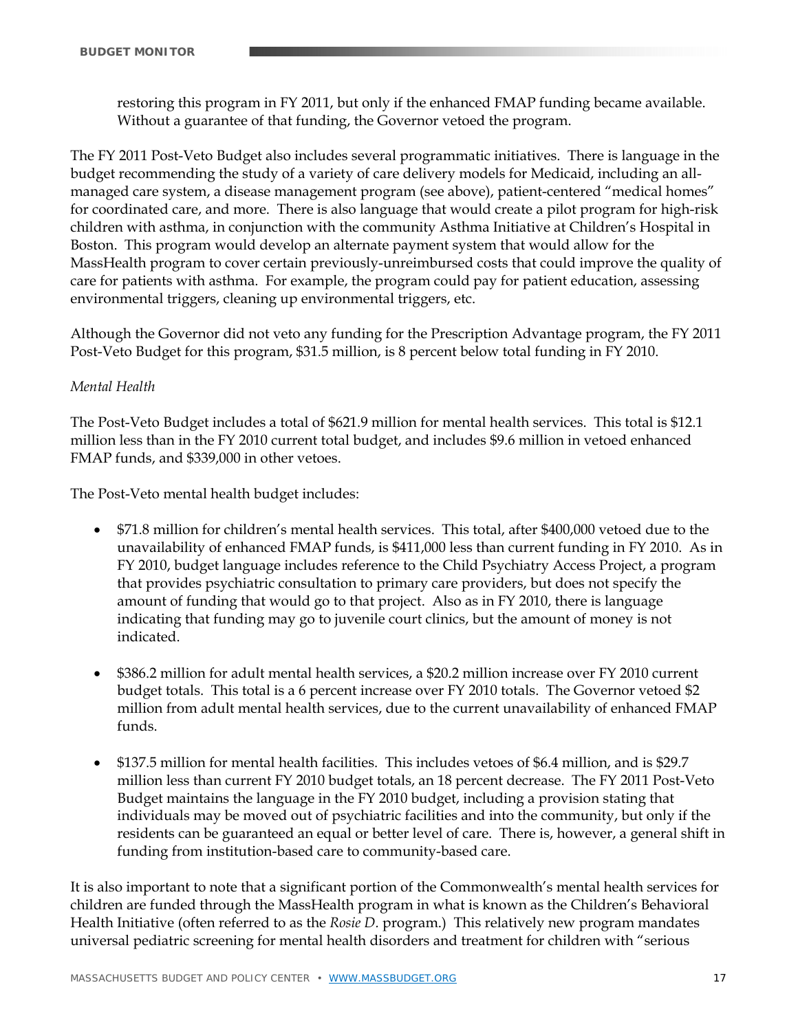restoring this program in FY 2011, but only if the enhanced FMAP funding became available. Without a guarantee of that funding, the Governor vetoed the program.

The FY 2011 Post-Veto Budget also includes several programmatic initiatives. There is language in the budget recommending the study of a variety of care delivery models for Medicaid, including an all-managed care system, a disease management program (see above), patient-centered "medical homes" for coordinated care, and more. There is also language that would create a pilot program for high-risk children with asthma, in conjunction with the community Asthma Initiative at Children's Hospital in Boston. This program would develop an alternate payment system that would allow for the MassHealth program to cover certain previously-unreimbursed costs that could improve the quality of care for patients with asthma. For example, the program could pay for patient education, assessing environmental triggers, cleaning up environmental triggers, etc.

Although the Governor did not veto any funding for the Prescription Advantage program, the FY 2011 Post-Veto Budget for this program, $31.5 million, is 8 percent below total funding in FY 2010.

*Mental Health*

The Post-Veto Budget includes a total of $621.9 million for mental health services. This total is $12.1 million less than in the FY 2010 current total budget, and includes $9.6 million in vetoed enhanced FMAP funds, and $339,000 in other vetoes.

The Post-Veto mental health budget includes:

- $71.8 million for children's mental health services. This total, after $400,000 vetoed due to the unavailability of enhanced FMAP funds, is $411,000 less than current funding in FY 2010. As in FY 2010, budget language includes reference to the Child Psychiatry Access Project, a program that provides psychiatric consultation to primary care providers, but does not specify the amount of funding that would go to that project. Also as in FY 2010, there is language indicating that funding may go to juvenile court clinics, but the amount of money is not indicated.

- $386.2 million for adult mental health services, a $20.2 million increase over FY 2010 current budget totals. This total is a 6 percent increase over FY 2010 totals. The Governor vetoed $2 million from adult mental health services, due to the current unavailability of enhanced FMAP funds.

- $137.5 million for mental health facilities. This includes vetoes of $6.4 million, and is $29.7 million less than current FY 2010 budget totals, an 18 percent decrease. The FY 2011 Post-Veto Budget maintains the language in the FY 2010 budget, including a provision stating that individuals may be moved out of psychiatric facilities and into the community, but only if the residents can be guaranteed an equal or better level of care. There is, however, a general shift in funding from institution-based care to community-based care.

It is also important to note that a significant portion of the Commonwealth's mental health services for children are funded through the MassHealth program in what is known as the Children's Behavioral Health Initiative (often referred to as the *Rosie D*. program.) This relatively new program mandates universal pediatric screening for mental health disorders and treatment for children with "serious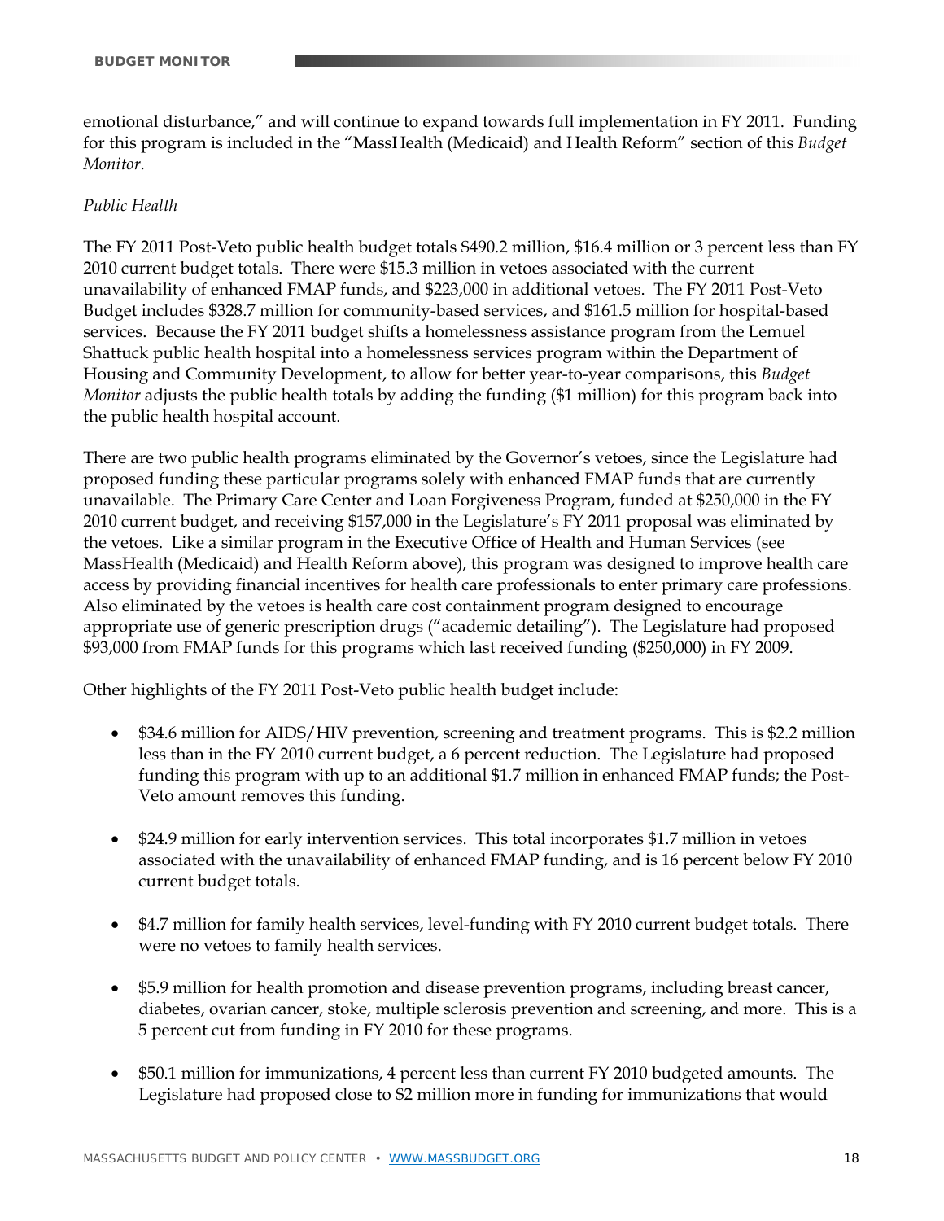emotional disturbance," and will continue to expand towards full implementation in FY 2011. Funding for this program is included in the "MassHealth (Medicaid) and Health Reform" section of this *Budget Monitor*.

*Public Health*

The FY 2011 Post-Veto public health budget totals $490.2 million, $16.4 million or 3 percent less than FY 2010 current budget totals. There were $15.3 million in vetoes associated with the current unavailability of enhanced FMAP funds, and $223,000 in additional vetoes. The FY 2011 Post-Veto Budget includes $328.7 million for community-based services, and $161.5 million for hospital-based services. Because the FY 2011 budget shifts a homelessness assistance program from the Lemuel Shattuck public health hospital into a homelessness services program within the Department of Housing and Community Development, to allow for better year-to-year comparisons, this *Budget Monitor* adjusts the public health totals by adding the funding ($1 million) for this program back into the public health hospital account.

There are two public health programs eliminated by the Governor's vetoes, since the Legislature had proposed funding these particular programs solely with enhanced FMAP funds that are currently unavailable. The Primary Care Center and Loan Forgiveness Program, funded at $250,000 in the FY 2010 current budget, and receiving $157,000 in the Legislature's FY 2011 proposal was eliminated by the vetoes. Like a similar program in the Executive Office of Health and Human Services (see MassHealth (Medicaid) and Health Reform above), this program was designed to improve health care access by providing financial incentives for health care professionals to enter primary care professions. Also eliminated by the vetoes is health care cost containment program designed to encourage appropriate use of generic prescription drugs ("academic detailing"). The Legislature had proposed $93,000 from FMAP funds for this programs which last received funding ($250,000) in FY 2009.

Other highlights of the FY 2011 Post-Veto public health budget include:

- $34.6 million for AIDS/HIV prevention, screening and treatment programs. This is $2.2 million less than in the FY 2010 current budget, a 6 percent reduction. The Legislature had proposed funding this program with up to an additional $1.7 million in enhanced FMAP funds; the Post-Veto amount removes this funding.

- $24.9 million for early intervention services. This total incorporates $1.7 million in vetoes associated with the unavailability of enhanced FMAP funding, and is 16 percent below FY 2010 current budget totals.

- $4.7 million for family health services, level-funding with FY 2010 current budget totals. There were no vetoes to family health services.

- $5.9 million for health promotion and disease prevention programs, including breast cancer, diabetes, ovarian cancer, stoke, multiple sclerosis prevention and screening, and more. This is a 5 percent cut from funding in FY 2010 for these programs.

- $50.1 million for immunizations, 4 percent less than current FY 2010 budgeted amounts. The Legislature had proposed close to $2 million more in funding for immunizations that would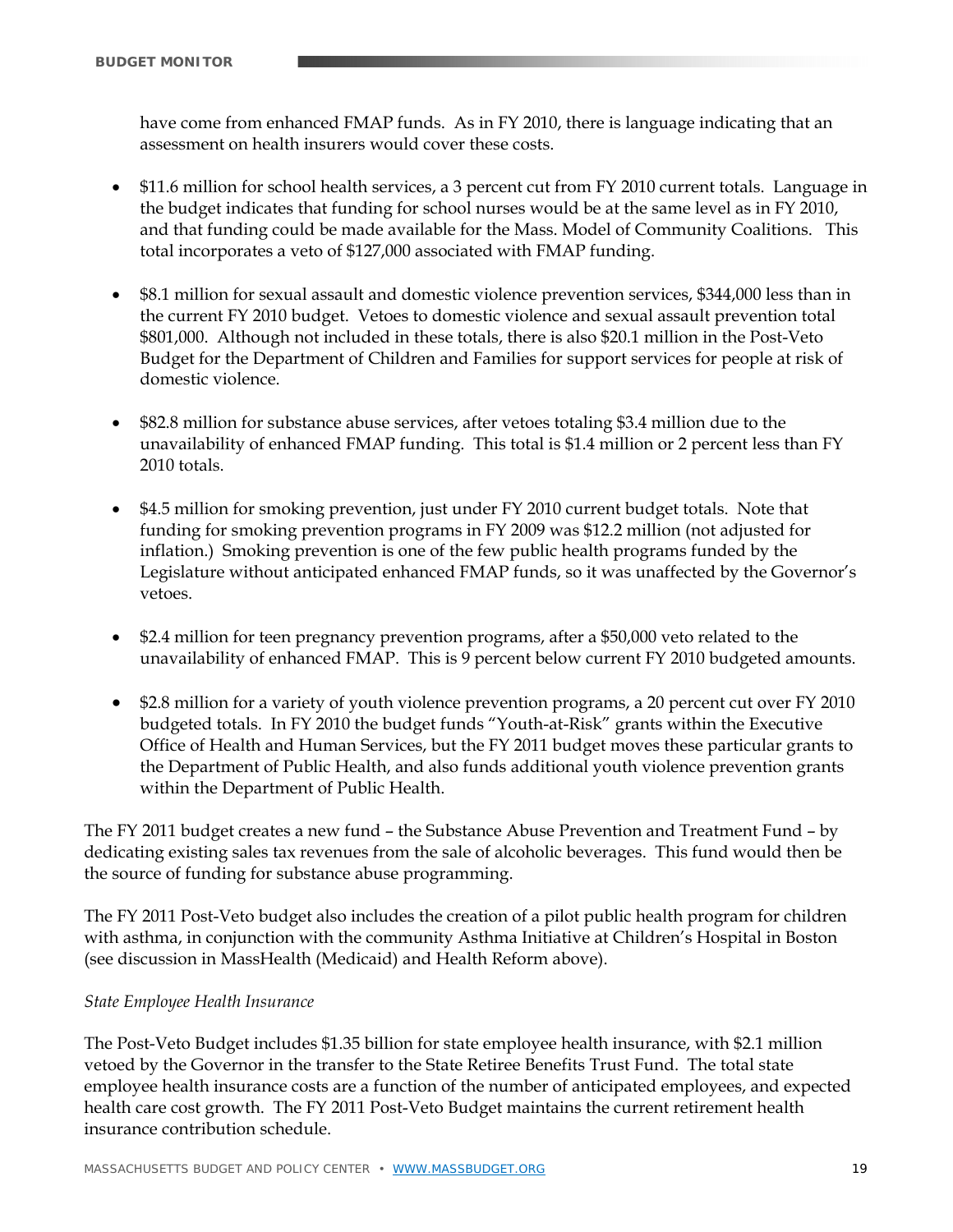have come from enhanced FMAP funds. As in FY 2010, there is language indicating that an assessment on health insurers would cover these costs.

- $11.6 million for school health services, a 3 percent cut from FY 2010 current totals. Language in the budget indicates that funding for school nurses would be at the same level as in FY 2010, and that funding could be made available for the Mass. Model of Community Coalitions. This total incorporates a veto of $127,000 associated with FMAP funding.

- $8.1 million for sexual assault and domestic violence prevention services, $344,000 less than in the current FY 2010 budget. Vetoes to domestic violence and sexual assault prevention total $801,000. Although not included in these totals, there is also $20.1 million in the Post-Veto Budget for the Department of Children and Families for support services for people at risk of domestic violence.

- $82.8 million for substance abuse services, after vetoes totaling $3.4 million due to the unavailability of enhanced FMAP funding. This total is $1.4 million or 2 percent less than FY 2010 totals.

- $4.5 million for smoking prevention, just under FY 2010 current budget totals. Note that funding for smoking prevention programs in FY 2009 was $12.2 million (not adjusted for inflation.) Smoking prevention is one of the few public health programs funded by the Legislature without anticipated enhanced FMAP funds, so it was unaffected by the Governor's vetoes.

- $2.4 million for teen pregnancy prevention programs, after a $50,000 veto related to the unavailability of enhanced FMAP. This is 9 percent below current FY 2010 budgeted amounts.

- $2.8 million for a variety of youth violence prevention programs, a 20 percent cut over FY 2010 budgeted totals. In FY 2010 the budget funds "Youth-at-Risk" grants within the Executive Office of Health and Human Services, but the FY 2011 budget moves these particular grants to the Department of Public Health, and also funds additional youth violence prevention grants within the Department of Public Health.

The FY 2011 budget creates a new fund – the Substance Abuse Prevention and Treatment Fund – by dedicating existing sales tax revenues from the sale of alcoholic beverages. This fund would then be the source of funding for substance abuse programming.

The FY 2011 Post-Veto budget also includes the creation of a pilot public health program for children with asthma, in conjunction with the community Asthma Initiative at Children's Hospital in Boston (see discussion in MassHealth (Medicaid) and Health Reform above).

*State Employee Health Insurance*

The Post-Veto Budget includes $1.35 billion for state employee health insurance, with $2.1 million vetoed by the Governor in the transfer to the State Retiree Benefits Trust Fund. The total state employee health insurance costs are a function of the number of anticipated employees, and expected health care cost growth. The FY 2011 Post-Veto Budget maintains the current retirement health insurance contribution schedule.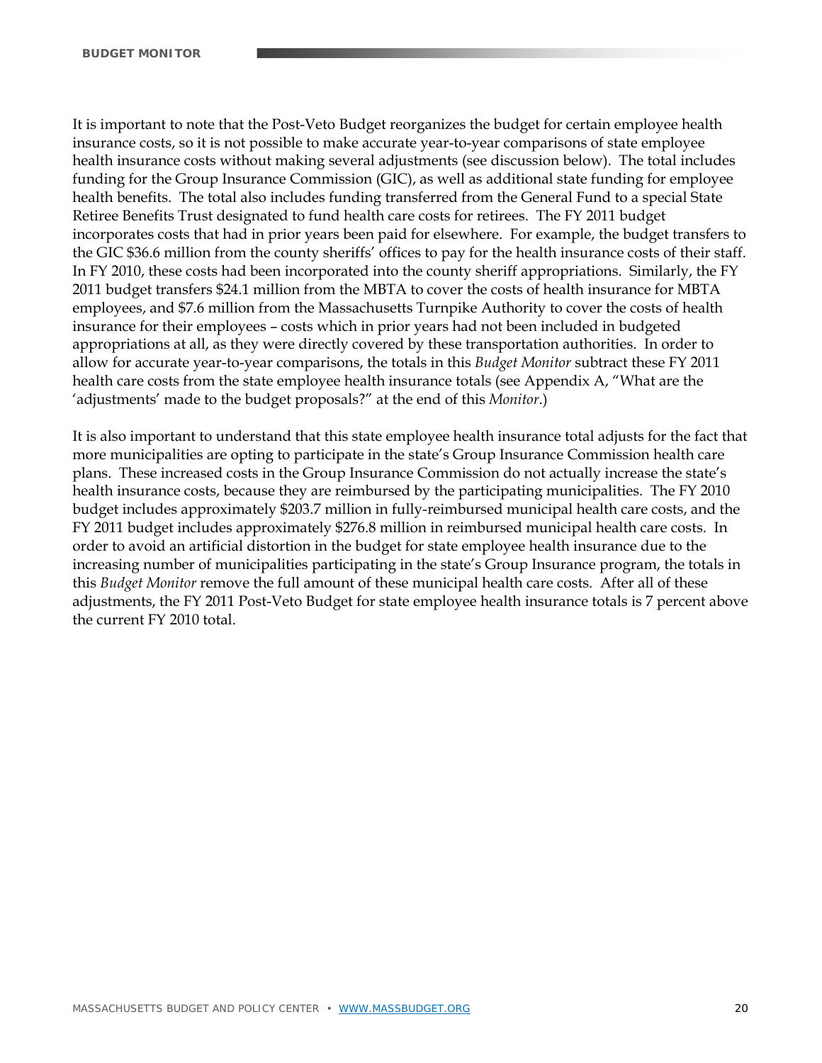It is important to note that the Post-Veto Budget reorganizes the budget for certain employee health insurance costs, so it is not possible to make accurate year-to-year comparisons of state employee health insurance costs without making several adjustments (see discussion below). The total includes funding for the Group Insurance Commission (GIC), as well as additional state funding for employee health benefits. The total also includes funding transferred from the General Fund to a special State Retiree Benefits Trust designated to fund health care costs for retirees. The FY 2011 budget incorporates costs that had in prior years been paid for elsewhere. For example, the budget transfers to the GIC $36.6 million from the county sheriffs' offices to pay for the health insurance costs of their staff. In FY 2010, these costs had been incorporated into the county sheriff appropriations. Similarly, the FY 2011 budget transfers $24.1 million from the MBTA to cover the costs of health insurance for MBTA employees, and $7.6 million from the Massachusetts Turnpike Authority to cover the costs of health insurance for their employees – costs which in prior years had not been included in budgeted appropriations at all, as they were directly covered by these transportation authorities. In order to allow for accurate year-to-year comparisons, the totals in this *Budget Monitor* subtract these FY 2011 health care costs from the state employee health insurance totals (see Appendix A, "What are the 'adjustments' made to the budget proposals?" at the end of this *Monitor*.)

It is also important to understand that this state employee health insurance total adjusts for the fact that more municipalities are opting to participate in the state's Group Insurance Commission health care plans. These increased costs in the Group Insurance Commission do not actually increase the state's health insurance costs, because they are reimbursed by the participating municipalities. The FY 2010 budget includes approximately $203.7 million in fully-reimbursed municipal health care costs, and the FY 2011 budget includes approximately $276.8 million in reimbursed municipal health care costs. In order to avoid an artificial distortion in the budget for state employee health insurance due to the increasing number of municipalities participating in the state's Group Insurance program, the totals in this *Budget Monitor* remove the full amount of these municipal health care costs. After all of these adjustments, the FY 2011 Post-Veto Budget for state employee health insurance totals is 7 percent above the current FY 2010 total.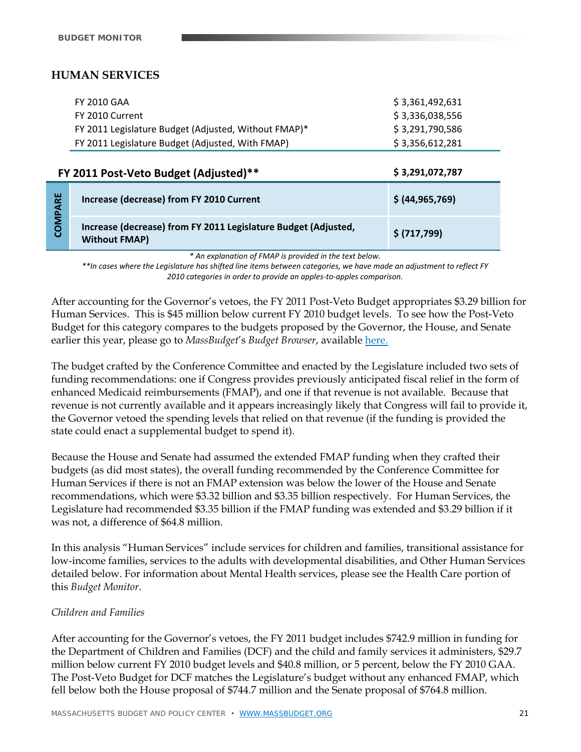## HUMAN SERVICES

| | |
|---|---|
| FY 2010 GAA | $ 3,361,492,631 |
| FY 2010 Current | $ 3,336,038,556 |
| FY 2011 Legislature Budget (Adjusted, Without FMAP)* | $ 3,291,790,586 |
| FY 2011 Legislature Budget (Adjusted, With FMAP) | $ 3,356,612,281 |
| **FY 2011 Post-Veto Budget (Adjusted)**** | **$ 3,291,072,787** |
| **COMPARE:** **Increase (decrease) from FY 2010 Current** | **$ (44,965,769)** |
| **COMPARE:** **Increase (decrease) from FY 2011 Legislature Budget (Adjusted, Without FMAP)** | **$ (717,799)** |

*\* An explanation of FMAP is provided in the text below.*

*\*\*In cases where the Legislature has shifted line items between categories, we have made an adjustment to reflect FY 2010 categories in order to provide an apples-to-apples comparison.*

After accounting for the Governor's vetoes, the FY 2011 Post-Veto Budget appropriates $3.29 billion for Human Services. This is $45 million below current FY 2010 budget levels. To see how the Post-Veto Budget for this category compares to the budgets proposed by the Governor, the House, and Senate earlier this year, please go to *MassBudget*'s *Budget Browser*, available here.

The budget crafted by the Conference Committee and enacted by the Legislature included two sets of funding recommendations: one if Congress provides previously anticipated fiscal relief in the form of enhanced Medicaid reimbursements (FMAP), and one if that revenue is not available. Because that revenue is not currently available and it appears increasingly likely that Congress will fail to provide it, the Governor vetoed the spending levels that relied on that revenue (if the funding is provided the state could enact a supplemental budget to spend it).

Because the House and Senate had assumed the extended FMAP funding when they crafted their budgets (as did most states), the overall funding recommended by the Conference Committee for Human Services if there is not an FMAP extension was below the lower of the House and Senate recommendations, which were $3.32 billion and $3.35 billion respectively. For Human Services, the Legislature had recommended $3.35 billion if the FMAP funding was extended and $3.29 billion if it was not, a difference of $64.8 million.

In this analysis "Human Services" include services for children and families, transitional assistance for low-income families, services to the adults with developmental disabilities, and Other Human Services detailed below. For information about Mental Health services, please see the Health Care portion of this *Budget Monitor*.

*Children and Families*

After accounting for the Governor's vetoes, the FY 2011 budget includes $742.9 million in funding for the Department of Children and Families (DCF) and the child and family services it administers, $29.7 million below current FY 2010 budget levels and $40.8 million, or 5 percent, below the FY 2010 GAA. The Post-Veto Budget for DCF matches the Legislature's budget without any enhanced FMAP, which fell below both the House proposal of $744.7 million and the Senate proposal of $764.8 million.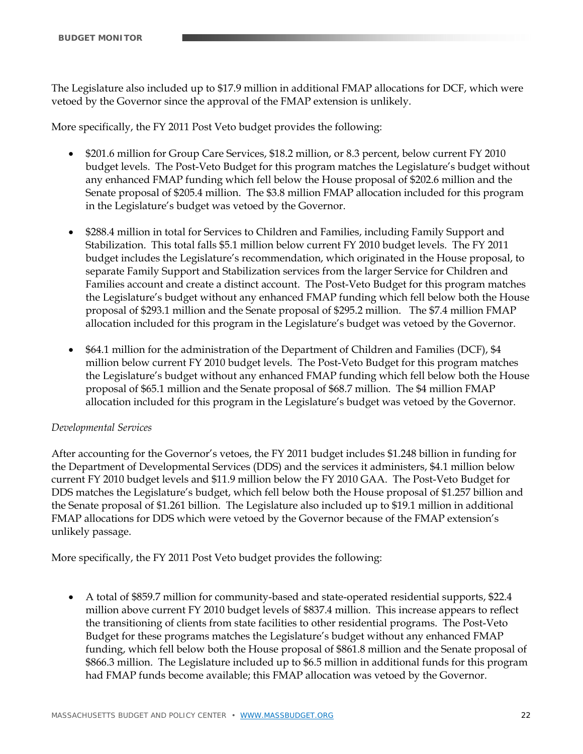The Legislature also included up to $17.9 million in additional FMAP allocations for DCF, which were vetoed by the Governor since the approval of the FMAP extension is unlikely.

More specifically, the FY 2011 Post Veto budget provides the following:

- $201.6 million for Group Care Services, $18.2 million, or 8.3 percent, below current FY 2010 budget levels. The Post-Veto Budget for this program matches the Legislature's budget without any enhanced FMAP funding which fell below the House proposal of $202.6 million and the Senate proposal of $205.4 million. The $3.8 million FMAP allocation included for this program in the Legislature's budget was vetoed by the Governor.
- $288.4 million in total for Services to Children and Families, including Family Support and Stabilization. This total falls $5.1 million below current FY 2010 budget levels. The FY 2011 budget includes the Legislature's recommendation, which originated in the House proposal, to separate Family Support and Stabilization services from the larger Service for Children and Families account and create a distinct account. The Post-Veto Budget for this program matches the Legislature's budget without any enhanced FMAP funding which fell below both the House proposal of $293.1 million and the Senate proposal of $295.2 million. The $7.4 million FMAP allocation included for this program in the Legislature's budget was vetoed by the Governor.
- $64.1 million for the administration of the Department of Children and Families (DCF), $4 million below current FY 2010 budget levels. The Post-Veto Budget for this program matches the Legislature's budget without any enhanced FMAP funding which fell below both the House proposal of $65.1 million and the Senate proposal of $68.7 million. The $4 million FMAP allocation included for this program in the Legislature's budget was vetoed by the Governor.

*Developmental Services*

After accounting for the Governor's vetoes, the FY 2011 budget includes $1.248 billion in funding for the Department of Developmental Services (DDS) and the services it administers, $4.1 million below current FY 2010 budget levels and $11.9 million below the FY 2010 GAA. The Post-Veto Budget for DDS matches the Legislature's budget, which fell below both the House proposal of $1.257 billion and the Senate proposal of $1.261 billion. The Legislature also included up to $19.1 million in additional FMAP allocations for DDS which were vetoed by the Governor because of the FMAP extension's unlikely passage.

More specifically, the FY 2011 Post Veto budget provides the following:

- A total of $859.7 million for community-based and state-operated residential supports, $22.4 million above current FY 2010 budget levels of $837.4 million. This increase appears to reflect the transitioning of clients from state facilities to other residential programs. The Post-Veto Budget for these programs matches the Legislature's budget without any enhanced FMAP funding, which fell below both the House proposal of $861.8 million and the Senate proposal of $866.3 million. The Legislature included up to $6.5 million in additional funds for this program had FMAP funds become available; this FMAP allocation was vetoed by the Governor.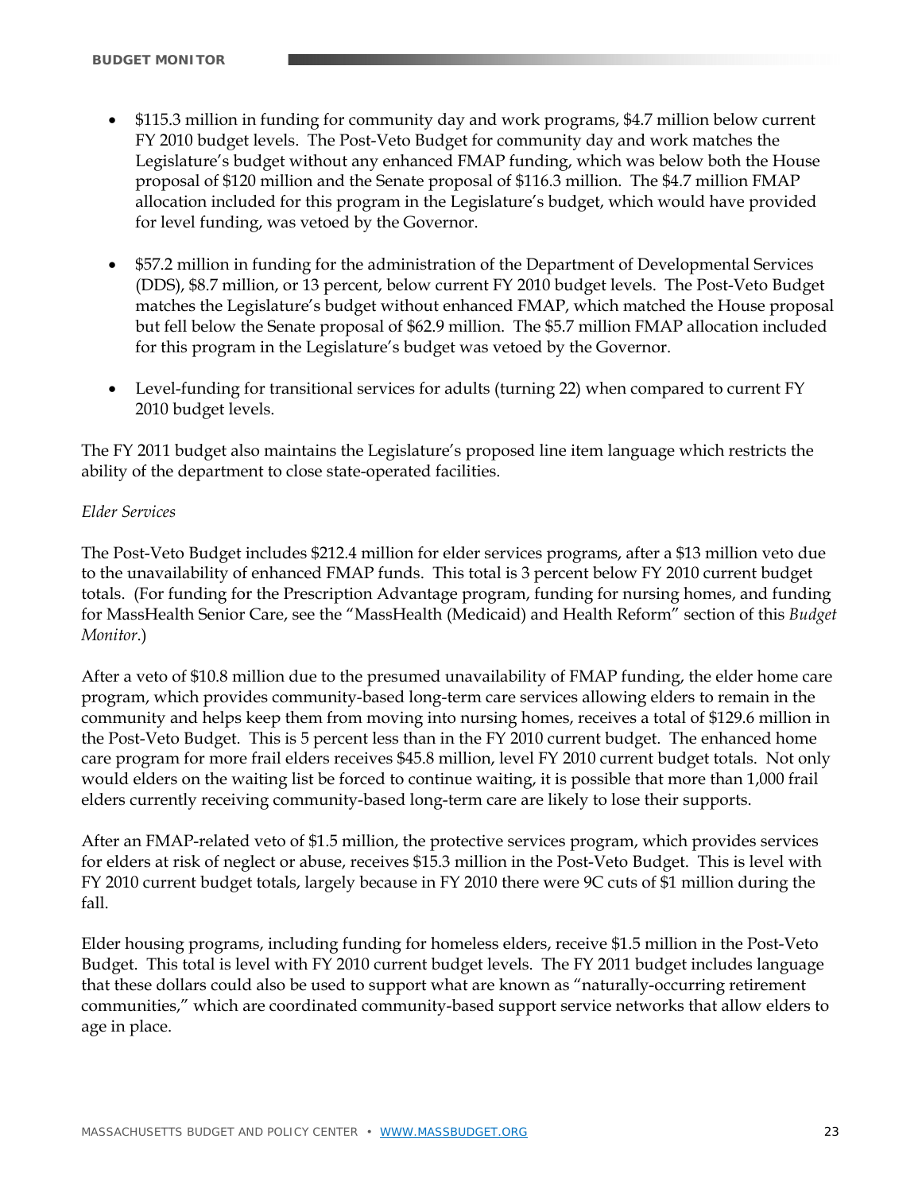- $115.3 million in funding for community day and work programs, $4.7 million below current FY 2010 budget levels. The Post-Veto Budget for community day and work matches the Legislature's budget without any enhanced FMAP funding, which was below both the House proposal of $120 million and the Senate proposal of $116.3 million. The $4.7 million FMAP allocation included for this program in the Legislature's budget, which would have provided for level funding, was vetoed by the Governor.

- $57.2 million in funding for the administration of the Department of Developmental Services (DDS), $8.7 million, or 13 percent, below current FY 2010 budget levels. The Post-Veto Budget matches the Legislature's budget without enhanced FMAP, which matched the House proposal but fell below the Senate proposal of $62.9 million. The $5.7 million FMAP allocation included for this program in the Legislature's budget was vetoed by the Governor.

- Level-funding for transitional services for adults (turning 22) when compared to current FY 2010 budget levels.

The FY 2011 budget also maintains the Legislature's proposed line item language which restricts the ability of the department to close state-operated facilities.

*Elder Services*

The Post-Veto Budget includes $212.4 million for elder services programs, after a $13 million veto due to the unavailability of enhanced FMAP funds. This total is 3 percent below FY 2010 current budget totals. (For funding for the Prescription Advantage program, funding for nursing homes, and funding for MassHealth Senior Care, see the "MassHealth (Medicaid) and Health Reform" section of this *Budget Monitor*.)

After a veto of $10.8 million due to the presumed unavailability of FMAP funding, the elder home care program, which provides community-based long-term care services allowing elders to remain in the community and helps keep them from moving into nursing homes, receives a total of $129.6 million in the Post-Veto Budget. This is 5 percent less than in the FY 2010 current budget. The enhanced home care program for more frail elders receives $45.8 million, level FY 2010 current budget totals. Not only would elders on the waiting list be forced to continue waiting, it is possible that more than 1,000 frail elders currently receiving community-based long-term care are likely to lose their supports.

After an FMAP-related veto of $1.5 million, the protective services program, which provides services for elders at risk of neglect or abuse, receives $15.3 million in the Post-Veto Budget. This is level with FY 2010 current budget totals, largely because in FY 2010 there were 9C cuts of $1 million during the fall.

Elder housing programs, including funding for homeless elders, receive $1.5 million in the Post-Veto Budget. This total is level with FY 2010 current budget levels. The FY 2011 budget includes language that these dollars could also be used to support what are known as "naturally-occurring retirement communities," which are coordinated community-based support service networks that allow elders to age in place.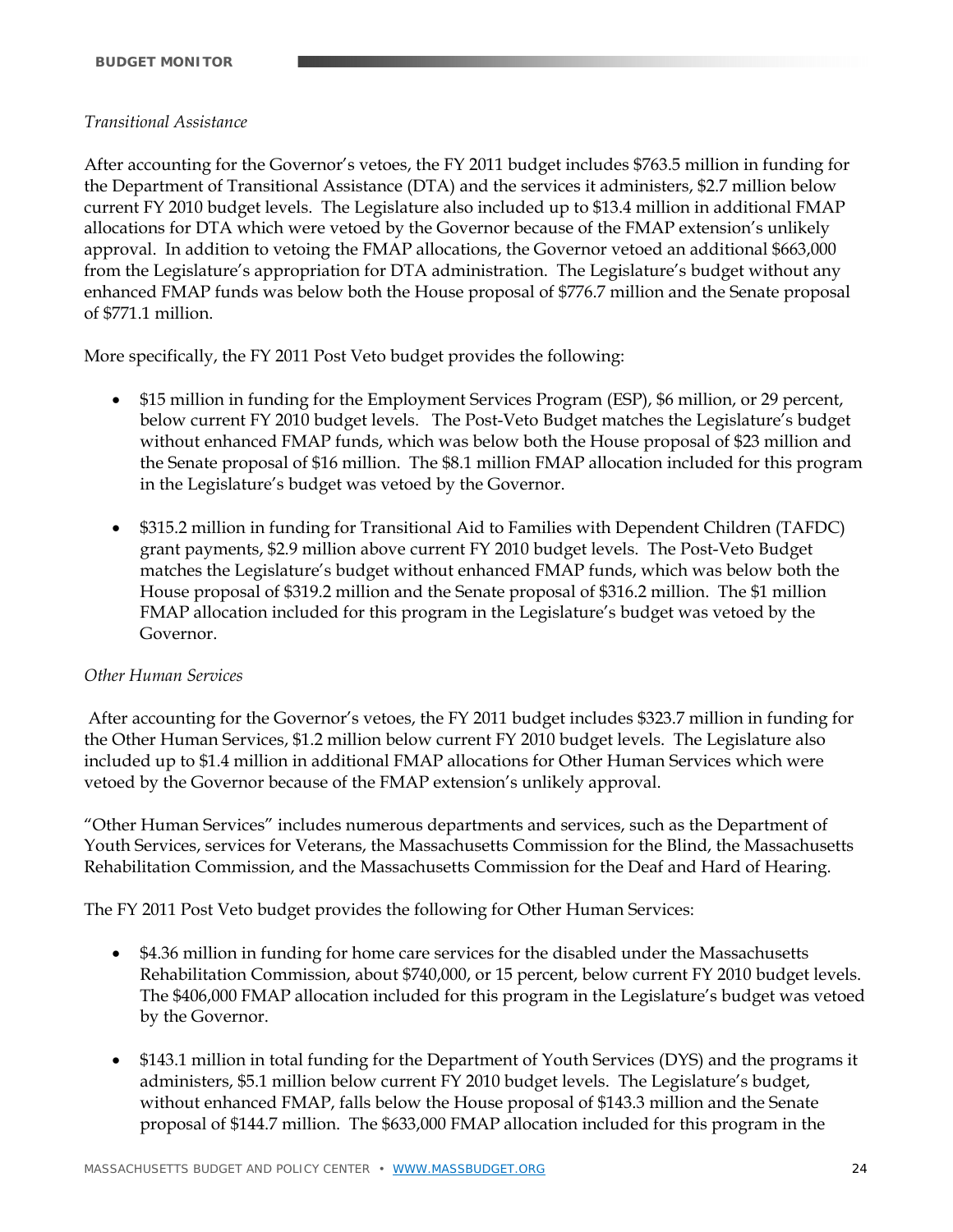*Transitional Assistance*

After accounting for the Governor's vetoes, the FY 2011 budget includes $763.5 million in funding for the Department of Transitional Assistance (DTA) and the services it administers, $2.7 million below current FY 2010 budget levels. The Legislature also included up to $13.4 million in additional FMAP allocations for DTA which were vetoed by the Governor because of the FMAP extension's unlikely approval. In addition to vetoing the FMAP allocations, the Governor vetoed an additional $663,000 from the Legislature's appropriation for DTA administration. The Legislature's budget without any enhanced FMAP funds was below both the House proposal of $776.7 million and the Senate proposal of $771.1 million.

More specifically, the FY 2011 Post Veto budget provides the following:

- $15 million in funding for the Employment Services Program (ESP), $6 million, or 29 percent, below current FY 2010 budget levels. The Post-Veto Budget matches the Legislature's budget without enhanced FMAP funds, which was below both the House proposal of $23 million and the Senate proposal of $16 million. The $8.1 million FMAP allocation included for this program in the Legislature's budget was vetoed by the Governor.

- $315.2 million in funding for Transitional Aid to Families with Dependent Children (TAFDC) grant payments, $2.9 million above current FY 2010 budget levels. The Post-Veto Budget matches the Legislature's budget without enhanced FMAP funds, which was below both the House proposal of $319.2 million and the Senate proposal of $316.2 million. The $1 million FMAP allocation included for this program in the Legislature's budget was vetoed by the Governor.

*Other Human Services*

After accounting for the Governor's vetoes, the FY 2011 budget includes $323.7 million in funding for the Other Human Services, $1.2 million below current FY 2010 budget levels. The Legislature also included up to $1.4 million in additional FMAP allocations for Other Human Services which were vetoed by the Governor because of the FMAP extension's unlikely approval.

"Other Human Services" includes numerous departments and services, such as the Department of Youth Services, services for Veterans, the Massachusetts Commission for the Blind, the Massachusetts Rehabilitation Commission, and the Massachusetts Commission for the Deaf and Hard of Hearing.

The FY 2011 Post Veto budget provides the following for Other Human Services:

- $4.36 million in funding for home care services for the disabled under the Massachusetts Rehabilitation Commission, about $740,000, or 15 percent, below current FY 2010 budget levels. The $406,000 FMAP allocation included for this program in the Legislature's budget was vetoed by the Governor.

- $143.1 million in total funding for the Department of Youth Services (DYS) and the programs it administers, $5.1 million below current FY 2010 budget levels. The Legislature's budget, without enhanced FMAP, falls below the House proposal of $143.3 million and the Senate proposal of $144.7 million. The $633,000 FMAP allocation included for this program in the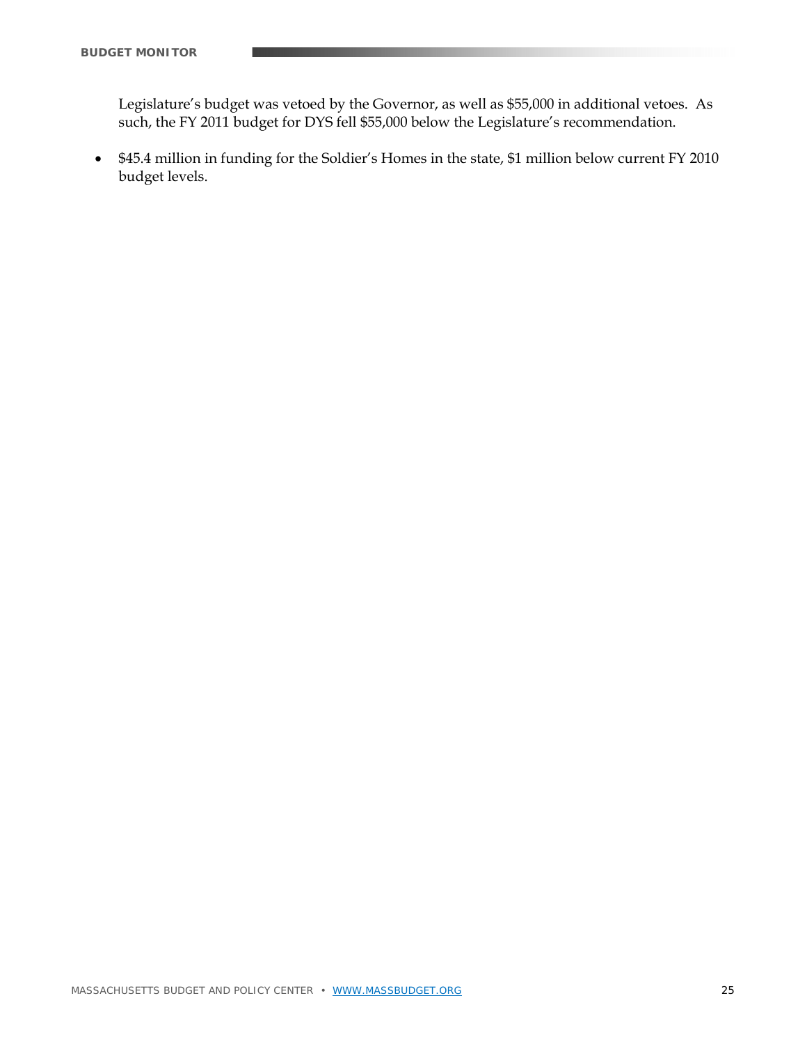Legislature's budget was vetoed by the Governor, as well as $55,000 in additional vetoes. As such, the FY 2011 budget for DYS fell $55,000 below the Legislature's recommendation.

- $45.4 million in funding for the Soldier's Homes in the state, $1 million below current FY 2010 budget levels.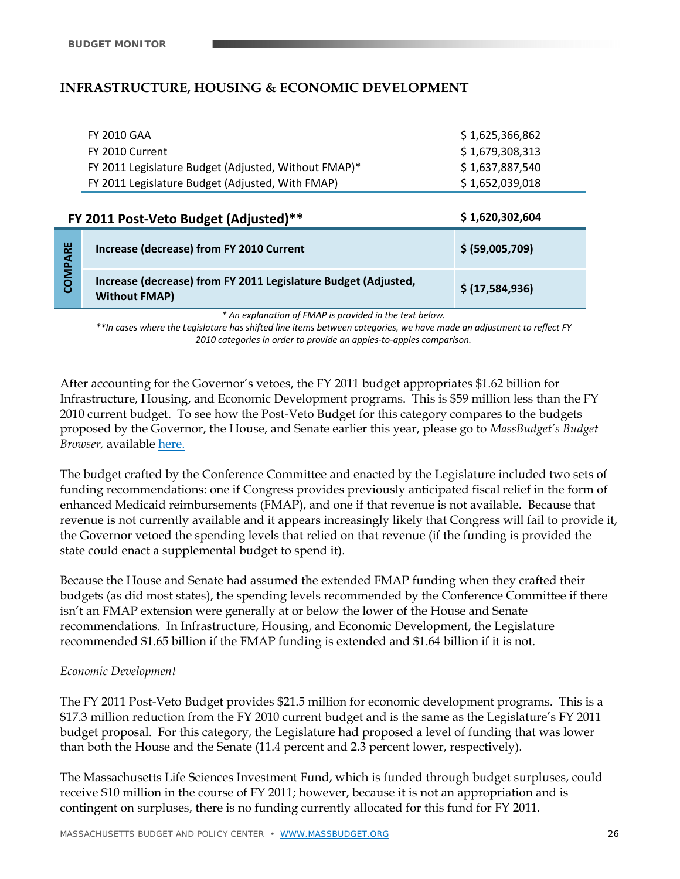## INFRASTRUCTURE, HOUSING & ECONOMIC DEVELOPMENT

| | | |
|---|---|---|
| | FY 2010 GAA | $ 1,625,366,862 |
| | FY 2010 Current | $ 1,679,308,313 |
| | FY 2011 Legislature Budget (Adjusted, Without FMAP)* | $ 1,637,887,540 |
| | FY 2011 Legislature Budget (Adjusted, With FMAP) | $ 1,652,039,018 |
| | **FY 2011 Post-Veto Budget (Adjusted)**** | **$ 1,620,302,604** |
| **COMPARE** | **Increase (decrease) from FY 2010 Current** | **$ (59,005,709)** |
| **COMPARE** | **Increase (decrease) from FY 2011 Legislature Budget (Adjusted, Without FMAP)** | **$ (17,584,936)** |

*\* An explanation of FMAP is provided in the text below.*

*\*\*In cases where the Legislature has shifted line items between categories, we have made an adjustment to reflect FY 2010 categories in order to provide an apples-to-apples comparison.*

After accounting for the Governor's vetoes, the FY 2011 budget appropriates $1.62 billion for Infrastructure, Housing, and Economic Development programs. This is $59 million less than the FY 2010 current budget. To see how the Post-Veto Budget for this category compares to the budgets proposed by the Governor, the House, and Senate earlier this year, please go to *MassBudget's Budget Browser,* available here.

The budget crafted by the Conference Committee and enacted by the Legislature included two sets of funding recommendations: one if Congress provides previously anticipated fiscal relief in the form of enhanced Medicaid reimbursements (FMAP), and one if that revenue is not available. Because that revenue is not currently available and it appears increasingly likely that Congress will fail to provide it, the Governor vetoed the spending levels that relied on that revenue (if the funding is provided the state could enact a supplemental budget to spend it).

Because the House and Senate had assumed the extended FMAP funding when they crafted their budgets (as did most states), the spending levels recommended by the Conference Committee if there isn't an FMAP extension were generally at or below the lower of the House and Senate recommendations. In Infrastructure, Housing, and Economic Development, the Legislature recommended $1.65 billion if the FMAP funding is extended and $1.64 billion if it is not.

*Economic Development*

The FY 2011 Post-Veto Budget provides $21.5 million for economic development programs. This is a $17.3 million reduction from the FY 2010 current budget and is the same as the Legislature's FY 2011 budget proposal. For this category, the Legislature had proposed a level of funding that was lower than both the House and the Senate (11.4 percent and 2.3 percent lower, respectively).

The Massachusetts Life Sciences Investment Fund, which is funded through budget surpluses, could receive $10 million in the course of FY 2011; however, because it is not an appropriation and is contingent on surpluses, there is no funding currently allocated for this fund for FY 2011.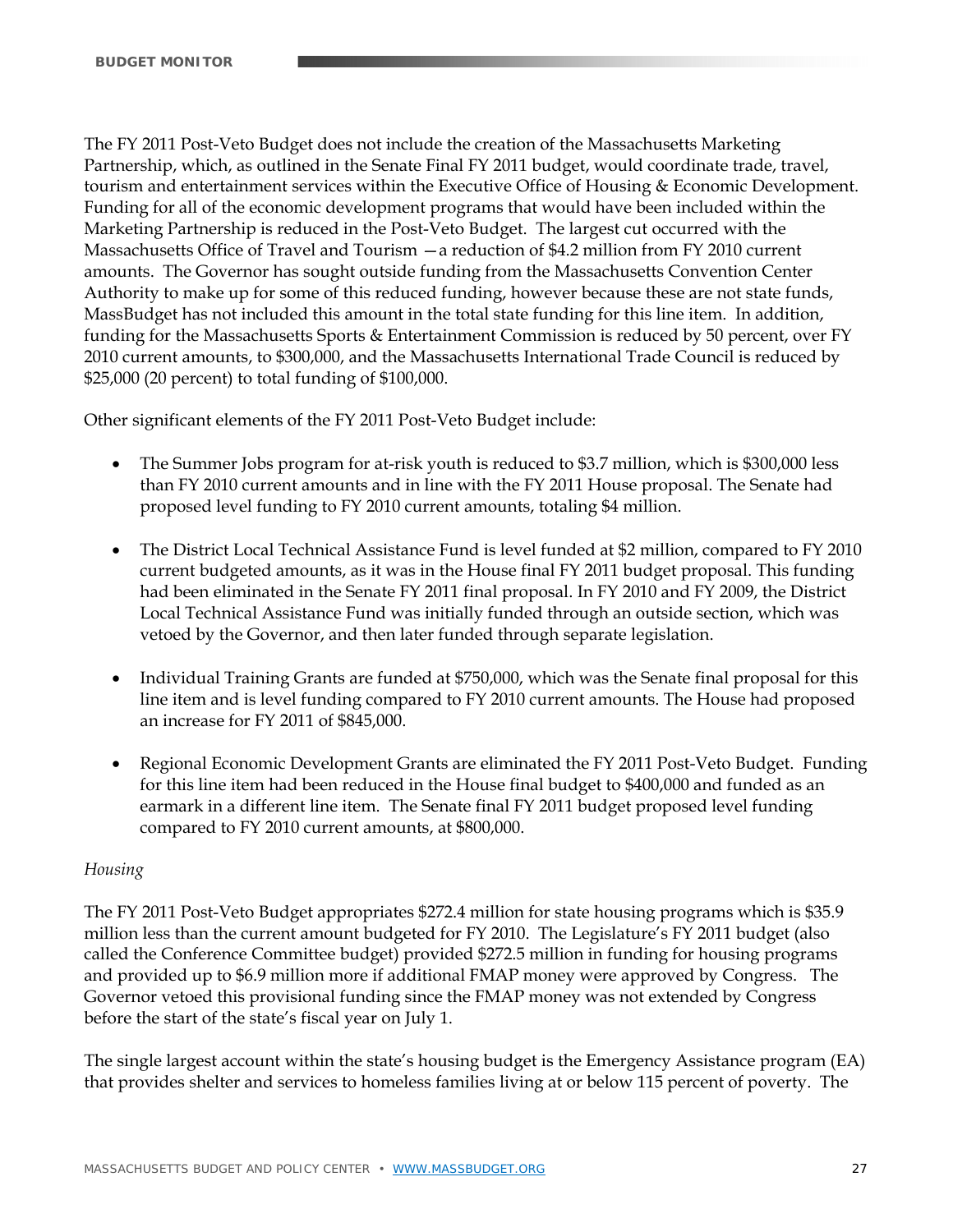The FY 2011 Post-Veto Budget does not include the creation of the Massachusetts Marketing Partnership, which, as outlined in the Senate Final FY 2011 budget, would coordinate trade, travel, tourism and entertainment services within the Executive Office of Housing & Economic Development. Funding for all of the economic development programs that would have been included within the Marketing Partnership is reduced in the Post-Veto Budget. The largest cut occurred with the Massachusetts Office of Travel and Tourism —a reduction of $4.2 million from FY 2010 current amounts. The Governor has sought outside funding from the Massachusetts Convention Center Authority to make up for some of this reduced funding, however because these are not state funds, MassBudget has not included this amount in the total state funding for this line item. In addition, funding for the Massachusetts Sports & Entertainment Commission is reduced by 50 percent, over FY 2010 current amounts, to $300,000, and the Massachusetts International Trade Council is reduced by $25,000 (20 percent) to total funding of $100,000.

Other significant elements of the FY 2011 Post-Veto Budget include:

- The Summer Jobs program for at-risk youth is reduced to $3.7 million, which is $300,000 less than FY 2010 current amounts and in line with the FY 2011 House proposal. The Senate had proposed level funding to FY 2010 current amounts, totaling $4 million.
- The District Local Technical Assistance Fund is level funded at $2 million, compared to FY 2010 current budgeted amounts, as it was in the House final FY 2011 budget proposal. This funding had been eliminated in the Senate FY 2011 final proposal. In FY 2010 and FY 2009, the District Local Technical Assistance Fund was initially funded through an outside section, which was vetoed by the Governor, and then later funded through separate legislation.
- Individual Training Grants are funded at $750,000, which was the Senate final proposal for this line item and is level funding compared to FY 2010 current amounts. The House had proposed an increase for FY 2011 of $845,000.
- Regional Economic Development Grants are eliminated the FY 2011 Post-Veto Budget. Funding for this line item had been reduced in the House final budget to $400,000 and funded as an earmark in a different line item. The Senate final FY 2011 budget proposed level funding compared to FY 2010 current amounts, at $800,000.

*Housing*

The FY 2011 Post-Veto Budget appropriates $272.4 million for state housing programs which is $35.9 million less than the current amount budgeted for FY 2010. The Legislature's FY 2011 budget (also called the Conference Committee budget) provided $272.5 million in funding for housing programs and provided up to $6.9 million more if additional FMAP money were approved by Congress. The Governor vetoed this provisional funding since the FMAP money was not extended by Congress before the start of the state's fiscal year on July 1.

The single largest account within the state's housing budget is the Emergency Assistance program (EA) that provides shelter and services to homeless families living at or below 115 percent of poverty. The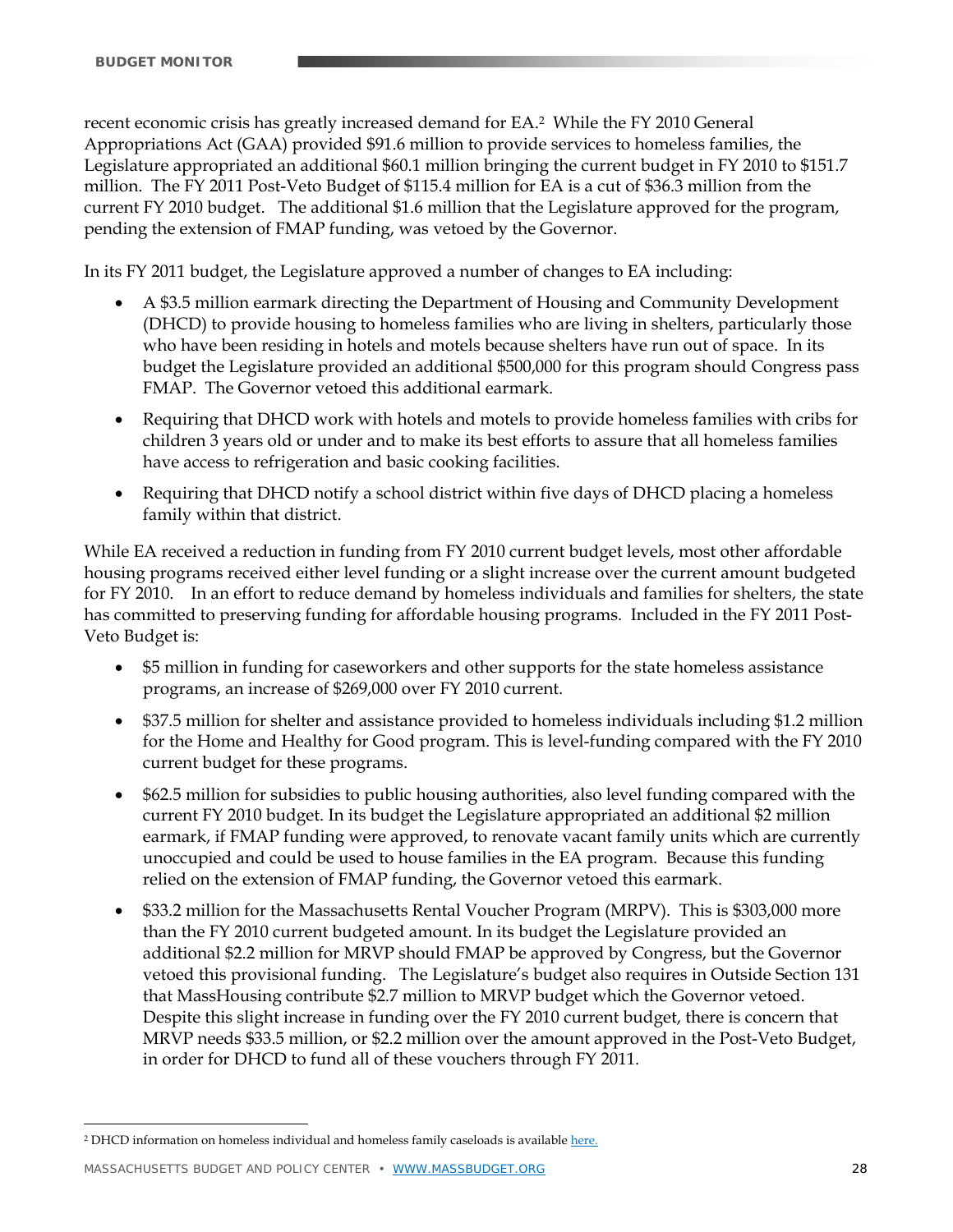recent economic crisis has greatly increased demand for EA.[2] While the FY 2010 General Appropriations Act (GAA) provided $91.6 million to provide services to homeless families, the Legislature appropriated an additional $60.1 million bringing the current budget in FY 2010 to $151.7 million. The FY 2011 Post-Veto Budget of $115.4 million for EA is a cut of $36.3 million from the current FY 2010 budget. The additional $1.6 million that the Legislature approved for the program, pending the extension of FMAP funding, was vetoed by the Governor.

In its FY 2011 budget, the Legislature approved a number of changes to EA including:

- A $3.5 million earmark directing the Department of Housing and Community Development (DHCD) to provide housing to homeless families who are living in shelters, particularly those who have been residing in hotels and motels because shelters have run out of space. In its budget the Legislature provided an additional $500,000 for this program should Congress pass FMAP. The Governor vetoed this additional earmark.
- Requiring that DHCD work with hotels and motels to provide homeless families with cribs for children 3 years old or under and to make its best efforts to assure that all homeless families have access to refrigeration and basic cooking facilities.
- Requiring that DHCD notify a school district within five days of DHCD placing a homeless family within that district.

While EA received a reduction in funding from FY 2010 current budget levels, most other affordable housing programs received either level funding or a slight increase over the current amount budgeted for FY 2010. In an effort to reduce demand by homeless individuals and families for shelters, the state has committed to preserving funding for affordable housing programs. Included in the FY 2011 Post-Veto Budget is:

- $5 million in funding for caseworkers and other supports for the state homeless assistance programs, an increase of $269,000 over FY 2010 current.
- $37.5 million for shelter and assistance provided to homeless individuals including $1.2 million for the Home and Healthy for Good program. This is level-funding compared with the FY 2010 current budget for these programs.
- $62.5 million for subsidies to public housing authorities, also level funding compared with the current FY 2010 budget. In its budget the Legislature appropriated an additional $2 million earmark, if FMAP funding were approved, to renovate vacant family units which are currently unoccupied and could be used to house families in the EA program. Because this funding relied on the extension of FMAP funding, the Governor vetoed this earmark.
- $33.2 million for the Massachusetts Rental Voucher Program (MRPV). This is $303,000 more than the FY 2010 current budgeted amount. In its budget the Legislature provided an additional $2.2 million for MRVP should FMAP be approved by Congress, but the Governor vetoed this provisional funding. The Legislature's budget also requires in Outside Section 131 that MassHousing contribute $2.7 million to MRVP budget which the Governor vetoed. Despite this slight increase in funding over the FY 2010 current budget, there is concern that MRVP needs $33.5 million, or $2.2 million over the amount approved in the Post-Veto Budget, in order for DHCD to fund all of these vouchers through FY 2011.

[2] DHCD information on homeless individual and homeless family caseloads is available here.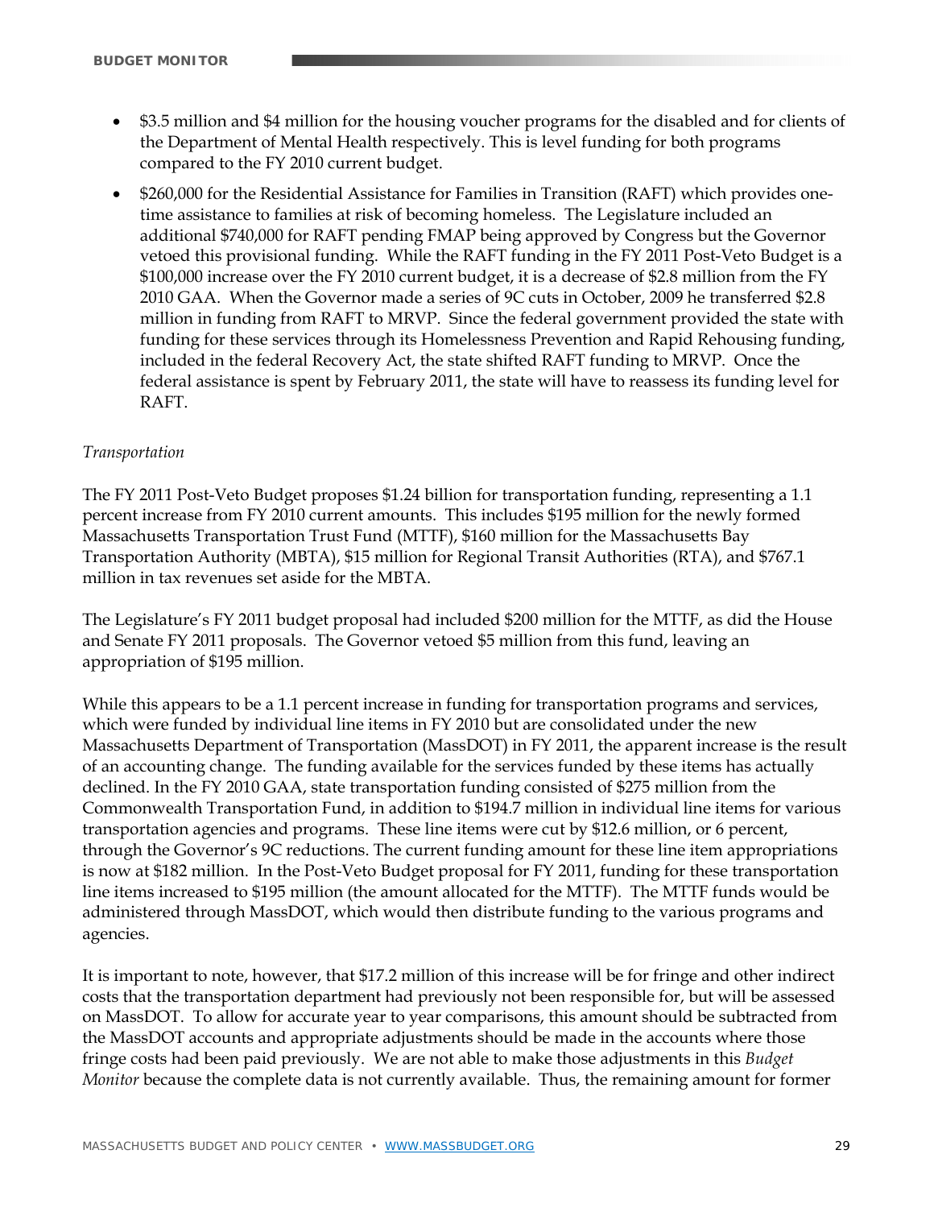- $3.5 million and $4 million for the housing voucher programs for the disabled and for clients of the Department of Mental Health respectively. This is level funding for both programs compared to the FY 2010 current budget.
- $260,000 for the Residential Assistance for Families in Transition (RAFT) which provides one-time assistance to families at risk of becoming homeless. The Legislature included an additional $740,000 for RAFT pending FMAP being approved by Congress but the Governor vetoed this provisional funding. While the RAFT funding in the FY 2011 Post-Veto Budget is a $100,000 increase over the FY 2010 current budget, it is a decrease of $2.8 million from the FY 2010 GAA. When the Governor made a series of 9C cuts in October, 2009 he transferred $2.8 million in funding from RAFT to MRVP. Since the federal government provided the state with funding for these services through its Homelessness Prevention and Rapid Rehousing funding, included in the federal Recovery Act, the state shifted RAFT funding to MRVP. Once the federal assistance is spent by February 2011, the state will have to reassess its funding level for RAFT.

*Transportation*

The FY 2011 Post-Veto Budget proposes $1.24 billion for transportation funding, representing a 1.1 percent increase from FY 2010 current amounts. This includes $195 million for the newly formed Massachusetts Transportation Trust Fund (MTTF), $160 million for the Massachusetts Bay Transportation Authority (MBTA), $15 million for Regional Transit Authorities (RTA), and $767.1 million in tax revenues set aside for the MBTA.

The Legislature's FY 2011 budget proposal had included $200 million for the MTTF, as did the House and Senate FY 2011 proposals. The Governor vetoed $5 million from this fund, leaving an appropriation of $195 million.

While this appears to be a 1.1 percent increase in funding for transportation programs and services, which were funded by individual line items in FY 2010 but are consolidated under the new Massachusetts Department of Transportation (MassDOT) in FY 2011, the apparent increase is the result of an accounting change. The funding available for the services funded by these items has actually declined. In the FY 2010 GAA, state transportation funding consisted of $275 million from the Commonwealth Transportation Fund, in addition to $194.7 million in individual line items for various transportation agencies and programs. These line items were cut by $12.6 million, or 6 percent, through the Governor's 9C reductions. The current funding amount for these line item appropriations is now at $182 million. In the Post-Veto Budget proposal for FY 2011, funding for these transportation line items increased to $195 million (the amount allocated for the MTTF). The MTTF funds would be administered through MassDOT, which would then distribute funding to the various programs and agencies.

It is important to note, however, that $17.2 million of this increase will be for fringe and other indirect costs that the transportation department had previously not been responsible for, but will be assessed on MassDOT. To allow for accurate year to year comparisons, this amount should be subtracted from the MassDOT accounts and appropriate adjustments should be made in the accounts where those fringe costs had been paid previously. We are not able to make those adjustments in this *Budget Monitor* because the complete data is not currently available. Thus, the remaining amount for former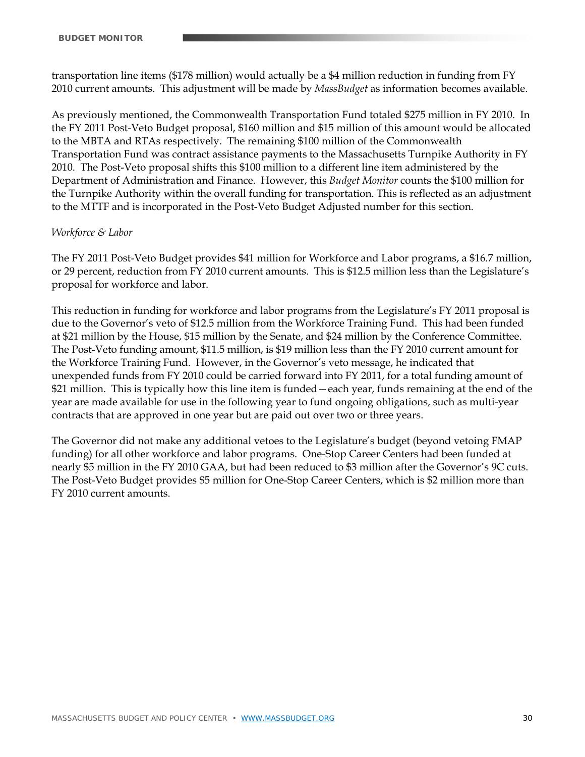transportation line items ($178 million) would actually be a $4 million reduction in funding from FY 2010 current amounts. This adjustment will be made by *MassBudget* as information becomes available.

As previously mentioned, the Commonwealth Transportation Fund totaled $275 million in FY 2010. In the FY 2011 Post-Veto Budget proposal, $160 million and $15 million of this amount would be allocated to the MBTA and RTAs respectively. The remaining $100 million of the Commonwealth Transportation Fund was contract assistance payments to the Massachusetts Turnpike Authority in FY 2010. The Post-Veto proposal shifts this $100 million to a different line item administered by the Department of Administration and Finance. However, this *Budget Monitor* counts the $100 million for the Turnpike Authority within the overall funding for transportation. This is reflected as an adjustment to the MTTF and is incorporated in the Post-Veto Budget Adjusted number for this section.

*Workforce & Labor*

The FY 2011 Post-Veto Budget provides $41 million for Workforce and Labor programs, a $16.7 million, or 29 percent, reduction from FY 2010 current amounts. This is $12.5 million less than the Legislature's proposal for workforce and labor.

This reduction in funding for workforce and labor programs from the Legislature's FY 2011 proposal is due to the Governor's veto of $12.5 million from the Workforce Training Fund. This had been funded at $21 million by the House, $15 million by the Senate, and $24 million by the Conference Committee. The Post-Veto funding amount, $11.5 million, is $19 million less than the FY 2010 current amount for the Workforce Training Fund. However, in the Governor's veto message, he indicated that unexpended funds from FY 2010 could be carried forward into FY 2011, for a total funding amount of $21 million. This is typically how this line item is funded—each year, funds remaining at the end of the year are made available for use in the following year to fund ongoing obligations, such as multi-year contracts that are approved in one year but are paid out over two or three years.

The Governor did not make any additional vetoes to the Legislature's budget (beyond vetoing FMAP funding) for all other workforce and labor programs. One-Stop Career Centers had been funded at nearly $5 million in the FY 2010 GAA, but had been reduced to $3 million after the Governor's 9C cuts. The Post-Veto Budget provides $5 million for One-Stop Career Centers, which is $2 million more than FY 2010 current amounts.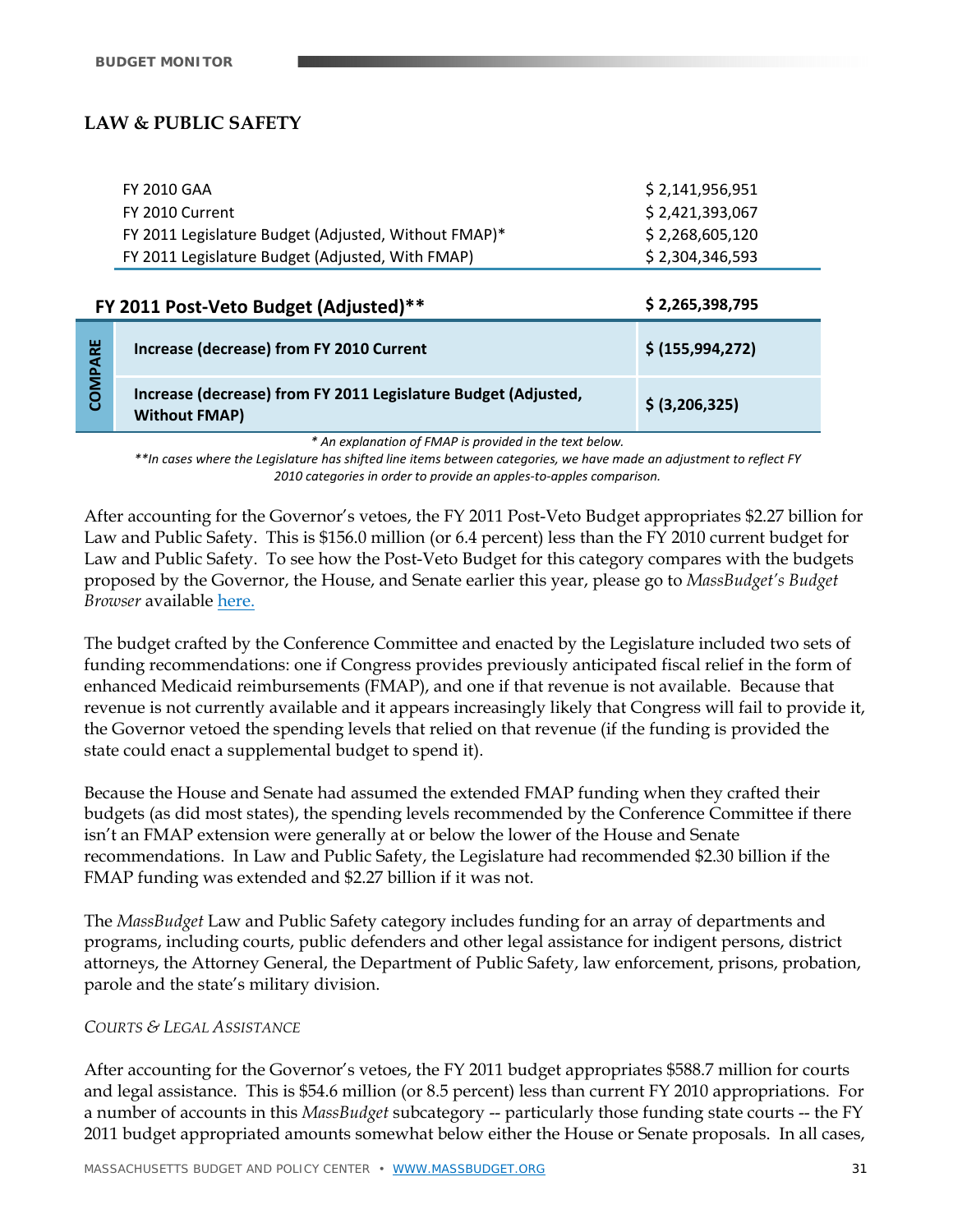## LAW & PUBLIC SAFETY

| | |
|---|---|
| FY 2010 GAA | $ 2,141,956,951 |
| FY 2010 Current | $ 2,421,393,067 |
| FY 2011 Legislature Budget (Adjusted, Without FMAP)* | $ 2,268,605,120 |
| FY 2011 Legislature Budget (Adjusted, With FMAP) | $ 2,304,346,593 |
| **FY 2011 Post-Veto Budget (Adjusted)**** | **$ 2,265,398,795** |
| **COMPARE:** **Increase (decrease) from FY 2010 Current** | **$ (155,994,272)** |
| **COMPARE:** **Increase (decrease) from FY 2011 Legislature Budget (Adjusted, Without FMAP)** | **$ (3,206,325)** |

*\* An explanation of FMAP is provided in the text below.*

*\*\*In cases where the Legislature has shifted line items between categories, we have made an adjustment to reflect FY 2010 categories in order to provide an apples-to-apples comparison.*

After accounting for the Governor's vetoes, the FY 2011 Post-Veto Budget appropriates $2.27 billion for Law and Public Safety. This is $156.0 million (or 6.4 percent) less than the FY 2010 current budget for Law and Public Safety. To see how the Post-Veto Budget for this category compares with the budgets proposed by the Governor, the House, and Senate earlier this year, please go to *MassBudget's Budget Browser* available here.

The budget crafted by the Conference Committee and enacted by the Legislature included two sets of funding recommendations: one if Congress provides previously anticipated fiscal relief in the form of enhanced Medicaid reimbursements (FMAP), and one if that revenue is not available. Because that revenue is not currently available and it appears increasingly likely that Congress will fail to provide it, the Governor vetoed the spending levels that relied on that revenue (if the funding is provided the state could enact a supplemental budget to spend it).

Because the House and Senate had assumed the extended FMAP funding when they crafted their budgets (as did most states), the spending levels recommended by the Conference Committee if there isn't an FMAP extension were generally at or below the lower of the House and Senate recommendations. In Law and Public Safety, the Legislature had recommended $2.30 billion if the FMAP funding was extended and $2.27 billion if it was not.

The *MassBudget* Law and Public Safety category includes funding for an array of departments and programs, including courts, public defenders and other legal assistance for indigent persons, district attorneys, the Attorney General, the Department of Public Safety, law enforcement, prisons, probation, parole and the state's military division.

*COURTS & LEGAL ASSISTANCE*

After accounting for the Governor's vetoes, the FY 2011 budget appropriates $588.7 million for courts and legal assistance. This is $54.6 million (or 8.5 percent) less than current FY 2010 appropriations. For a number of accounts in this *MassBudget* subcategory -- particularly those funding state courts -- the FY 2011 budget appropriated amounts somewhat below either the House or Senate proposals. In all cases,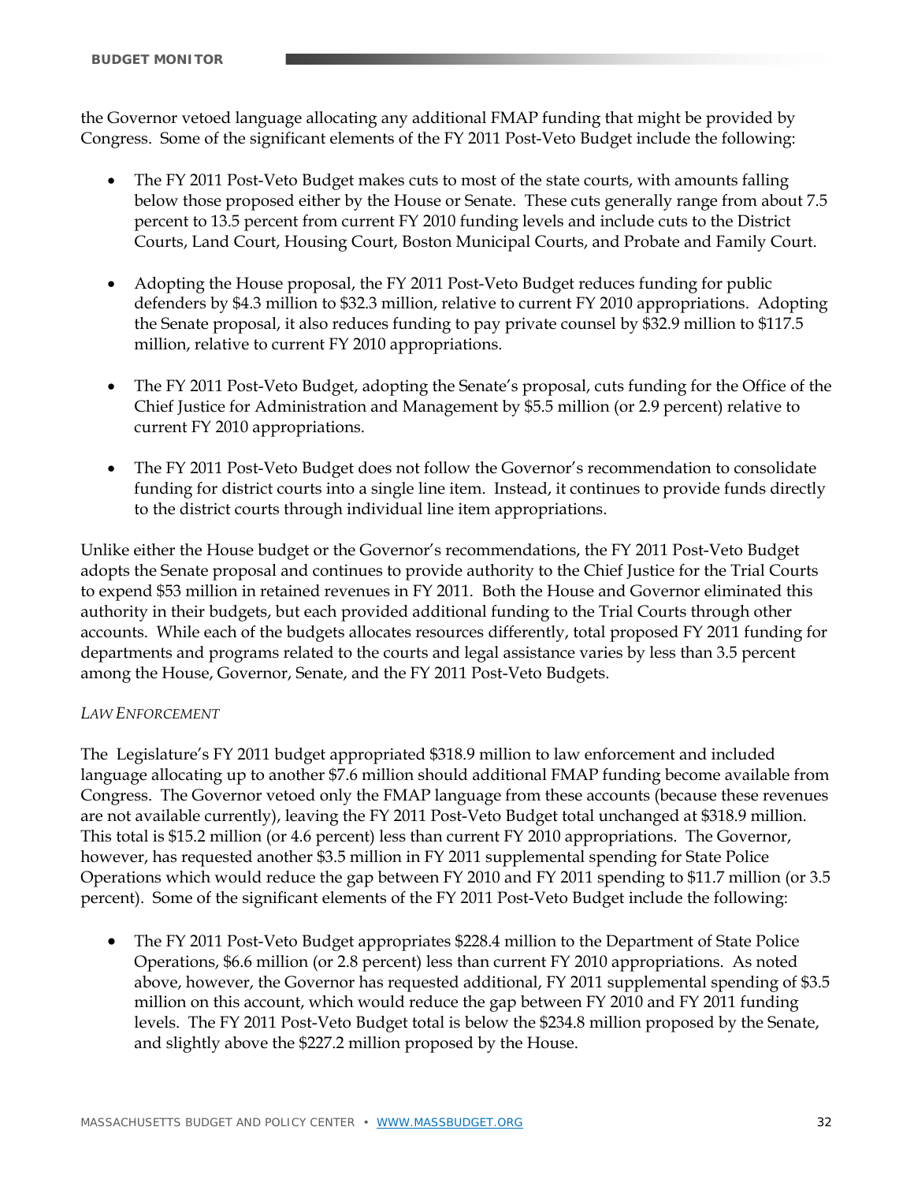the Governor vetoed language allocating any additional FMAP funding that might be provided by Congress. Some of the significant elements of the FY 2011 Post-Veto Budget include the following:

- The FY 2011 Post-Veto Budget makes cuts to most of the state courts, with amounts falling below those proposed either by the House or Senate. These cuts generally range from about 7.5 percent to 13.5 percent from current FY 2010 funding levels and include cuts to the District Courts, Land Court, Housing Court, Boston Municipal Courts, and Probate and Family Court.

- Adopting the House proposal, the FY 2011 Post-Veto Budget reduces funding for public defenders by $4.3 million to $32.3 million, relative to current FY 2010 appropriations. Adopting the Senate proposal, it also reduces funding to pay private counsel by $32.9 million to $117.5 million, relative to current FY 2010 appropriations.

- The FY 2011 Post-Veto Budget, adopting the Senate's proposal, cuts funding for the Office of the Chief Justice for Administration and Management by $5.5 million (or 2.9 percent) relative to current FY 2010 appropriations.

- The FY 2011 Post-Veto Budget does not follow the Governor's recommendation to consolidate funding for district courts into a single line item. Instead, it continues to provide funds directly to the district courts through individual line item appropriations.

Unlike either the House budget or the Governor's recommendations, the FY 2011 Post-Veto Budget adopts the Senate proposal and continues to provide authority to the Chief Justice for the Trial Courts to expend $53 million in retained revenues in FY 2011. Both the House and Governor eliminated this authority in their budgets, but each provided additional funding to the Trial Courts through other accounts. While each of the budgets allocates resources differently, total proposed FY 2011 funding for departments and programs related to the courts and legal assistance varies by less than 3.5 percent among the House, Governor, Senate, and the FY 2011 Post-Veto Budgets.

*LAW ENFORCEMENT*

The Legislature's FY 2011 budget appropriated $318.9 million to law enforcement and included language allocating up to another $7.6 million should additional FMAP funding become available from Congress. The Governor vetoed only the FMAP language from these accounts (because these revenues are not available currently), leaving the FY 2011 Post-Veto Budget total unchanged at $318.9 million. This total is $15.2 million (or 4.6 percent) less than current FY 2010 appropriations. The Governor, however, has requested another $3.5 million in FY 2011 supplemental spending for State Police Operations which would reduce the gap between FY 2010 and FY 2011 spending to $11.7 million (or 3.5 percent). Some of the significant elements of the FY 2011 Post-Veto Budget include the following:

- The FY 2011 Post-Veto Budget appropriates $228.4 million to the Department of State Police Operations, $6.6 million (or 2.8 percent) less than current FY 2010 appropriations. As noted above, however, the Governor has requested additional, FY 2011 supplemental spending of $3.5 million on this account, which would reduce the gap between FY 2010 and FY 2011 funding levels. The FY 2011 Post-Veto Budget total is below the $234.8 million proposed by the Senate, and slightly above the $227.2 million proposed by the House.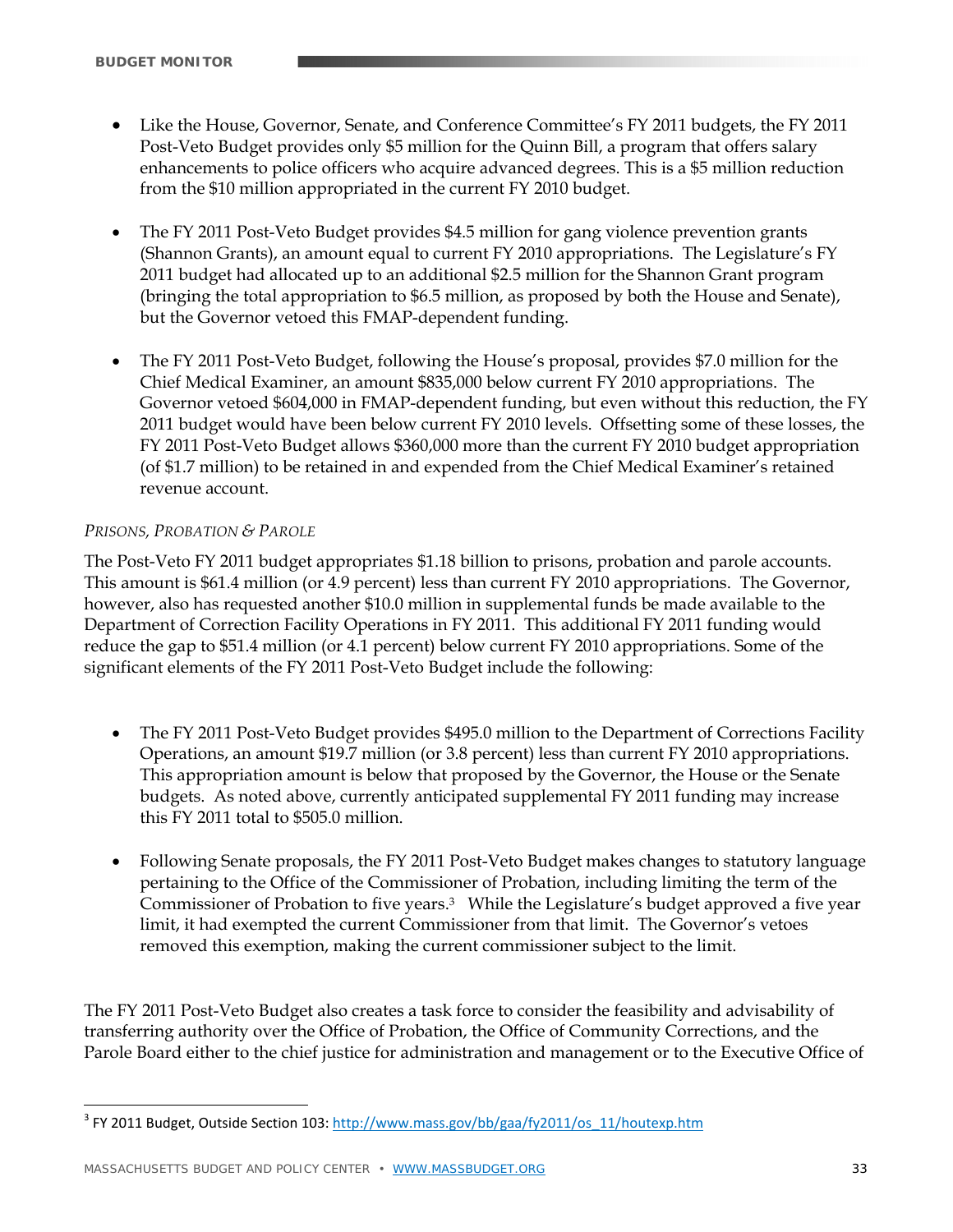- Like the House, Governor, Senate, and Conference Committee's FY 2011 budgets, the FY 2011 Post-Veto Budget provides only $5 million for the Quinn Bill, a program that offers salary enhancements to police officers who acquire advanced degrees. This is a $5 million reduction from the $10 million appropriated in the current FY 2010 budget.

- The FY 2011 Post-Veto Budget provides $4.5 million for gang violence prevention grants (Shannon Grants), an amount equal to current FY 2010 appropriations. The Legislature's FY 2011 budget had allocated up to an additional $2.5 million for the Shannon Grant program (bringing the total appropriation to $6.5 million, as proposed by both the House and Senate), but the Governor vetoed this FMAP-dependent funding.

- The FY 2011 Post-Veto Budget, following the House's proposal, provides $7.0 million for the Chief Medical Examiner, an amount $835,000 below current FY 2010 appropriations. The Governor vetoed $604,000 in FMAP-dependent funding, but even without this reduction, the FY 2011 budget would have been below current FY 2010 levels. Offsetting some of these losses, the FY 2011 Post-Veto Budget allows $360,000 more than the current FY 2010 budget appropriation (of $1.7 million) to be retained in and expended from the Chief Medical Examiner's retained revenue account.

*PRISONS, PROBATION & PAROLE*

The Post-Veto FY 2011 budget appropriates $1.18 billion to prisons, probation and parole accounts. This amount is $61.4 million (or 4.9 percent) less than current FY 2010 appropriations. The Governor, however, also has requested another $10.0 million in supplemental funds be made available to the Department of Correction Facility Operations in FY 2011. This additional FY 2011 funding would reduce the gap to $51.4 million (or 4.1 percent) below current FY 2010 appropriations. Some of the significant elements of the FY 2011 Post-Veto Budget include the following:

- The FY 2011 Post-Veto Budget provides $495.0 million to the Department of Corrections Facility Operations, an amount $19.7 million (or 3.8 percent) less than current FY 2010 appropriations. This appropriation amount is below that proposed by the Governor, the House or the Senate budgets. As noted above, currently anticipated supplemental FY 2011 funding may increase this FY 2011 total to $505.0 million.

- Following Senate proposals, the FY 2011 Post-Veto Budget makes changes to statutory language pertaining to the Office of the Commissioner of Probation, including limiting the term of the Commissioner of Probation to five years.[3] While the Legislature's budget approved a five year limit, it had exempted the current Commissioner from that limit. The Governor's vetoes removed this exemption, making the current commissioner subject to the limit.

The FY 2011 Post-Veto Budget also creates a task force to consider the feasibility and advisability of transferring authority over the Office of Probation, the Office of Community Corrections, and the Parole Board either to the chief justice for administration and management or to the Executive Office of

[3] FY 2011 Budget, Outside Section 103: http://www.mass.gov/bb/gaa/fy2011/os_11/houtexp.htm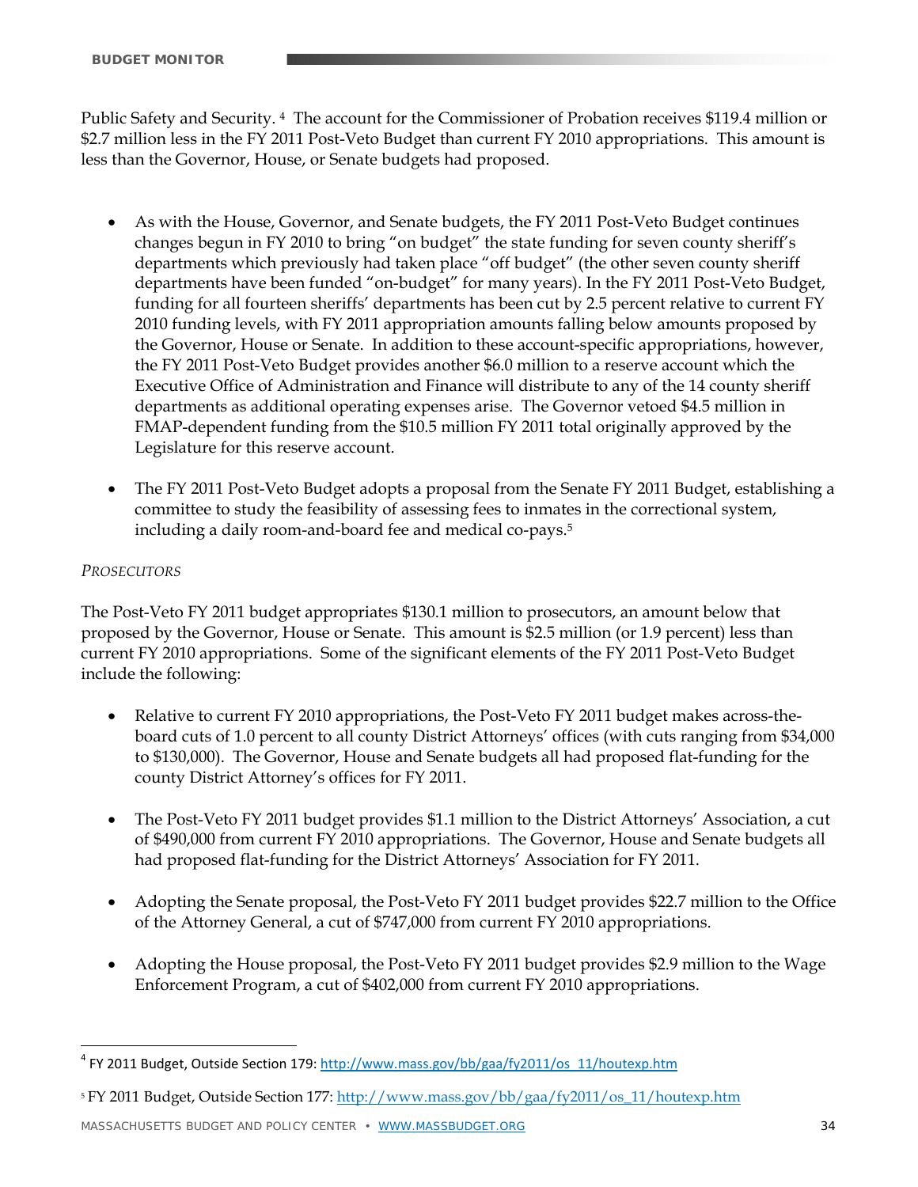Public Safety and Security. [4] The account for the Commissioner of Probation receives $119.4 million or $2.7 million less in the FY 2011 Post-Veto Budget than current FY 2010 appropriations. This amount is less than the Governor, House, or Senate budgets had proposed.

- As with the House, Governor, and Senate budgets, the FY 2011 Post-Veto Budget continues changes begun in FY 2010 to bring "on budget" the state funding for seven county sheriff's departments which previously had taken place "off budget" (the other seven county sheriff departments have been funded "on-budget" for many years). In the FY 2011 Post-Veto Budget, funding for all fourteen sheriffs' departments has been cut by 2.5 percent relative to current FY 2010 funding levels, with FY 2011 appropriation amounts falling below amounts proposed by the Governor, House or Senate. In addition to these account-specific appropriations, however, the FY 2011 Post-Veto Budget provides another $6.0 million to a reserve account which the Executive Office of Administration and Finance will distribute to any of the 14 county sheriff departments as additional operating expenses arise. The Governor vetoed $4.5 million in FMAP-dependent funding from the $10.5 million FY 2011 total originally approved by the Legislature for this reserve account.

- The FY 2011 Post-Veto Budget adopts a proposal from the Senate FY 2011 Budget, establishing a committee to study the feasibility of assessing fees to inmates in the correctional system, including a daily room-and-board fee and medical co-pays.[5]

*PROSECUTORS*

The Post-Veto FY 2011 budget appropriates $130.1 million to prosecutors, an amount below that proposed by the Governor, House or Senate. This amount is $2.5 million (or 1.9 percent) less than current FY 2010 appropriations. Some of the significant elements of the FY 2011 Post-Veto Budget include the following:

- Relative to current FY 2010 appropriations, the Post-Veto FY 2011 budget makes across-the-board cuts of 1.0 percent to all county District Attorneys' offices (with cuts ranging from $34,000 to $130,000). The Governor, House and Senate budgets all had proposed flat-funding for the county District Attorney's offices for FY 2011.

- The Post-Veto FY 2011 budget provides $1.1 million to the District Attorneys' Association, a cut of $490,000 from current FY 2010 appropriations. The Governor, House and Senate budgets all had proposed flat-funding for the District Attorneys' Association for FY 2011.

- Adopting the Senate proposal, the Post-Veto FY 2011 budget provides $22.7 million to the Office of the Attorney General, a cut of $747,000 from current FY 2010 appropriations.

- Adopting the House proposal, the Post-Veto FY 2011 budget provides $2.9 million to the Wage Enforcement Program, a cut of $402,000 from current FY 2010 appropriations.

---

[4] FY 2011 Budget, Outside Section 179: http://www.mass.gov/bb/gaa/fy2011/os_11/houtexp.htm

[5] FY 2011 Budget, Outside Section 177: http://www.mass.gov/bb/gaa/fy2011/os_11/houtexp.htm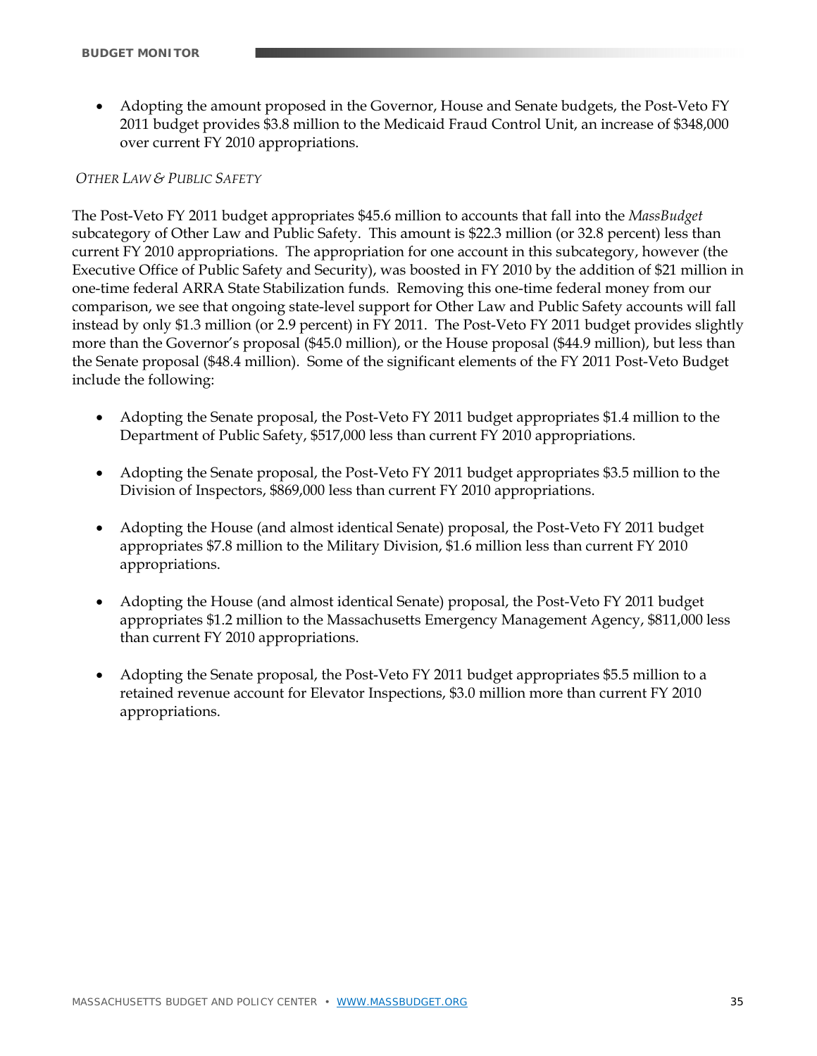- Adopting the amount proposed in the Governor, House and Senate budgets, the Post-Veto FY 2011 budget provides $3.8 million to the Medicaid Fraud Control Unit, an increase of $348,000 over current FY 2010 appropriations.

*OTHER LAW & PUBLIC SAFETY*

The Post-Veto FY 2011 budget appropriates $45.6 million to accounts that fall into the *MassBudget* subcategory of Other Law and Public Safety. This amount is $22.3 million (or 32.8 percent) less than current FY 2010 appropriations. The appropriation for one account in this subcategory, however (the Executive Office of Public Safety and Security), was boosted in FY 2010 by the addition of $21 million in one-time federal ARRA State Stabilization funds. Removing this one-time federal money from our comparison, we see that ongoing state-level support for Other Law and Public Safety accounts will fall instead by only $1.3 million (or 2.9 percent) in FY 2011. The Post-Veto FY 2011 budget provides slightly more than the Governor's proposal ($45.0 million), or the House proposal ($44.9 million), but less than the Senate proposal ($48.4 million). Some of the significant elements of the FY 2011 Post-Veto Budget include the following:

- Adopting the Senate proposal, the Post-Veto FY 2011 budget appropriates $1.4 million to the Department of Public Safety, $517,000 less than current FY 2010 appropriations.

- Adopting the Senate proposal, the Post-Veto FY 2011 budget appropriates $3.5 million to the Division of Inspectors, $869,000 less than current FY 2010 appropriations.

- Adopting the House (and almost identical Senate) proposal, the Post-Veto FY 2011 budget appropriates $7.8 million to the Military Division, $1.6 million less than current FY 2010 appropriations.

- Adopting the House (and almost identical Senate) proposal, the Post-Veto FY 2011 budget appropriates $1.2 million to the Massachusetts Emergency Management Agency, $811,000 less than current FY 2010 appropriations.

- Adopting the Senate proposal, the Post-Veto FY 2011 budget appropriates $5.5 million to a retained revenue account for Elevator Inspections, $3.0 million more than current FY 2010 appropriations.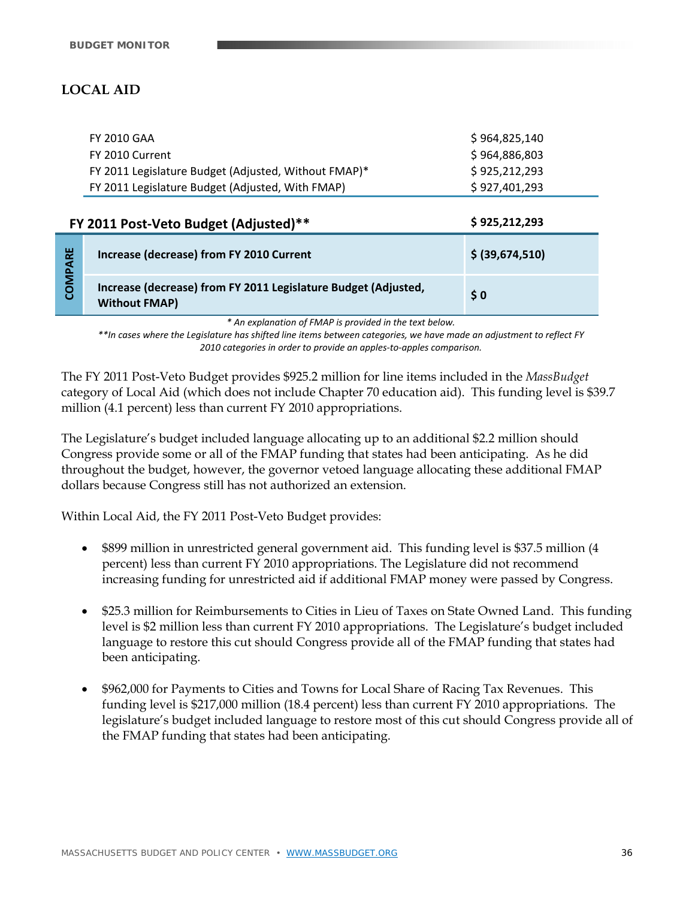## LOCAL AID

| | |
|---|---|
| FY 2010 GAA | $ 964,825,140 |
| FY 2010 Current | $ 964,886,803 |
| FY 2011 Legislature Budget (Adjusted, Without FMAP)* | $ 925,212,293 |
| FY 2011 Legislature Budget (Adjusted, With FMAP) | $ 927,401,293 |
| **FY 2011 Post-Veto Budget (Adjusted)**** | **$ 925,212,293** |
| **COMPARE: Increase (decrease) from FY 2010 Current** | **$ (39,674,510)** |
| **COMPARE: Increase (decrease) from FY 2011 Legislature Budget (Adjusted, Without FMAP)** | **$ 0** |

*\* An explanation of FMAP is provided in the text below.*

*\*\*In cases where the Legislature has shifted line items between categories, we have made an adjustment to reflect FY 2010 categories in order to provide an apples-to-apples comparison.*

The FY 2011 Post-Veto Budget provides $925.2 million for line items included in the *MassBudget* category of Local Aid (which does not include Chapter 70 education aid). This funding level is $39.7 million (4.1 percent) less than current FY 2010 appropriations.

The Legislature's budget included language allocating up to an additional $2.2 million should Congress provide some or all of the FMAP funding that states had been anticipating. As he did throughout the budget, however, the governor vetoed language allocating these additional FMAP dollars because Congress still has not authorized an extension.

Within Local Aid, the FY 2011 Post-Veto Budget provides:

- $899 million in unrestricted general government aid. This funding level is $37.5 million (4 percent) less than current FY 2010 appropriations. The Legislature did not recommend increasing funding for unrestricted aid if additional FMAP money were passed by Congress.

- $25.3 million for Reimbursements to Cities in Lieu of Taxes on State Owned Land. This funding level is $2 million less than current FY 2010 appropriations. The Legislature's budget included language to restore this cut should Congress provide all of the FMAP funding that states had been anticipating.

- $962,000 for Payments to Cities and Towns for Local Share of Racing Tax Revenues. This funding level is $217,000 million (18.4 percent) less than current FY 2010 appropriations. The legislature's budget included language to restore most of this cut should Congress provide all of the FMAP funding that states had been anticipating.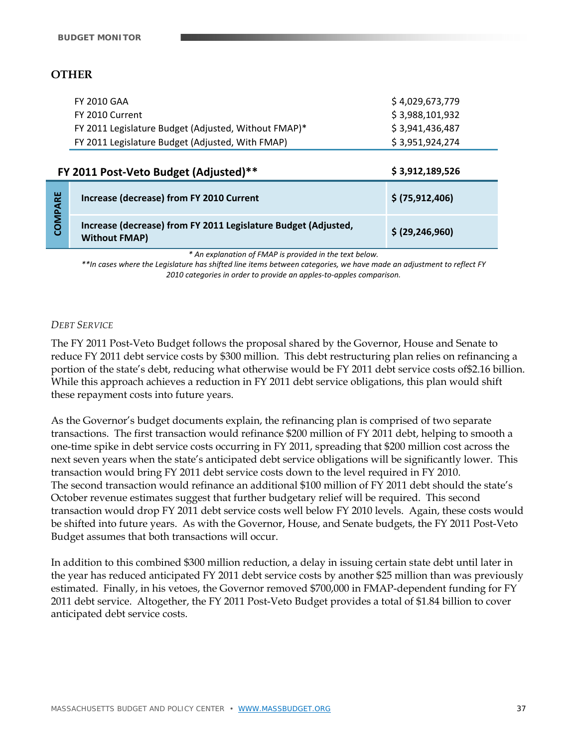## OTHER

| | |
|---|---|
| FY 2010 GAA | $ 4,029,673,779 |
| FY 2010 Current | $ 3,988,101,932 |
| FY 2011 Legislature Budget (Adjusted, Without FMAP)* | $ 3,941,436,487 |
| FY 2011 Legislature Budget (Adjusted, With FMAP) | $ 3,951,924,274 |
| **FY 2011 Post-Veto Budget (Adjusted)**** | **$ 3,912,189,526** |
| **COMPARE:** **Increase (decrease) from FY 2010 Current** | **$ (75,912,406)** |
| **COMPARE:** **Increase (decrease) from FY 2011 Legislature Budget (Adjusted, Without FMAP)** | **$ (29,246,960)** |

*\* An explanation of FMAP is provided in the text below.*

*\*\*In cases where the Legislature has shifted line items between categories, we have made an adjustment to reflect FY 2010 categories in order to provide an apples-to-apples comparison.*

### *DEBT SERVICE*

The FY 2011 Post-Veto Budget follows the proposal shared by the Governor, House and Senate to reduce FY 2011 debt service costs by $300 million. This debt restructuring plan relies on refinancing a portion of the state's debt, reducing what otherwise would be FY 2011 debt service costs of$2.16 billion. While this approach achieves a reduction in FY 2011 debt service obligations, this plan would shift these repayment costs into future years.

As the Governor's budget documents explain, the refinancing plan is comprised of two separate transactions. The first transaction would refinance $200 million of FY 2011 debt, helping to smooth a one-time spike in debt service costs occurring in FY 2011, spreading that $200 million cost across the next seven years when the state's anticipated debt service obligations will be significantly lower. This transaction would bring FY 2011 debt service costs down to the level required in FY 2010. The second transaction would refinance an additional $100 million of FY 2011 debt should the state's October revenue estimates suggest that further budgetary relief will be required. This second transaction would drop FY 2011 debt service costs well below FY 2010 levels. Again, these costs would be shifted into future years. As with the Governor, House, and Senate budgets, the FY 2011 Post-Veto Budget assumes that both transactions will occur.

In addition to this combined $300 million reduction, a delay in issuing certain state debt until later in the year has reduced anticipated FY 2011 debt service costs by another $25 million than was previously estimated. Finally, in his vetoes, the Governor removed $700,000 in FMAP-dependent funding for FY 2011 debt service. Altogether, the FY 2011 Post-Veto Budget provides a total of $1.84 billion to cover anticipated debt service costs.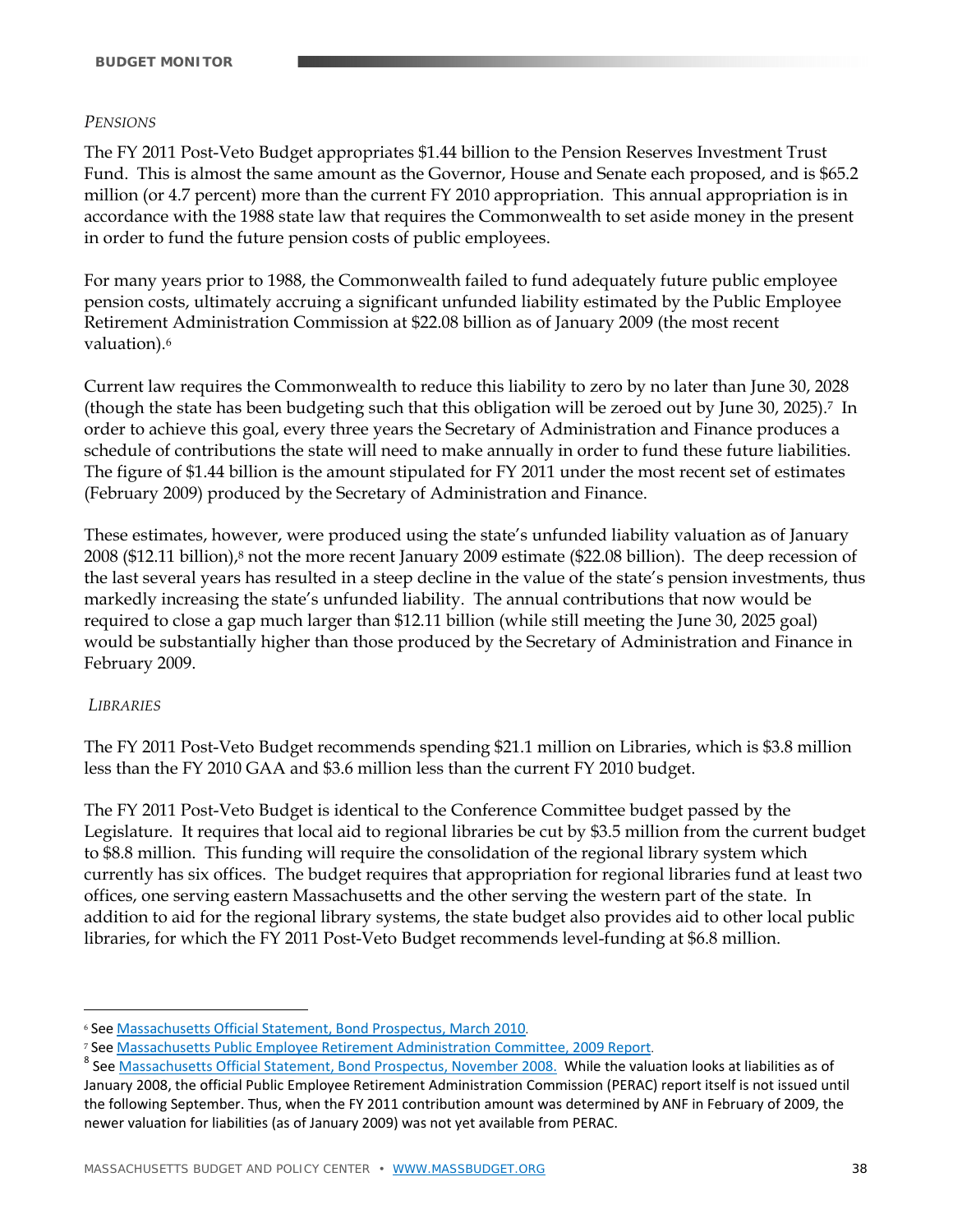*PENSIONS*

The FY 2011 Post-Veto Budget appropriates $1.44 billion to the Pension Reserves Investment Trust Fund. This is almost the same amount as the Governor, House and Senate each proposed, and is $65.2 million (or 4.7 percent) more than the current FY 2010 appropriation. This annual appropriation is in accordance with the 1988 state law that requires the Commonwealth to set aside money in the present in order to fund the future pension costs of public employees.

For many years prior to 1988, the Commonwealth failed to fund adequately future public employee pension costs, ultimately accruing a significant unfunded liability estimated by the Public Employee Retirement Administration Commission at $22.08 billion as of January 2009 (the most recent valuation).[6]

Current law requires the Commonwealth to reduce this liability to zero by no later than June 30, 2028 (though the state has been budgeting such that this obligation will be zeroed out by June 30, 2025).[7] In order to achieve this goal, every three years the Secretary of Administration and Finance produces a schedule of contributions the state will need to make annually in order to fund these future liabilities. The figure of $1.44 billion is the amount stipulated for FY 2011 under the most recent set of estimates (February 2009) produced by the Secretary of Administration and Finance.

These estimates, however, were produced using the state's unfunded liability valuation as of January 2008 ($12.11 billion),[8] not the more recent January 2009 estimate ($22.08 billion). The deep recession of the last several years has resulted in a steep decline in the value of the state's pension investments, thus markedly increasing the state's unfunded liability. The annual contributions that now would be required to close a gap much larger than $12.11 billion (while still meeting the June 30, 2025 goal) would be substantially higher than those produced by the Secretary of Administration and Finance in February 2009.

*LIBRARIES*

The FY 2011 Post-Veto Budget recommends spending $21.1 million on Libraries, which is $3.8 million less than the FY 2010 GAA and $3.6 million less than the current FY 2010 budget.

The FY 2011 Post-Veto Budget is identical to the Conference Committee budget passed by the Legislature. It requires that local aid to regional libraries be cut by $3.5 million from the current budget to $8.8 million. This funding will require the consolidation of the regional library system which currently has six offices. The budget requires that appropriation for regional libraries fund at least two offices, one serving eastern Massachusetts and the other serving the western part of the state. In addition to aid for the regional library systems, the state budget also provides aid to other local public libraries, for which the FY 2011 Post-Veto Budget recommends level-funding at $6.8 million.

---

[6] See Massachusetts Official Statement, Bond Prospectus, March 2010.

[7] See Massachusetts Public Employee Retirement Administration Committee, 2009 Report.

[8] See Massachusetts Official Statement, Bond Prospectus, November 2008. While the valuation looks at liabilities as of January 2008, the official Public Employee Retirement Administration Commission (PERAC) report itself is not issued until the following September. Thus, when the FY 2011 contribution amount was determined by ANF in February of 2009, the newer valuation for liabilities (as of January 2009) was not yet available from PERAC.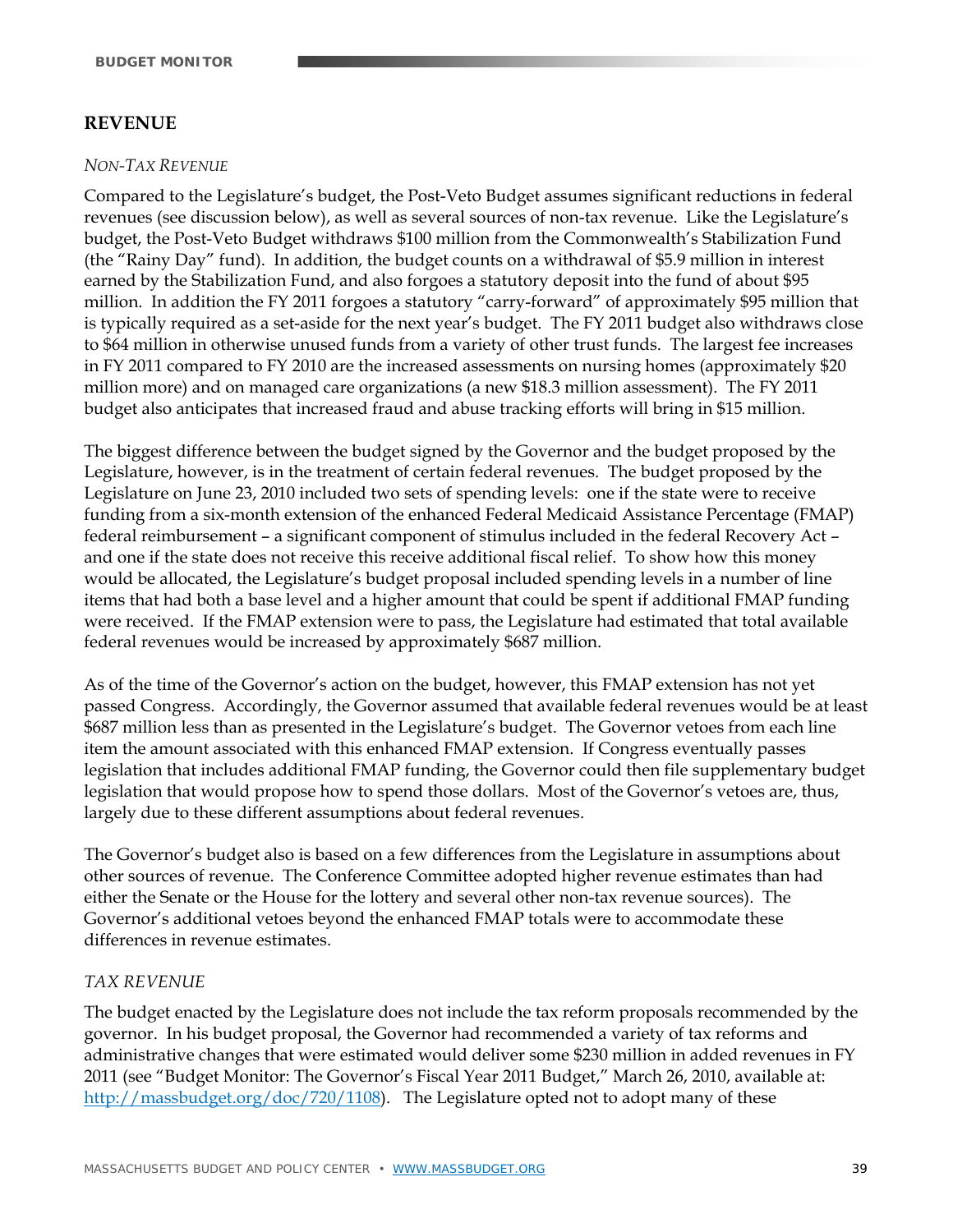## REVENUE

### *NON-TAX REVENUE*

Compared to the Legislature's budget, the Post-Veto Budget assumes significant reductions in federal revenues (see discussion below), as well as several sources of non-tax revenue. Like the Legislature's budget, the Post-Veto Budget withdraws $100 million from the Commonwealth's Stabilization Fund (the "Rainy Day" fund). In addition, the budget counts on a withdrawal of $5.9 million in interest earned by the Stabilization Fund, and also forgoes a statutory deposit into the fund of about $95 million. In addition the FY 2011 forgoes a statutory "carry-forward" of approximately $95 million that is typically required as a set-aside for the next year's budget. The FY 2011 budget also withdraws close to $64 million in otherwise unused funds from a variety of other trust funds. The largest fee increases in FY 2011 compared to FY 2010 are the increased assessments on nursing homes (approximately $20 million more) and on managed care organizations (a new $18.3 million assessment). The FY 2011 budget also anticipates that increased fraud and abuse tracking efforts will bring in $15 million.

The biggest difference between the budget signed by the Governor and the budget proposed by the Legislature, however, is in the treatment of certain federal revenues. The budget proposed by the Legislature on June 23, 2010 included two sets of spending levels: one if the state were to receive funding from a six-month extension of the enhanced Federal Medicaid Assistance Percentage (FMAP) federal reimbursement – a significant component of stimulus included in the federal Recovery Act – and one if the state does not receive this receive additional fiscal relief. To show how this money would be allocated, the Legislature's budget proposal included spending levels in a number of line items that had both a base level and a higher amount that could be spent if additional FMAP funding were received. If the FMAP extension were to pass, the Legislature had estimated that total available federal revenues would be increased by approximately $687 million.

As of the time of the Governor's action on the budget, however, this FMAP extension has not yet passed Congress. Accordingly, the Governor assumed that available federal revenues would be at least $687 million less than as presented in the Legislature's budget. The Governor vetoes from each line item the amount associated with this enhanced FMAP extension. If Congress eventually passes legislation that includes additional FMAP funding, the Governor could then file supplementary budget legislation that would propose how to spend those dollars. Most of the Governor's vetoes are, thus, largely due to these different assumptions about federal revenues.

The Governor's budget also is based on a few differences from the Legislature in assumptions about other sources of revenue. The Conference Committee adopted higher revenue estimates than had either the Senate or the House for the lottery and several other non-tax revenue sources). The Governor's additional vetoes beyond the enhanced FMAP totals were to accommodate these differences in revenue estimates.

### *TAX REVENUE*

The budget enacted by the Legislature does not include the tax reform proposals recommended by the governor. In his budget proposal, the Governor had recommended a variety of tax reforms and administrative changes that were estimated would deliver some $230 million in added revenues in FY 2011 (see "Budget Monitor: The Governor's Fiscal Year 2011 Budget," March 26, 2010, available at: [http://massbudget.org/doc/720/1108](http://massbudget.org/doc/720/1108)). The Legislature opted not to adopt many of these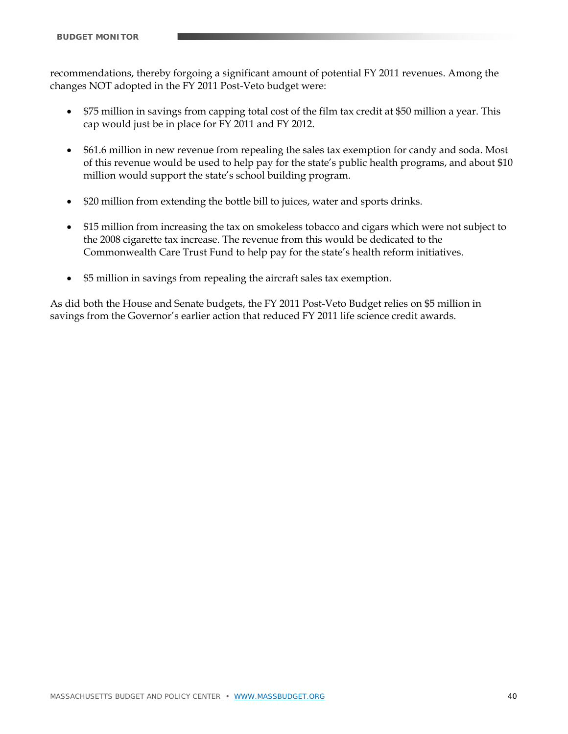recommendations, thereby forgoing a significant amount of potential FY 2011 revenues. Among the changes NOT adopted in the FY 2011 Post-Veto budget were:

- $75 million in savings from capping total cost of the film tax credit at $50 million a year. This cap would just be in place for FY 2011 and FY 2012.

- $61.6 million in new revenue from repealing the sales tax exemption for candy and soda. Most of this revenue would be used to help pay for the state's public health programs, and about $10 million would support the state's school building program.

- $20 million from extending the bottle bill to juices, water and sports drinks.

- $15 million from increasing the tax on smokeless tobacco and cigars which were not subject to the 2008 cigarette tax increase. The revenue from this would be dedicated to the Commonwealth Care Trust Fund to help pay for the state's health reform initiatives.

- $5 million in savings from repealing the aircraft sales tax exemption.

As did both the House and Senate budgets, the FY 2011 Post-Veto Budget relies on $5 million in savings from the Governor's earlier action that reduced FY 2011 life science credit awards.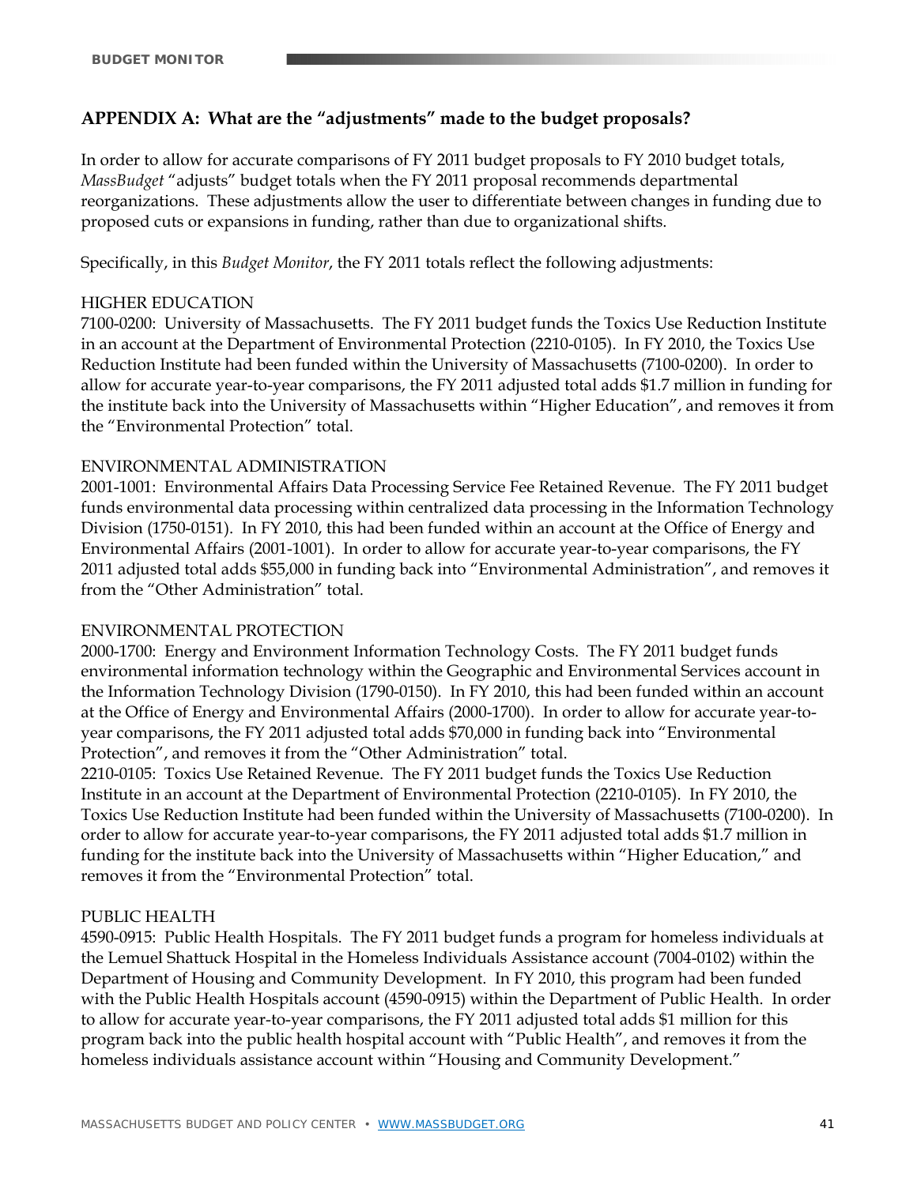## APPENDIX A: What are the "adjustments" made to the budget proposals?

In order to allow for accurate comparisons of FY 2011 budget proposals to FY 2010 budget totals, *MassBudget* "adjusts" budget totals when the FY 2011 proposal recommends departmental reorganizations. These adjustments allow the user to differentiate between changes in funding due to proposed cuts or expansions in funding, rather than due to organizational shifts.

Specifically, in this *Budget Monitor*, the FY 2011 totals reflect the following adjustments:

HIGHER EDUCATION
7100-0200: University of Massachusetts. The FY 2011 budget funds the Toxics Use Reduction Institute in an account at the Department of Environmental Protection (2210-0105). In FY 2010, the Toxics Use Reduction Institute had been funded within the University of Massachusetts (7100-0200). In order to allow for accurate year-to-year comparisons, the FY 2011 adjusted total adds $1.7 million in funding for the institute back into the University of Massachusetts within "Higher Education", and removes it from the "Environmental Protection" total.

ENVIRONMENTAL ADMINISTRATION
2001-1001: Environmental Affairs Data Processing Service Fee Retained Revenue. The FY 2011 budget funds environmental data processing within centralized data processing in the Information Technology Division (1750-0151). In FY 2010, this had been funded within an account at the Office of Energy and Environmental Affairs (2001-1001). In order to allow for accurate year-to-year comparisons, the FY 2011 adjusted total adds $55,000 in funding back into "Environmental Administration", and removes it from the "Other Administration" total.

ENVIRONMENTAL PROTECTION
2000-1700: Energy and Environment Information Technology Costs. The FY 2011 budget funds environmental information technology within the Geographic and Environmental Services account in the Information Technology Division (1790-0150). In FY 2010, this had been funded within an account at the Office of Energy and Environmental Affairs (2000-1700). In order to allow for accurate year-to-year comparisons, the FY 2011 adjusted total adds $70,000 in funding back into "Environmental Protection", and removes it from the "Other Administration" total.
2210-0105: Toxics Use Retained Revenue. The FY 2011 budget funds the Toxics Use Reduction Institute in an account at the Department of Environmental Protection (2210-0105). In FY 2010, the Toxics Use Reduction Institute had been funded within the University of Massachusetts (7100-0200). In order to allow for accurate year-to-year comparisons, the FY 2011 adjusted total adds $1.7 million in funding for the institute back into the University of Massachusetts within "Higher Education," and removes it from the "Environmental Protection" total.

PUBLIC HEALTH
4590-0915: Public Health Hospitals. The FY 2011 budget funds a program for homeless individuals at the Lemuel Shattuck Hospital in the Homeless Individuals Assistance account (7004-0102) within the Department of Housing and Community Development. In FY 2010, this program had been funded with the Public Health Hospitals account (4590-0915) within the Department of Public Health. In order to allow for accurate year-to-year comparisons, the FY 2011 adjusted total adds $1 million for this program back into the public health hospital account with "Public Health", and removes it from the homeless individuals assistance account within "Housing and Community Development."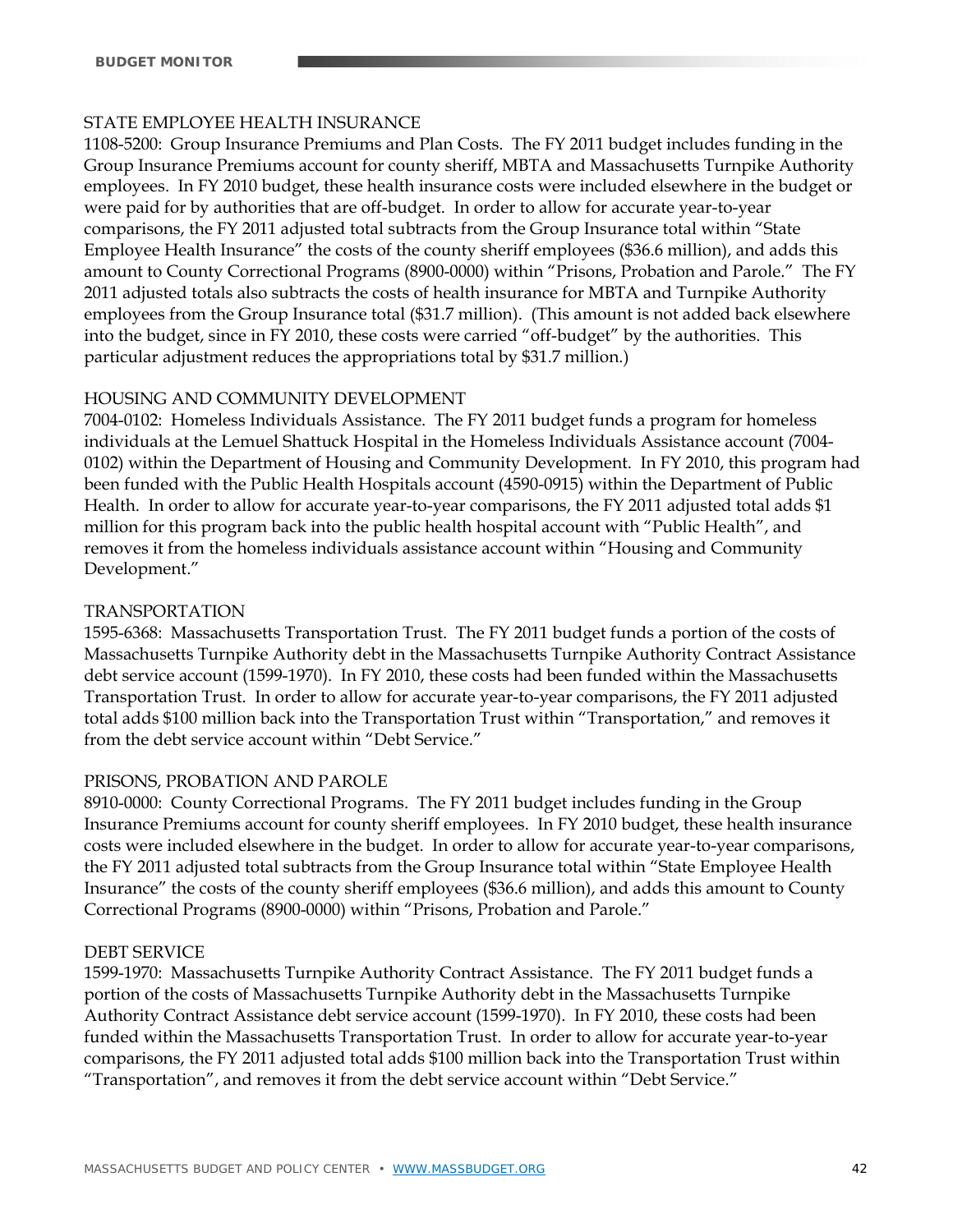STATE EMPLOYEE HEALTH INSURANCE

1108-5200: Group Insurance Premiums and Plan Costs. The FY 2011 budget includes funding in the Group Insurance Premiums account for county sheriff, MBTA and Massachusetts Turnpike Authority employees. In FY 2010 budget, these health insurance costs were included elsewhere in the budget or were paid for by authorities that are off-budget. In order to allow for accurate year-to-year comparisons, the FY 2011 adjusted total subtracts from the Group Insurance total within "State Employee Health Insurance" the costs of the county sheriff employees ($36.6 million), and adds this amount to County Correctional Programs (8900-0000) within "Prisons, Probation and Parole." The FY 2011 adjusted totals also subtracts the costs of health insurance for MBTA and Turnpike Authority employees from the Group Insurance total ($31.7 million). (This amount is not added back elsewhere into the budget, since in FY 2010, these costs were carried "off-budget" by the authorities. This particular adjustment reduces the appropriations total by $31.7 million.)

HOUSING AND COMMUNITY DEVELOPMENT

7004-0102: Homeless Individuals Assistance. The FY 2011 budget funds a program for homeless individuals at the Lemuel Shattuck Hospital in the Homeless Individuals Assistance account (7004-0102) within the Department of Housing and Community Development. In FY 2010, this program had been funded with the Public Health Hospitals account (4590-0915) within the Department of Public Health. In order to allow for accurate year-to-year comparisons, the FY 2011 adjusted total adds $1 million for this program back into the public health hospital account with "Public Health", and removes it from the homeless individuals assistance account within "Housing and Community Development."

TRANSPORTATION

1595-6368: Massachusetts Transportation Trust. The FY 2011 budget funds a portion of the costs of Massachusetts Turnpike Authority debt in the Massachusetts Turnpike Authority Contract Assistance debt service account (1599-1970). In FY 2010, these costs had been funded within the Massachusetts Transportation Trust. In order to allow for accurate year-to-year comparisons, the FY 2011 adjusted total adds $100 million back into the Transportation Trust within "Transportation," and removes it from the debt service account within "Debt Service."

PRISONS, PROBATION AND PAROLE

8910-0000: County Correctional Programs. The FY 2011 budget includes funding in the Group Insurance Premiums account for county sheriff employees. In FY 2010 budget, these health insurance costs were included elsewhere in the budget. In order to allow for accurate year-to-year comparisons, the FY 2011 adjusted total subtracts from the Group Insurance total within "State Employee Health Insurance" the costs of the county sheriff employees ($36.6 million), and adds this amount to County Correctional Programs (8900-0000) within "Prisons, Probation and Parole."

DEBT SERVICE

1599-1970: Massachusetts Turnpike Authority Contract Assistance. The FY 2011 budget funds a portion of the costs of Massachusetts Turnpike Authority debt in the Massachusetts Turnpike Authority Contract Assistance debt service account (1599-1970). In FY 2010, these costs had been funded within the Massachusetts Transportation Trust. In order to allow for accurate year-to-year comparisons, the FY 2011 adjusted total adds $100 million back into the Transportation Trust within "Transportation", and removes it from the debt service account within "Debt Service."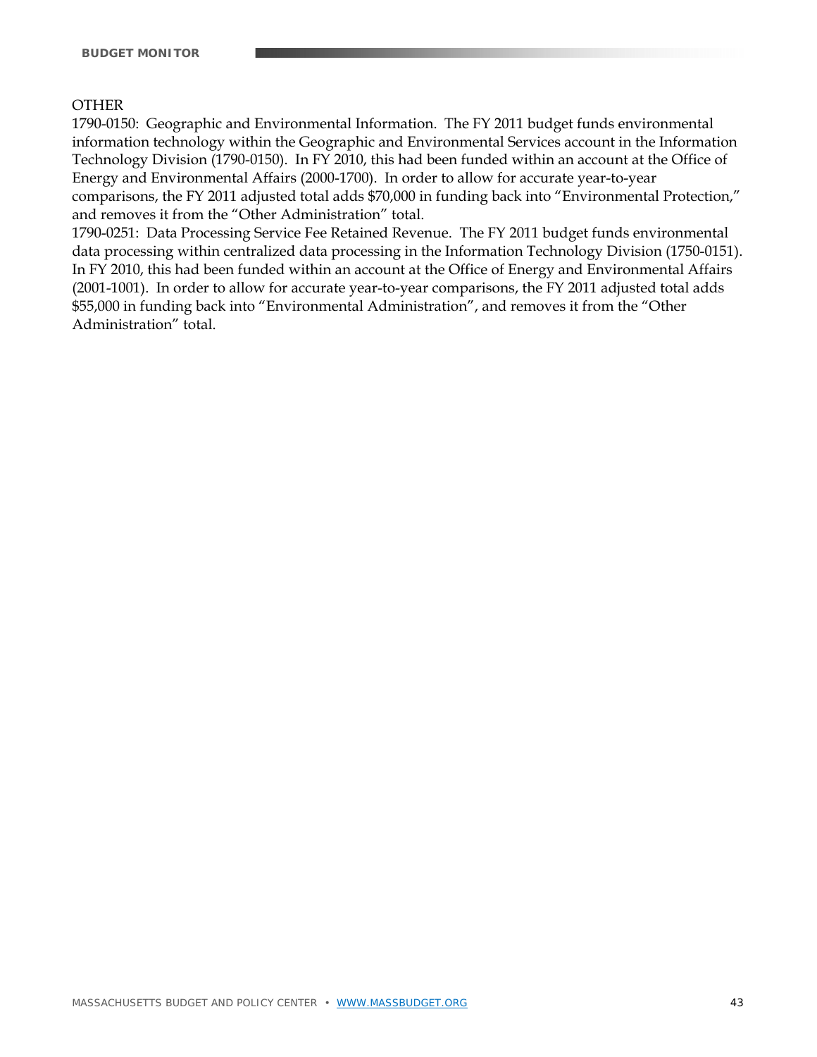OTHER

1790-0150: Geographic and Environmental Information. The FY 2011 budget funds environmental information technology within the Geographic and Environmental Services account in the Information Technology Division (1790-0150). In FY 2010, this had been funded within an account at the Office of Energy and Environmental Affairs (2000-1700). In order to allow for accurate year-to-year comparisons, the FY 2011 adjusted total adds $70,000 in funding back into "Environmental Protection," and removes it from the "Other Administration" total.

1790-0251: Data Processing Service Fee Retained Revenue. The FY 2011 budget funds environmental data processing within centralized data processing in the Information Technology Division (1750-0151). In FY 2010, this had been funded within an account at the Office of Energy and Environmental Affairs (2001-1001). In order to allow for accurate year-to-year comparisons, the FY 2011 adjusted total adds $55,000 in funding back into "Environmental Administration", and removes it from the "Other Administration" total.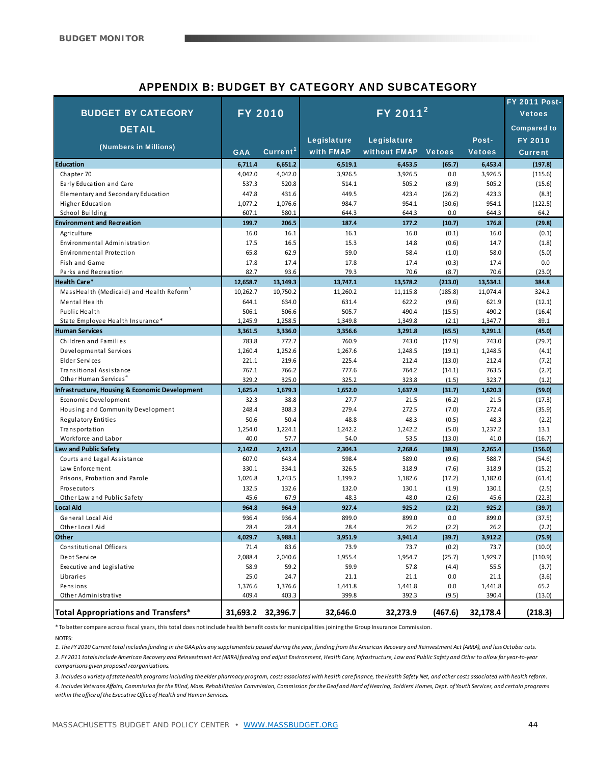## APPENDIX B: BUDGET BY CATEGORY AND SUBCATEGORY

| BUDGET BY CATEGORY DETAIL (Numbers in Millions) | FY 2010 | | FY 2011[2] | | | | FY 2011 Post-Vetoes Compared to FY 2010 Current |
|---|---|---|---|---|---|---|---|
| | GAA | Current[1] | Legislature with FMAP | Legislature without FMAP | Vetoes | Post-Vetoes | |
| **Education** | **6,711.4** | **6,651.2** | **6,519.1** | **6,453.5** | **(65.7)** | **6,453.4** | **(197.8)** |
| Chapter 70 | 4,042.0 | 4,042.0 | 3,926.5 | 3,926.5 | 0.0 | 3,926.5 | (115.6) |
| Early Education and Care | 537.3 | 520.8 | 514.1 | 505.2 | (8.9) | 505.2 | (15.6) |
| Elementary and Secondary Education | 447.8 | 431.6 | 449.5 | 423.4 | (26.2) | 423.3 | (8.3) |
| Higher Education | 1,077.2 | 1,076.6 | 984.7 | 954.1 | (30.6) | 954.1 | (122.5) |
| School Building | 607.1 | 580.1 | 644.3 | 644.3 | 0.0 | 644.3 | 64.2 |
| **Environment and Recreation** | **199.7** | **206.5** | **187.4** | **177.2** | **(10.7)** | **176.8** | **(29.8)** |
| Agriculture | 16.0 | 16.1 | 16.1 | 16.0 | (0.1) | 16.0 | (0.1) |
| Environmental Administration | 17.5 | 16.5 | 15.3 | 14.8 | (0.6) | 14.7 | (1.8) |
| Environmental Protection | 65.8 | 62.9 | 59.0 | 58.4 | (1.0) | 58.0 | (5.0) |
| Fish and Game | 17.8 | 17.4 | 17.8 | 17.4 | (0.3) | 17.4 | 0.0 |
| Parks and Recreation | 82.7 | 93.6 | 79.3 | 70.6 | (8.7) | 70.6 | (23.0) |
| **Health Care*** | **12,658.7** | **13,149.3** | **13,747.1** | **13,578.2** | **(213.0)** | **13,534.1** | **384.8** |
| MassHealth (Medicaid) and Health Reform[3] | 10,262.7 | 10,750.2 | 11,260.2 | 11,115.8 | (185.8) | 11,074.4 | 324.2 |
| Mental Health | 644.1 | 634.0 | 631.4 | 622.2 | (9.6) | 621.9 | (12.1) |
| Public Health | 506.1 | 506.6 | 505.7 | 490.4 | (15.5) | 490.2 | (16.4) |
| State Employee Health Insurance* | 1,245.9 | 1,258.5 | 1,349.8 | 1,349.8 | (2.1) | 1,347.7 | 89.1 |
| **Human Services** | **3,361.5** | **3,336.0** | **3,356.6** | **3,291.8** | **(65.5)** | **3,291.1** | **(45.0)** |
| Children and Families | 783.8 | 772.7 | 760.9 | 743.0 | (17.9) | 743.0 | (29.7) |
| Developmental Services | 1,260.4 | 1,252.6 | 1,267.6 | 1,248.5 | (19.1) | 1,248.5 | (4.1) |
| Elder Services | 221.1 | 219.6 | 225.4 | 212.4 | (13.0) | 212.4 | (7.2) |
| Transitional Assistance | 767.1 | 766.2 | 777.6 | 764.2 | (14.1) | 763.5 | (2.7) |
| Other Human Services[4] | 329.2 | 325.0 | 325.2 | 323.8 | (1.5) | 323.7 | (1.2) |
| **Infrastructure, Housing & Economic Development** | **1,625.4** | **1,679.3** | **1,652.0** | **1,637.9** | **(31.7)** | **1,620.3** | **(59.0)** |
| Economic Development | 32.3 | 38.8 | 27.7 | 21.5 | (6.2) | 21.5 | (17.3) |
| Housing and Community Development | 248.4 | 308.3 | 279.4 | 272.5 | (7.0) | 272.4 | (35.9) |
| Regulatory Entities | 50.6 | 50.4 | 48.8 | 48.3 | (0.5) | 48.3 | (2.2) |
| Transportation | 1,254.0 | 1,224.1 | 1,242.2 | 1,242.2 | (5.0) | 1,237.2 | 13.1 |
| Workforce and Labor | 40.0 | 57.7 | 54.0 | 53.5 | (13.0) | 41.0 | (16.7) |
| **Law and Public Safety** | **2,142.0** | **2,421.4** | **2,304.3** | **2,268.6** | **(38.9)** | **2,265.4** | **(156.0)** |
| Courts and Legal Assistance | 607.0 | 643.4 | 598.4 | 589.0 | (9.6) | 588.7 | (54.6) |
| Law Enforcement | 330.1 | 334.1 | 326.5 | 318.9 | (7.6) | 318.9 | (15.2) |
| Prisons, Probation and Parole | 1,026.8 | 1,243.5 | 1,199.2 | 1,182.6 | (17.2) | 1,182.0 | (61.4) |
| Prosecutors | 132.5 | 132.6 | 132.0 | 130.1 | (1.9) | 130.1 | (2.5) |
| Other Law and Public Safety | 45.6 | 67.9 | 48.3 | 48.0 | (2.6) | 45.6 | (22.3) |
| **Local Aid** | **964.8** | **964.9** | **927.4** | **925.2** | **(2.2)** | **925.2** | **(39.7)** |
| General Local Aid | 936.4 | 936.4 | 899.0 | 899.0 | 0.0 | 899.0 | (37.5) |
| Other Local Aid | 28.4 | 28.4 | 28.4 | 26.2 | (2.2) | 26.2 | (2.2) |
| **Other** | **4,029.7** | **3,988.1** | **3,951.9** | **3,941.4** | **(39.7)** | **3,912.2** | **(75.9)** |
| Constitutional Officers | 71.4 | 83.6 | 73.9 | 73.7 | (0.2) | 73.7 | (10.0) |
| Debt Service | 2,088.4 | 2,040.6 | 1,955.4 | 1,954.7 | (25.7) | 1,929.7 | (110.9) |
| Executive and Legislative | 58.9 | 59.2 | 59.9 | 57.8 | (4.4) | 55.5 | (3.7) |
| Libraries | 25.0 | 24.7 | 21.1 | 21.1 | 0.0 | 21.1 | (3.6) |
| Pensions | 1,376.6 | 1,376.6 | 1,441.8 | 1,441.8 | 0.0 | 1,441.8 | 65.2 |
| Other Administrative | 409.4 | 403.3 | 399.8 | 392.3 | (9.5) | 390.4 | (13.0) |
| **Total Appropriations and Transfers*** | **31,693.2** | **32,396.7** | **32,646.0** | **32,273.9** | **(467.6)** | **32,178.4** | **(218.3)** |

*To better compare across fiscal years, this total does not include health benefit costs for municipalities joining the Group Insurance Commission.

NOTES:

*1. The FY 2010 Current total includes funding in the GAA plus any supplementals passed during the year, funding from the American Recovery and Reinvestment Act (ARRA), and less October cuts.*

*2. FY 2011 totals include American Recovery and Reinvestment Act (ARRA) funding and adjust Environment, Health Care, Infrastructure, Law and Public Safety and Other to allow for year-to-year comparisons given proposed reorganizations.*

*3. Includes a variety of state health programs including the elder pharmacy program, costs associated with health care finance, the Health Safety Net, and other costs associated with health reform.*

*4. Includes Veterans Affairs, Commission for the Blind, Mass. Rehabilitation Commission, Commission for the Deaf and Hard of Hearing, Soldiers' Homes, Dept. of Youth Services, and certain programs within the office of the Executive Office of Health and Human Services.*